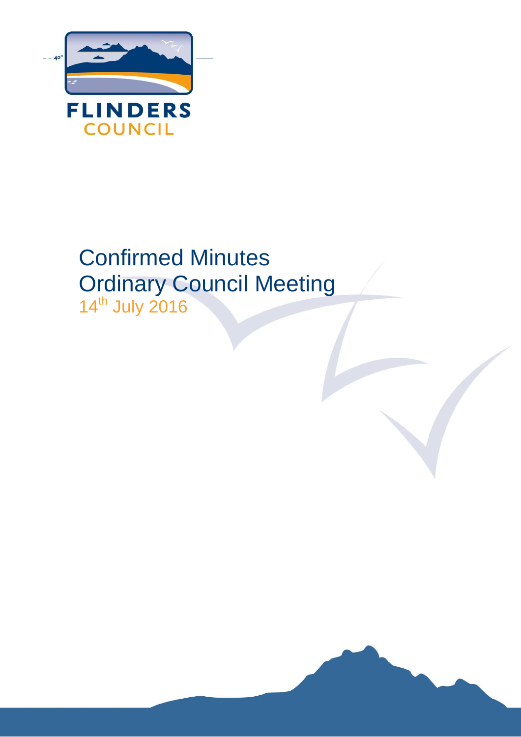FLINDERS
COUNCIL

# Confirmed Minutes
# Ordinary Council Meeting
14th July 2016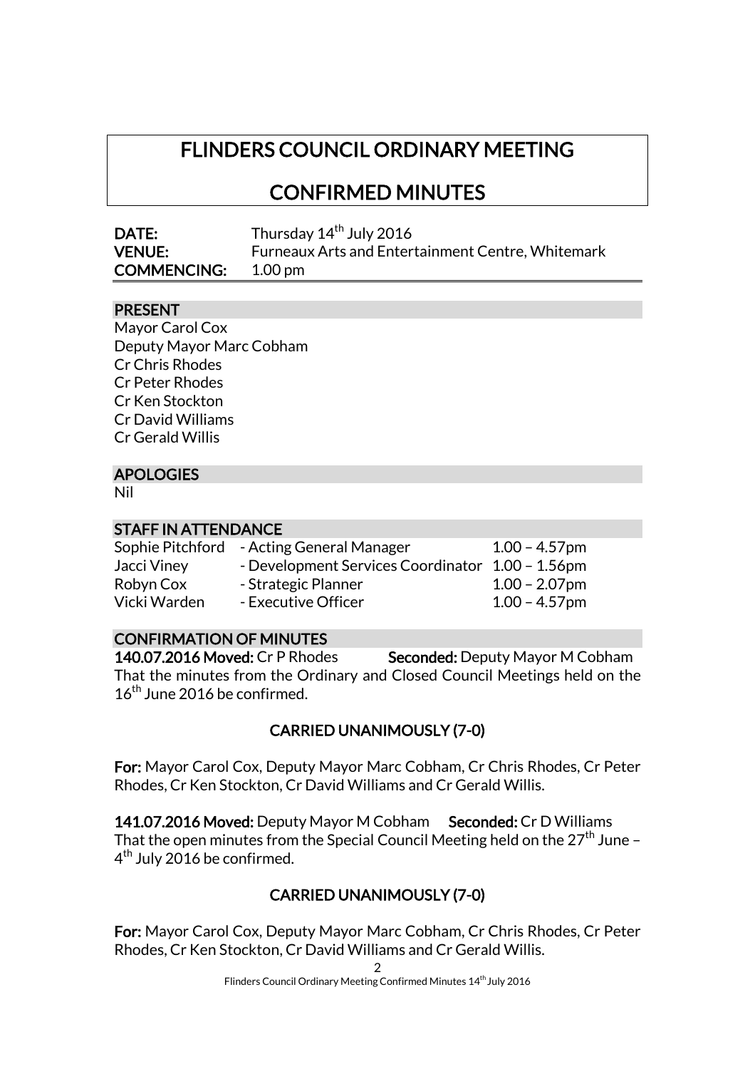# FLINDERS COUNCIL ORDINARY MEETING

# CONFIRMED MINUTES

**DATE:** Thursday 14th July 2016
**VENUE:** Furneaux Arts and Entertainment Centre, Whitemark
**COMMENCING:** 1.00 pm

## PRESENT

Mayor Carol Cox
Deputy Mayor Marc Cobham
Cr Chris Rhodes
Cr Peter Rhodes
Cr Ken Stockton
Cr David Williams
Cr Gerald Willis

## APOLOGIES

Nil

## STAFF IN ATTENDANCE

| | | |
|---|---|---|
| Sophie Pitchford | - Acting General Manager | 1.00 – 4.57pm |
| Jacci Viney | - Development Services Coordinator | 1.00 – 1.56pm |
| Robyn Cox | - Strategic Planner | 1.00 – 2.07pm |
| Vicki Warden | - Executive Officer | 1.00 – 4.57pm |

## CONFIRMATION OF MINUTES

**140.07.2016 Moved:** Cr P Rhodes **Seconded:** Deputy Mayor M Cobham
That the minutes from the Ordinary and Closed Council Meetings held on the 16th June 2016 be confirmed.

**CARRIED UNANIMOUSLY (7-0)**

**For:** Mayor Carol Cox, Deputy Mayor Marc Cobham, Cr Chris Rhodes, Cr Peter Rhodes, Cr Ken Stockton, Cr David Williams and Cr Gerald Willis.

**141.07.2016 Moved:** Deputy Mayor M Cobham **Seconded:** Cr D Williams
That the open minutes from the Special Council Meeting held on the 27th June – 4th July 2016 be confirmed.

**CARRIED UNANIMOUSLY (7-0)**

**For:** Mayor Carol Cox, Deputy Mayor Marc Cobham, Cr Chris Rhodes, Cr Peter Rhodes, Cr Ken Stockton, Cr David Williams and Cr Gerald Willis.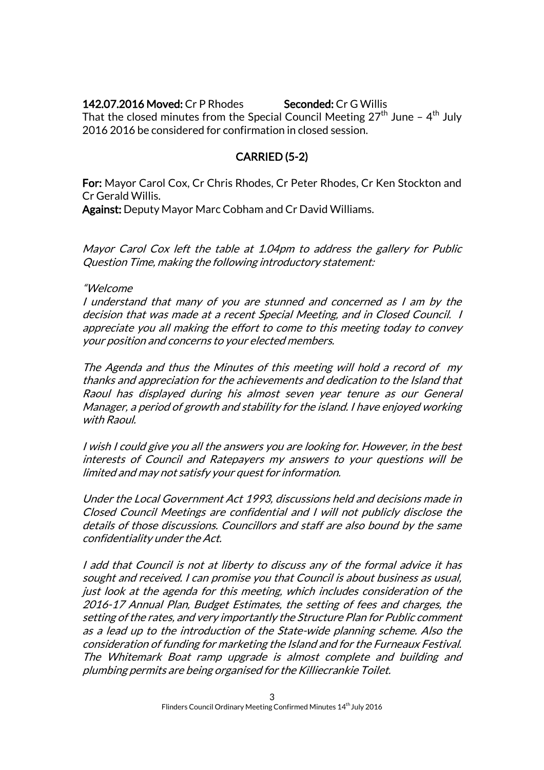**142.07.2016 Moved:** Cr P Rhodes **Seconded:** Cr G Willis
That the closed minutes from the Special Council Meeting 27th June – 4th July 2016 2016 be considered for confirmation in closed session.

**CARRIED (5-2)**

**For:** Mayor Carol Cox, Cr Chris Rhodes, Cr Peter Rhodes, Cr Ken Stockton and Cr Gerald Willis.
**Against:** Deputy Mayor Marc Cobham and Cr David Williams.

*Mayor Carol Cox left the table at 1.04pm to address the gallery for Public Question Time, making the following introductory statement:*

*"Welcome*
*I understand that many of you are stunned and concerned as I am by the decision that was made at a recent Special Meeting, and in Closed Council. I appreciate you all making the effort to come to this meeting today to convey your position and concerns to your elected members.*

*The Agenda and thus the Minutes of this meeting will hold a record of my thanks and appreciation for the achievements and dedication to the Island that Raoul has displayed during his almost seven year tenure as our General Manager, a period of growth and stability for the island. I have enjoyed working with Raoul.*

*I wish I could give you all the answers you are looking for. However, in the best interests of Council and Ratepayers my answers to your questions will be limited and may not satisfy your quest for information.*

*Under the Local Government Act 1993, discussions held and decisions made in Closed Council Meetings are confidential and I will not publicly disclose the details of those discussions. Councillors and staff are also bound by the same confidentiality under the Act.*

*I add that Council is not at liberty to discuss any of the formal advice it has sought and received. I can promise you that Council is about business as usual, just look at the agenda for this meeting, which includes consideration of the 2016-17 Annual Plan, Budget Estimates, the setting of fees and charges, the setting of the rates, and very importantly the Structure Plan for Public comment as a lead up to the introduction of the State-wide planning scheme. Also the consideration of funding for marketing the Island and for the Furneaux Festival. The Whitemark Boat ramp upgrade is almost complete and building and plumbing permits are being organised for the Killiecrankie Toilet.*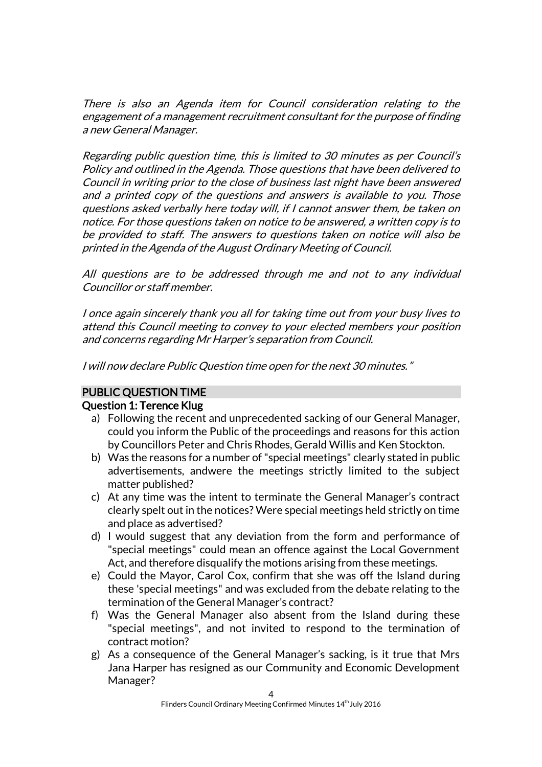*There is also an Agenda item for Council consideration relating to the engagement of a management recruitment consultant for the purpose of finding a new General Manager.*

*Regarding public question time, this is limited to 30 minutes as per Council's Policy and outlined in the Agenda. Those questions that have been delivered to Council in writing prior to the close of business last night have been answered and a printed copy of the questions and answers is available to you. Those questions asked verbally here today will, if I cannot answer them, be taken on notice. For those questions taken on notice to be answered, a written copy is to be provided to staff. The answers to questions taken on notice will also be printed in the Agenda of the August Ordinary Meeting of Council.*

*All questions are to be addressed through me and not to any individual Councillor or staff member.*

*I once again sincerely thank you all for taking time out from your busy lives to attend this Council meeting to convey to your elected members your position and concerns regarding Mr Harper's separation from Council.*

*I will now declare Public Question time open for the next 30 minutes."*

## PUBLIC QUESTION TIME

### Question 1: Terence Klug

a) Following the recent and unprecedented sacking of our General Manager, could you inform the Public of the proceedings and reasons for this action by Councillors Peter and Chris Rhodes, Gerald Willis and Ken Stockton.

b) Was the reasons for a number of "special meetings" clearly stated in public advertisements, andwere the meetings strictly limited to the subject matter published?

c) At any time was the intent to terminate the General Manager's contract clearly spelt out in the notices? Were special meetings held strictly on time and place as advertised?

d) I would suggest that any deviation from the form and performance of "special meetings" could mean an offence against the Local Government Act, and therefore disqualify the motions arising from these meetings.

e) Could the Mayor, Carol Cox, confirm that she was off the Island during these 'special meetings" and was excluded from the debate relating to the termination of the General Manager's contract?

f) Was the General Manager also absent from the Island during these "special meetings", and not invited to respond to the termination of contract motion?

g) As a consequence of the General Manager's sacking, is it true that Mrs Jana Harper has resigned as our Community and Economic Development Manager?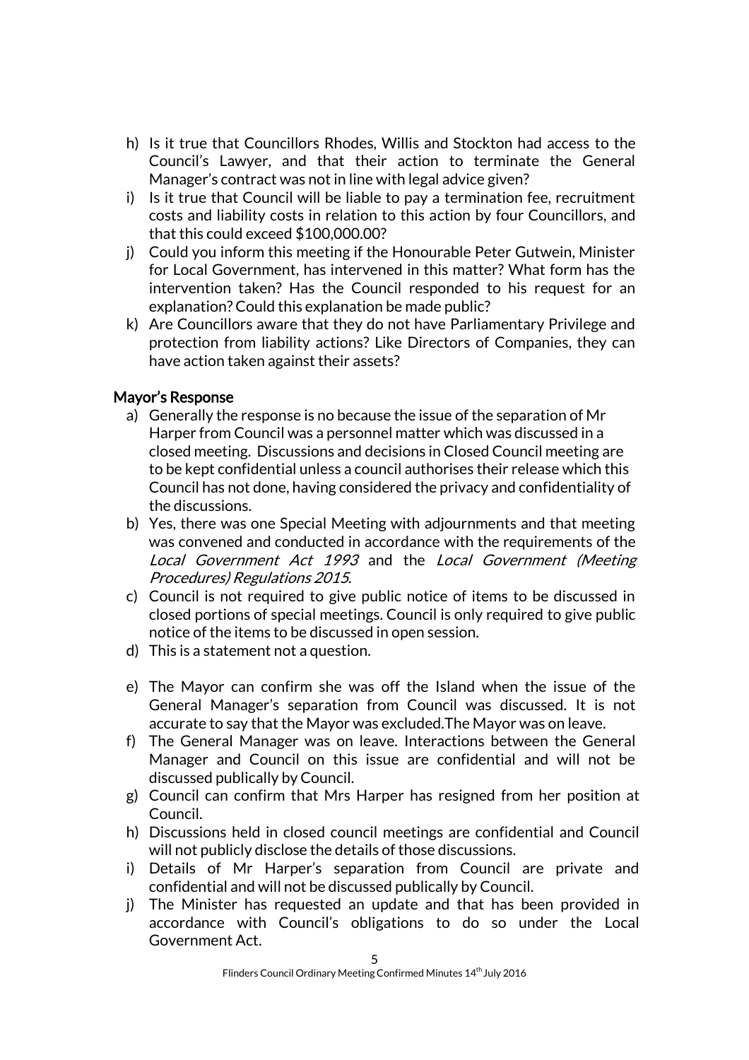h) Is it true that Councillors Rhodes, Willis and Stockton had access to the Council's Lawyer, and that their action to terminate the General Manager's contract was not in line with legal advice given?
i) Is it true that Council will be liable to pay a termination fee, recruitment costs and liability costs in relation to this action by four Councillors, and that this could exceed $100,000.00?
j) Could you inform this meeting if the Honourable Peter Gutwein, Minister for Local Government, has intervened in this matter? What form has the intervention taken? Has the Council responded to his request for an explanation? Could this explanation be made public?
k) Are Councillors aware that they do not have Parliamentary Privilege and protection from liability actions? Like Directors of Companies, they can have action taken against their assets?

## Mayor's Response

a) Generally the response is no because the issue of the separation of Mr Harper from Council was a personnel matter which was discussed in a closed meeting. Discussions and decisions in Closed Council meeting are to be kept confidential unless a council authorises their release which this Council has not done, having considered the privacy and confidentiality of the discussions.
b) Yes, there was one Special Meeting with adjournments and that meeting was convened and conducted in accordance with the requirements of the *Local Government Act 1993* and the *Local Government (Meeting Procedures) Regulations 2015*.
c) Council is not required to give public notice of items to be discussed in closed portions of special meetings. Council is only required to give public notice of the items to be discussed in open session.
d) This is a statement not a question.
e) The Mayor can confirm she was off the Island when the issue of the General Manager's separation from Council was discussed. It is not accurate to say that the Mayor was excluded.The Mayor was on leave.
f) The General Manager was on leave. Interactions between the General Manager and Council on this issue are confidential and will not be discussed publically by Council.
g) Council can confirm that Mrs Harper has resigned from her position at Council.
h) Discussions held in closed council meetings are confidential and Council will not publicly disclose the details of those discussions.
i) Details of Mr Harper's separation from Council are private and confidential and will not be discussed publically by Council.
j) The Minister has requested an update and that has been provided in accordance with Council's obligations to do so under the Local Government Act.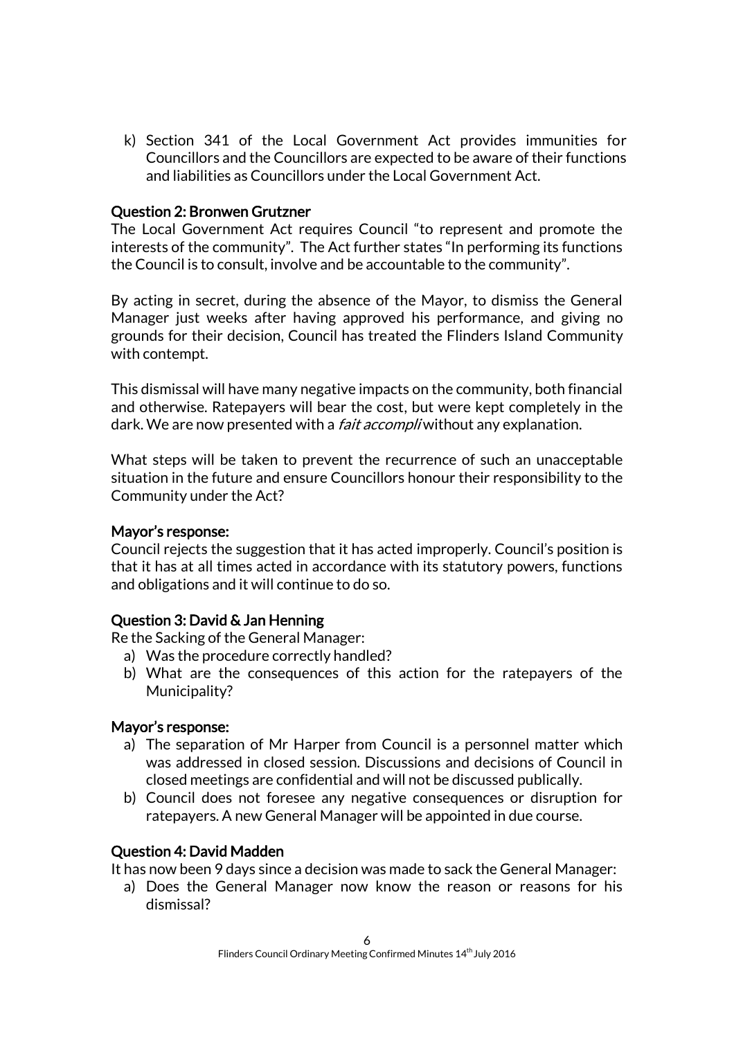k) Section 341 of the Local Government Act provides immunities for Councillors and the Councillors are expected to be aware of their functions and liabilities as Councillors under the Local Government Act.

**Question 2: Bronwen Grutzner**

The Local Government Act requires Council "to represent and promote the interests of the community". The Act further states "In performing its functions the Council is to consult, involve and be accountable to the community".

By acting in secret, during the absence of the Mayor, to dismiss the General Manager just weeks after having approved his performance, and giving no grounds for their decision, Council has treated the Flinders Island Community with contempt.

This dismissal will have many negative impacts on the community, both financial and otherwise. Ratepayers will bear the cost, but were kept completely in the dark. We are now presented with a *fait accompli* without any explanation.

What steps will be taken to prevent the recurrence of such an unacceptable situation in the future and ensure Councillors honour their responsibility to the Community under the Act?

**Mayor's response:**

Council rejects the suggestion that it has acted improperly. Council's position is that it has at all times acted in accordance with its statutory powers, functions and obligations and it will continue to do so.

**Question 3: David & Jan Henning**

Re the Sacking of the General Manager:

a) Was the procedure correctly handled?
b) What are the consequences of this action for the ratepayers of the Municipality?

**Mayor's response:**

a) The separation of Mr Harper from Council is a personnel matter which was addressed in closed session. Discussions and decisions of Council in closed meetings are confidential and will not be discussed publically.
b) Council does not foresee any negative consequences or disruption for ratepayers. A new General Manager will be appointed in due course.

**Question 4: David Madden**

It has now been 9 days since a decision was made to sack the General Manager:

a) Does the General Manager now know the reason or reasons for his dismissal?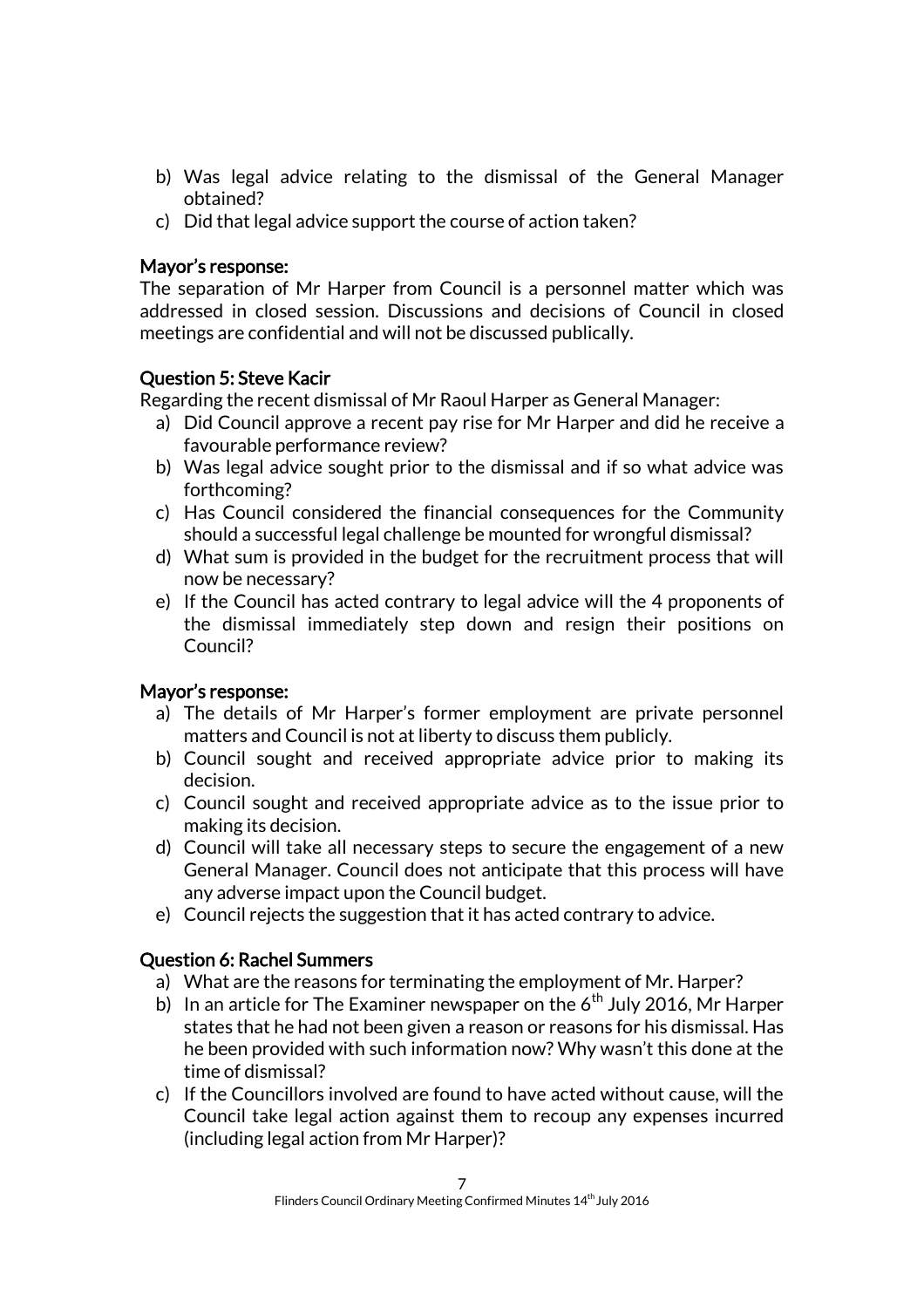b) Was legal advice relating to the dismissal of the General Manager obtained?
c) Did that legal advice support the course of action taken?

**Mayor's response:**
The separation of Mr Harper from Council is a personnel matter which was addressed in closed session. Discussions and decisions of Council in closed meetings are confidential and will not be discussed publically.

**Question 5: Steve Kacir**
Regarding the recent dismissal of Mr Raoul Harper as General Manager:

a) Did Council approve a recent pay rise for Mr Harper and did he receive a favourable performance review?
b) Was legal advice sought prior to the dismissal and if so what advice was forthcoming?
c) Has Council considered the financial consequences for the Community should a successful legal challenge be mounted for wrongful dismissal?
d) What sum is provided in the budget for the recruitment process that will now be necessary?
e) If the Council has acted contrary to legal advice will the 4 proponents of the dismissal immediately step down and resign their positions on Council?

**Mayor's response:**

a) The details of Mr Harper's former employment are private personnel matters and Council is not at liberty to discuss them publicly.
b) Council sought and received appropriate advice prior to making its decision.
c) Council sought and received appropriate advice as to the issue prior to making its decision.
d) Council will take all necessary steps to secure the engagement of a new General Manager. Council does not anticipate that this process will have any adverse impact upon the Council budget.
e) Council rejects the suggestion that it has acted contrary to advice.

**Question 6: Rachel Summers**

a) What are the reasons for terminating the employment of Mr. Harper?
b) In an article for The Examiner newspaper on the 6th July 2016, Mr Harper states that he had not been given a reason or reasons for his dismissal. Has he been provided with such information now? Why wasn't this done at the time of dismissal?
c) If the Councillors involved are found to have acted without cause, will the Council take legal action against them to recoup any expenses incurred (including legal action from Mr Harper)?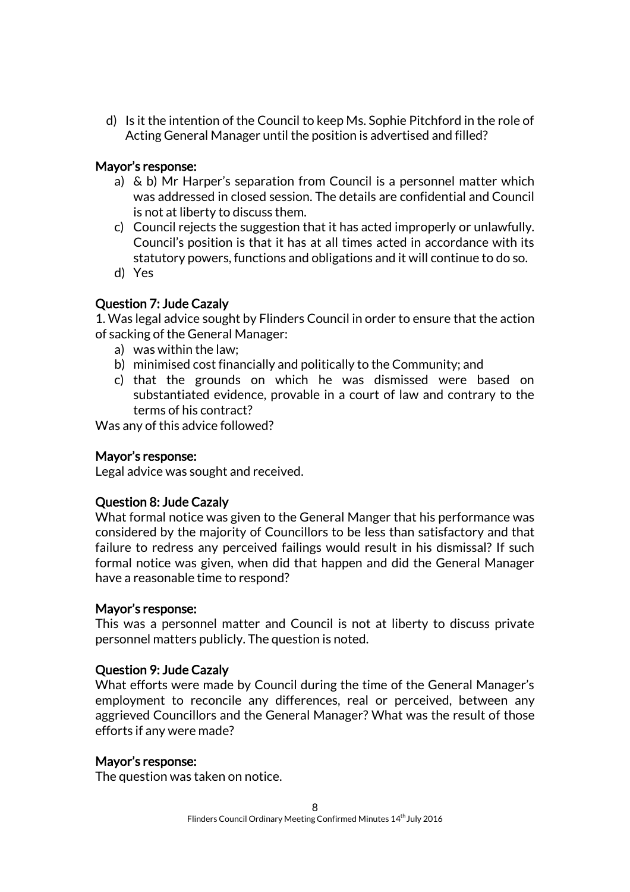d) Is it the intention of the Council to keep Ms. Sophie Pitchford in the role of Acting General Manager until the position is advertised and filled?

**Mayor's response:**

a) & b) Mr Harper's separation from Council is a personnel matter which was addressed in closed session. The details are confidential and Council is not at liberty to discuss them.

c) Council rejects the suggestion that it has acted improperly or unlawfully. Council's position is that it has at all times acted in accordance with its statutory powers, functions and obligations and it will continue to do so.

d) Yes

**Question 7: Jude Cazaly**

1. Was legal advice sought by Flinders Council in order to ensure that the action of sacking of the General Manager:

a) was within the law;

b) minimised cost financially and politically to the Community; and

c) that the grounds on which he was dismissed were based on substantiated evidence, provable in a court of law and contrary to the terms of his contract?

Was any of this advice followed?

**Mayor's response:**

Legal advice was sought and received.

**Question 8: Jude Cazaly**

What formal notice was given to the General Manger that his performance was considered by the majority of Councillors to be less than satisfactory and that failure to redress any perceived failings would result in his dismissal? If such formal notice was given, when did that happen and did the General Manager have a reasonable time to respond?

**Mayor's response:**

This was a personnel matter and Council is not at liberty to discuss private personnel matters publicly. The question is noted.

**Question 9: Jude Cazaly**

What efforts were made by Council during the time of the General Manager's employment to reconcile any differences, real or perceived, between any aggrieved Councillors and the General Manager? What was the result of those efforts if any were made?

**Mayor's response:**

The question was taken on notice.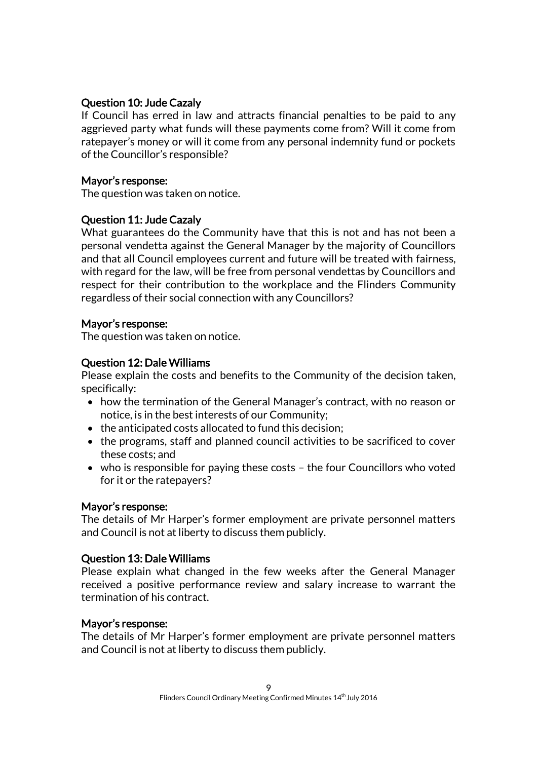**Question 10: Jude Cazaly**

If Council has erred in law and attracts financial penalties to be paid to any aggrieved party what funds will these payments come from? Will it come from ratepayer's money or will it come from any personal indemnity fund or pockets of the Councillor's responsible?

**Mayor's response:**

The question was taken on notice.

**Question 11: Jude Cazaly**

What guarantees do the Community have that this is not and has not been a personal vendetta against the General Manager by the majority of Councillors and that all Council employees current and future will be treated with fairness, with regard for the law, will be free from personal vendettas by Councillors and respect for their contribution to the workplace and the Flinders Community regardless of their social connection with any Councillors?

**Mayor's response:**

The question was taken on notice.

**Question 12: Dale Williams**

Please explain the costs and benefits to the Community of the decision taken, specifically:

- how the termination of the General Manager's contract, with no reason or notice, is in the best interests of our Community;
- the anticipated costs allocated to fund this decision;
- the programs, staff and planned council activities to be sacrificed to cover these costs; and
- who is responsible for paying these costs – the four Councillors who voted for it or the ratepayers?

**Mayor's response:**

The details of Mr Harper's former employment are private personnel matters and Council is not at liberty to discuss them publicly.

**Question 13: Dale Williams**

Please explain what changed in the few weeks after the General Manager received a positive performance review and salary increase to warrant the termination of his contract.

**Mayor's response:**

The details of Mr Harper's former employment are private personnel matters and Council is not at liberty to discuss them publicly.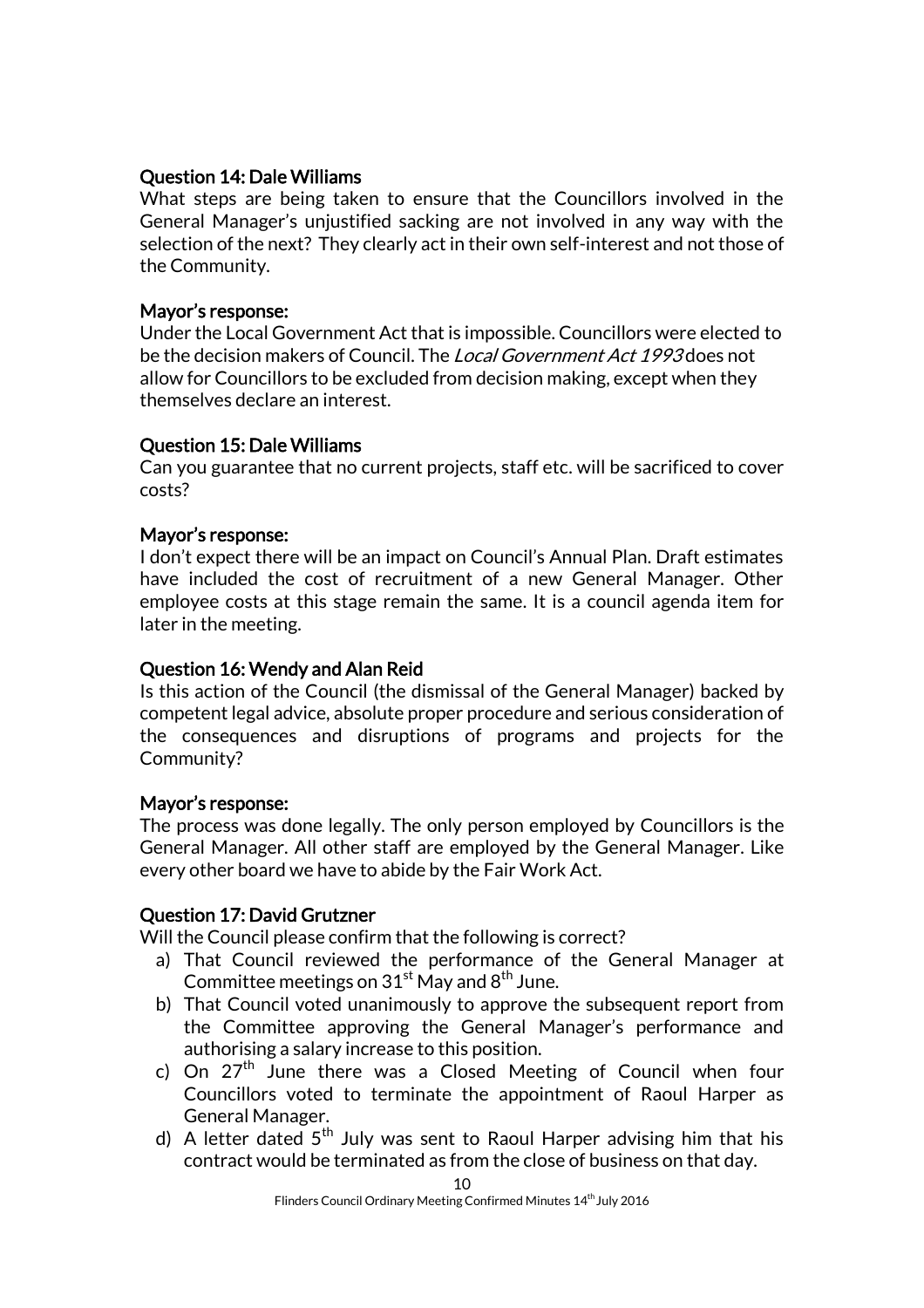### Question 14: Dale Williams

What steps are being taken to ensure that the Councillors involved in the General Manager's unjustified sacking are not involved in any way with the selection of the next? They clearly act in their own self-interest and not those of the Community.

### Mayor's response:

Under the Local Government Act that is impossible. Councillors were elected to be the decision makers of Council. The *Local Government Act 1993* does not allow for Councillors to be excluded from decision making, except when they themselves declare an interest.

### Question 15: Dale Williams

Can you guarantee that no current projects, staff etc. will be sacrificed to cover costs?

### Mayor's response:

I don't expect there will be an impact on Council's Annual Plan. Draft estimates have included the cost of recruitment of a new General Manager. Other employee costs at this stage remain the same. It is a council agenda item for later in the meeting.

### Question 16: Wendy and Alan Reid

Is this action of the Council (the dismissal of the General Manager) backed by competent legal advice, absolute proper procedure and serious consideration of the consequences and disruptions of programs and projects for the Community?

### Mayor's response:

The process was done legally. The only person employed by Councillors is the General Manager. All other staff are employed by the General Manager. Like every other board we have to abide by the Fair Work Act.

### Question 17: David Grutzner

Will the Council please confirm that the following is correct?

a) That Council reviewed the performance of the General Manager at Committee meetings on 31st May and 8th June.
b) That Council voted unanimously to approve the subsequent report from the Committee approving the General Manager's performance and authorising a salary increase to this position.
c) On 27th June there was a Closed Meeting of Council when four Councillors voted to terminate the appointment of Raoul Harper as General Manager.
d) A letter dated 5th July was sent to Raoul Harper advising him that his contract would be terminated as from the close of business on that day.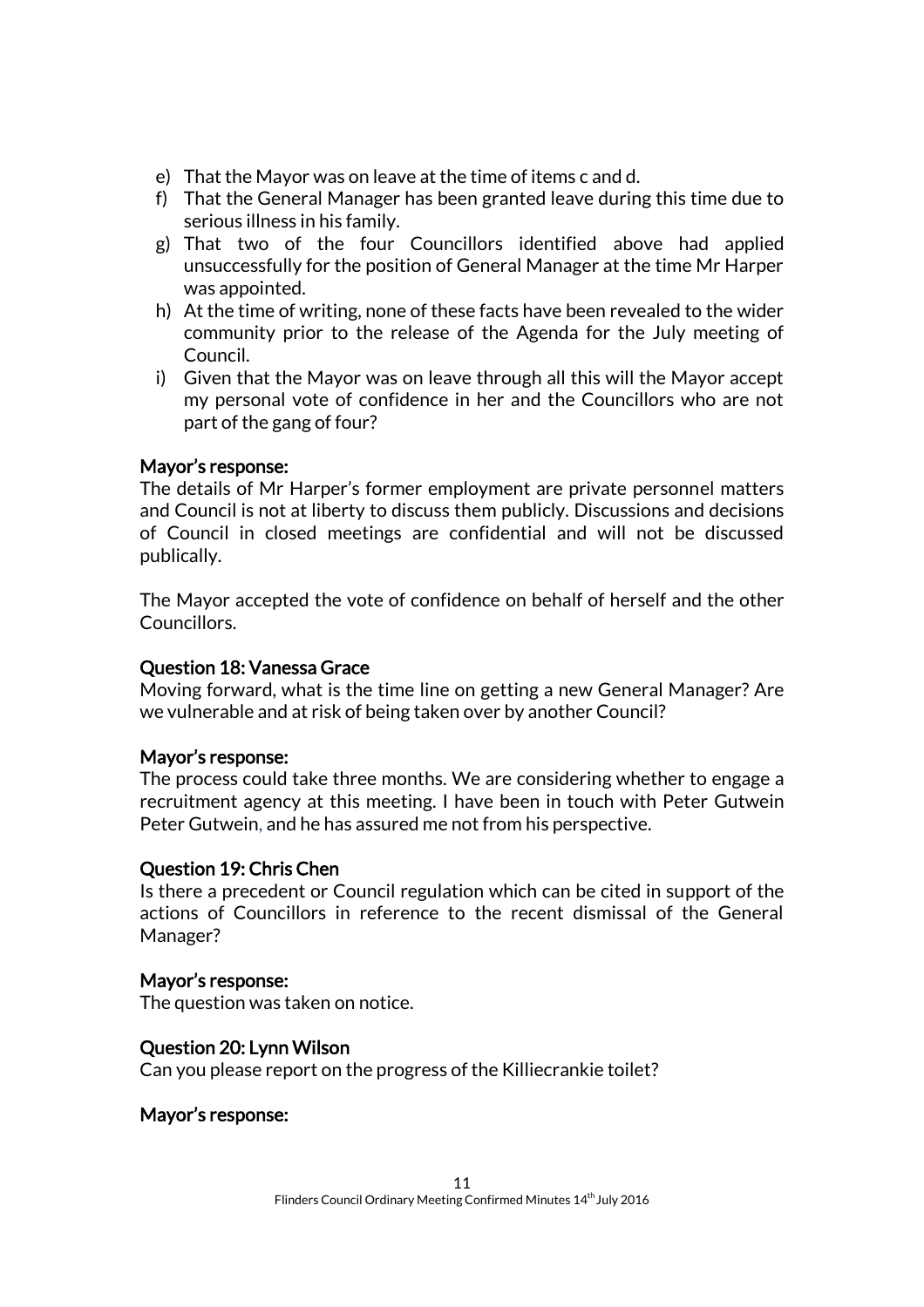e) That the Mayor was on leave at the time of items c and d.
f) That the General Manager has been granted leave during this time due to serious illness in his family.
g) That two of the four Councillors identified above had applied unsuccessfully for the position of General Manager at the time Mr Harper was appointed.
h) At the time of writing, none of these facts have been revealed to the wider community prior to the release of the Agenda for the July meeting of Council.
i) Given that the Mayor was on leave through all this will the Mayor accept my personal vote of confidence in her and the Councillors who are not part of the gang of four?

**Mayor's response:**
The details of Mr Harper's former employment are private personnel matters and Council is not at liberty to discuss them publicly. Discussions and decisions of Council in closed meetings are confidential and will not be discussed publically.

The Mayor accepted the vote of confidence on behalf of herself and the other Councillors.

**Question 18: Vanessa Grace**
Moving forward, what is the time line on getting a new General Manager? Are we vulnerable and at risk of being taken over by another Council?

**Mayor's response:**
The process could take three months. We are considering whether to engage a recruitment agency at this meeting. I have been in touch with Peter Gutwein Peter Gutwein, and he has assured me not from his perspective.

**Question 19: Chris Chen**
Is there a precedent or Council regulation which can be cited in support of the actions of Councillors in reference to the recent dismissal of the General Manager?

**Mayor's response:**
The question was taken on notice.

**Question 20: Lynn Wilson**
Can you please report on the progress of the Killiecrankie toilet?

**Mayor's response:**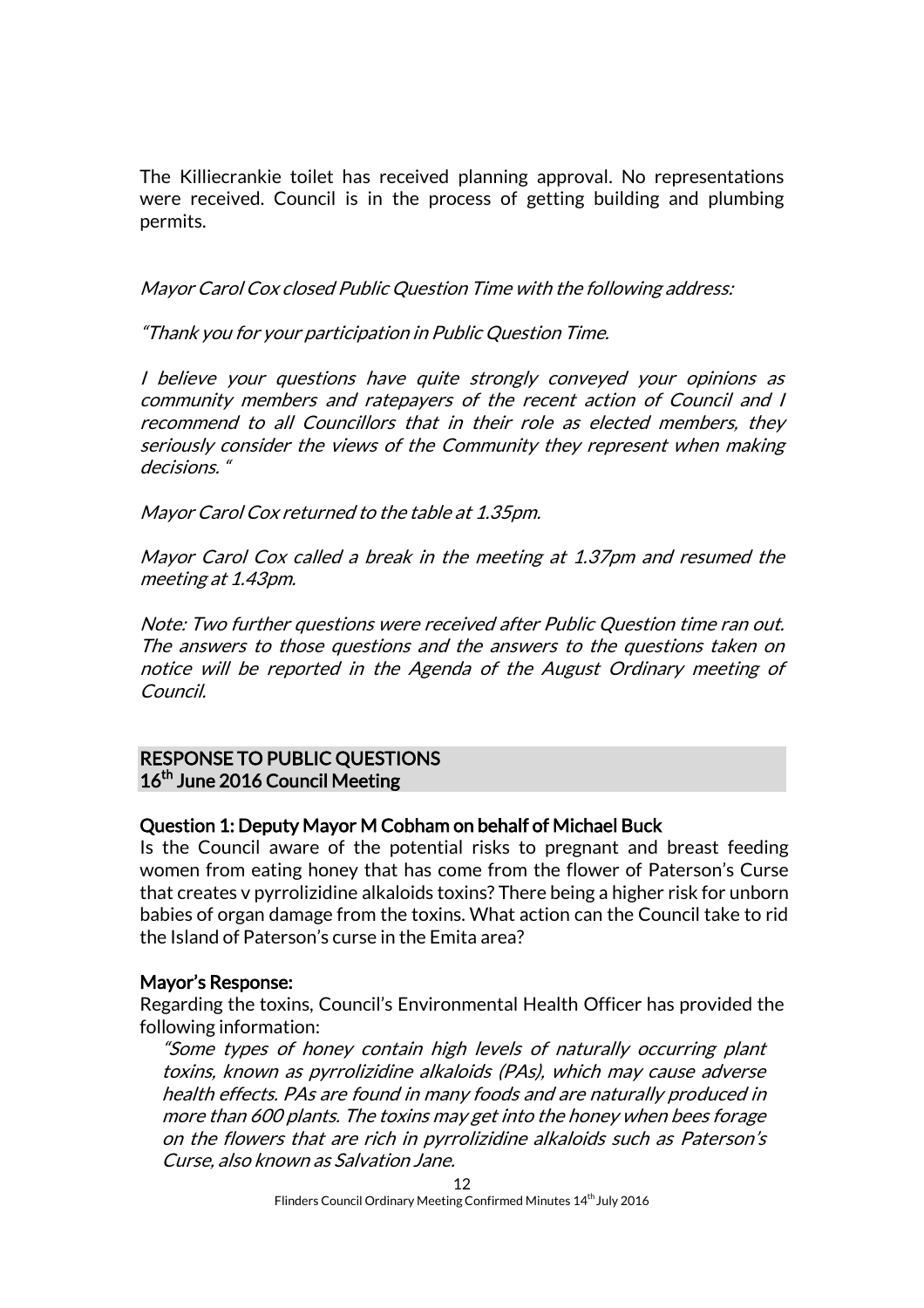The Killiecrankie toilet has received planning approval. No representations were received. Council is in the process of getting building and plumbing permits.

*Mayor Carol Cox closed Public Question Time with the following address:*

*"Thank you for your participation in Public Question Time.*

*I believe your questions have quite strongly conveyed your opinions as community members and ratepayers of the recent action of Council and I recommend to all Councillors that in their role as elected members, they seriously consider the views of the Community they represent when making decisions. "*

*Mayor Carol Cox returned to the table at 1.35pm.*

*Mayor Carol Cox called a break in the meeting at 1.37pm and resumed the meeting at 1.43pm.*

*Note: Two further questions were received after Public Question time ran out. The answers to those questions and the answers to the questions taken on notice will be reported in the Agenda of the August Ordinary meeting of Council.*

## RESPONSE TO PUBLIC QUESTIONS
## 16th June 2016 Council Meeting

**Question 1: Deputy Mayor M Cobham on behalf of Michael Buck**

Is the Council aware of the potential risks to pregnant and breast feeding women from eating honey that has come from the flower of Paterson's Curse that creates v pyrrolizidine alkaloids toxins? There being a higher risk for unborn babies of organ damage from the toxins. What action can the Council take to rid the Island of Paterson's curse in the Emita area?

**Mayor's Response:**

Regarding the toxins, Council's Environmental Health Officer has provided the following information:

> *"Some types of honey contain high levels of naturally occurring plant toxins, known as pyrrolizidine alkaloids (PAs), which may cause adverse health effects. PAs are found in many foods and are naturally produced in more than 600 plants. The toxins may get into the honey when bees forage on the flowers that are rich in pyrrolizidine alkaloids such as Paterson's Curse, also known as Salvation Jane.*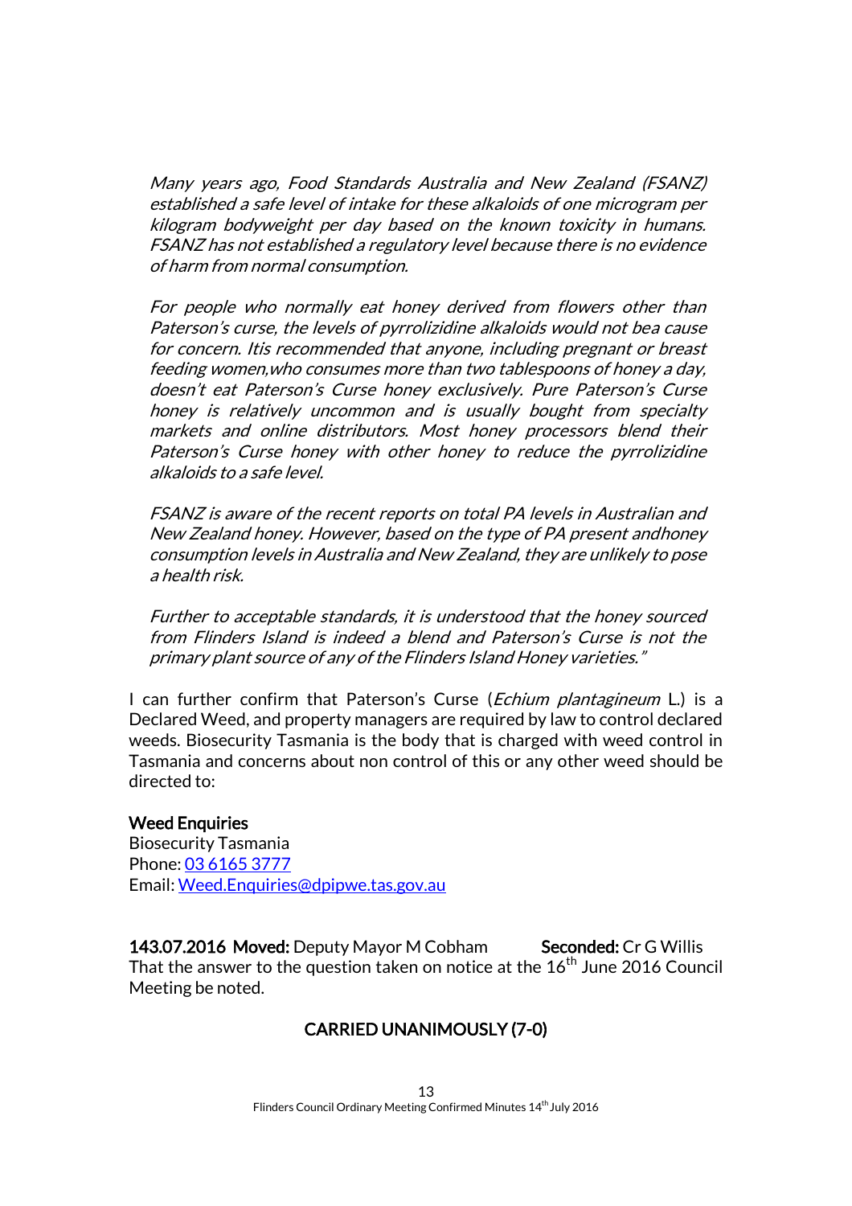*Many years ago, Food Standards Australia and New Zealand (FSANZ) established a safe level of intake for these alkaloids of one microgram per kilogram bodyweight per day based on the known toxicity in humans. FSANZ has not established a regulatory level because there is no evidence of harm from normal consumption.*

*For people who normally eat honey derived from flowers other than Paterson's curse, the levels of pyrrolizidine alkaloids would not bea cause for concern. Itis recommended that anyone, including pregnant or breast feeding women,who consumes more than two tablespoons of honey a day, doesn't eat Paterson's Curse honey exclusively. Pure Paterson's Curse honey is relatively uncommon and is usually bought from specialty markets and online distributors. Most honey processors blend their Paterson's Curse honey with other honey to reduce the pyrrolizidine alkaloids to a safe level.*

*FSANZ is aware of the recent reports on total PA levels in Australian and New Zealand honey. However, based on the type of PA present andhoney consumption levels in Australia and New Zealand, they are unlikely to pose a health risk.*

*Further to acceptable standards, it is understood that the honey sourced from Flinders Island is indeed a blend and Paterson's Curse is not the primary plant source of any of the Flinders Island Honey varieties."*

I can further confirm that Paterson's Curse (*Echium plantagineum* L.) is a Declared Weed, and property managers are required by law to control declared weeds. Biosecurity Tasmania is the body that is charged with weed control in Tasmania and concerns about non control of this or any other weed should be directed to:

**Weed Enquiries**
Biosecurity Tasmania
Phone: 03 6165 3777
Email: Weed.Enquiries@dpipwe.tas.gov.au

**143.07.2016 Moved:** Deputy Mayor M Cobham **Seconded:** Cr G Willis
That the answer to the question taken on notice at the 16th June 2016 Council Meeting be noted.

**CARRIED UNANIMOUSLY (7-0)**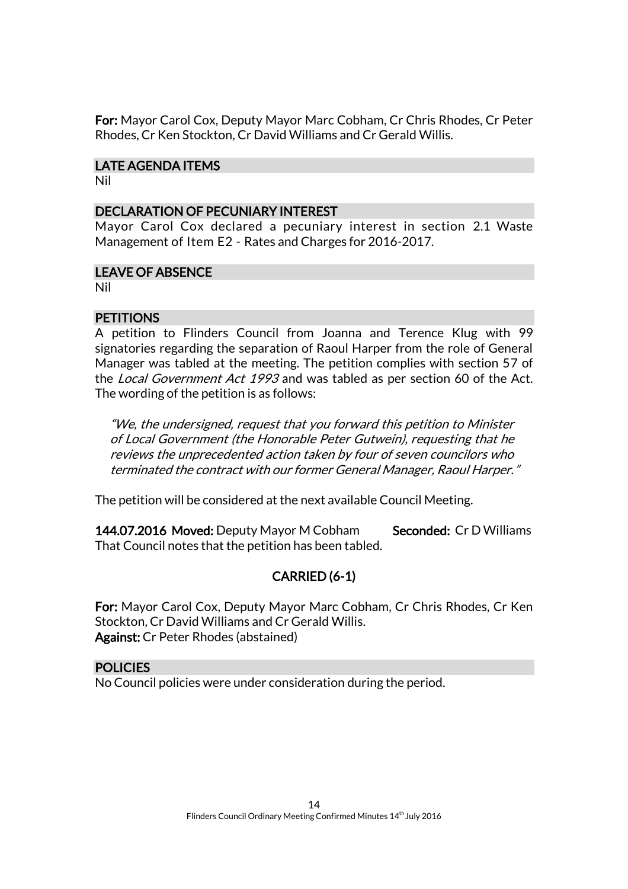**For:** Mayor Carol Cox, Deputy Mayor Marc Cobham, Cr Chris Rhodes, Cr Peter Rhodes, Cr Ken Stockton, Cr David Williams and Cr Gerald Willis.

## LATE AGENDA ITEMS

Nil

## DECLARATION OF PECUNIARY INTEREST

Mayor Carol Cox declared a pecuniary interest in section 2.1 Waste Management of Item E2 - Rates and Charges for 2016-2017.

## LEAVE OF ABSENCE

Nil

## PETITIONS

A petition to Flinders Council from Joanna and Terence Klug with 99 signatories regarding the separation of Raoul Harper from the role of General Manager was tabled at the meeting. The petition complies with section 57 of the *Local Government Act 1993* and was tabled as per section 60 of the Act. The wording of the petition is as follows:

> *"We, the undersigned, request that you forward this petition to Minister of Local Government (the Honorable Peter Gutwein), requesting that he reviews the unprecedented action taken by four of seven councilors who terminated the contract with our former General Manager, Raoul Harper."*

The petition will be considered at the next available Council Meeting.

**144.07.2016 Moved:** Deputy Mayor M Cobham **Seconded:** Cr D Williams
That Council notes that the petition has been tabled.

**CARRIED (6-1)**

**For:** Mayor Carol Cox, Deputy Mayor Marc Cobham, Cr Chris Rhodes, Cr Ken Stockton, Cr David Williams and Cr Gerald Willis.
**Against:** Cr Peter Rhodes (abstained)

## POLICIES

No Council policies were under consideration during the period.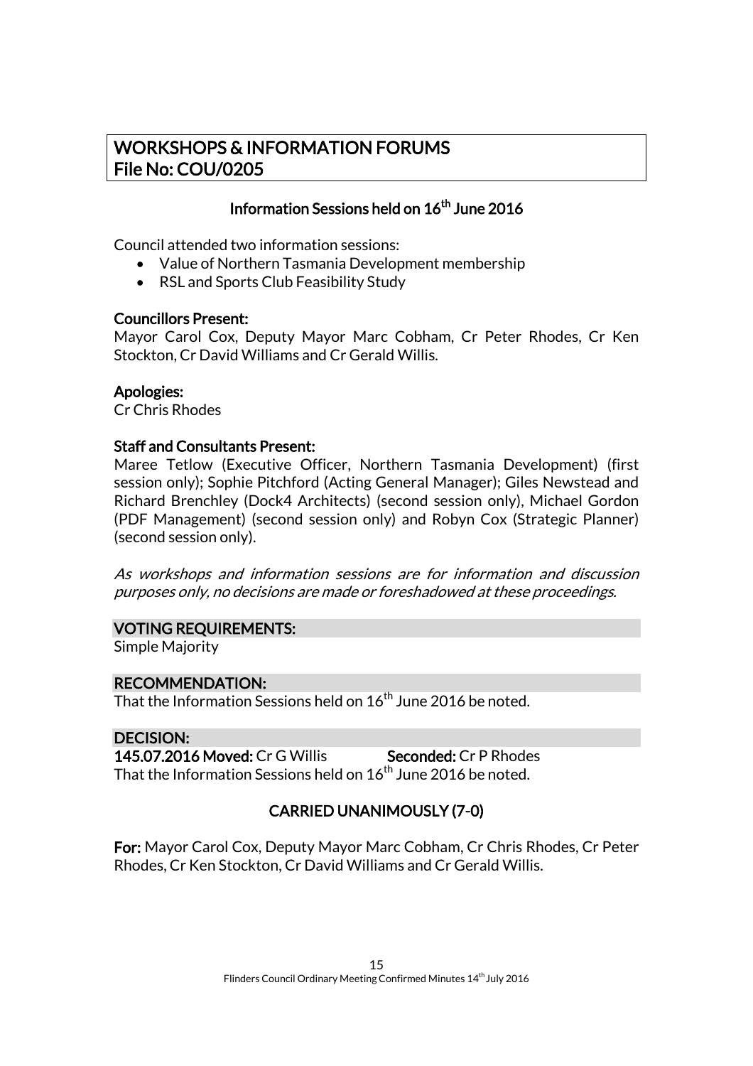# WORKSHOPS & INFORMATION FORUMS
# File No: COU/0205

## Information Sessions held on 16th June 2016

Council attended two information sessions:

- Value of Northern Tasmania Development membership
- RSL and Sports Club Feasibility Study

**Councillors Present:**
Mayor Carol Cox, Deputy Mayor Marc Cobham, Cr Peter Rhodes, Cr Ken Stockton, Cr David Williams and Cr Gerald Willis.

**Apologies:**
Cr Chris Rhodes

**Staff and Consultants Present:**
Maree Tetlow (Executive Officer, Northern Tasmania Development) (first session only); Sophie Pitchford (Acting General Manager); Giles Newstead and Richard Brenchley (Dock4 Architects) (second session only), Michael Gordon (PDF Management) (second session only) and Robyn Cox (Strategic Planner) (second session only).

*As workshops and information sessions are for information and discussion purposes only, no decisions are made or foreshadowed at these proceedings.*

**VOTING REQUIREMENTS:**
Simple Majority

**RECOMMENDATION:**
That the Information Sessions held on 16th June 2016 be noted.

**DECISION:**
**145.07.2016 Moved:** Cr G Willis **Seconded:** Cr P Rhodes
That the Information Sessions held on 16th June 2016 be noted.

**CARRIED UNANIMOUSLY (7-0)**

**For:** Mayor Carol Cox, Deputy Mayor Marc Cobham, Cr Chris Rhodes, Cr Peter Rhodes, Cr Ken Stockton, Cr David Williams and Cr Gerald Willis.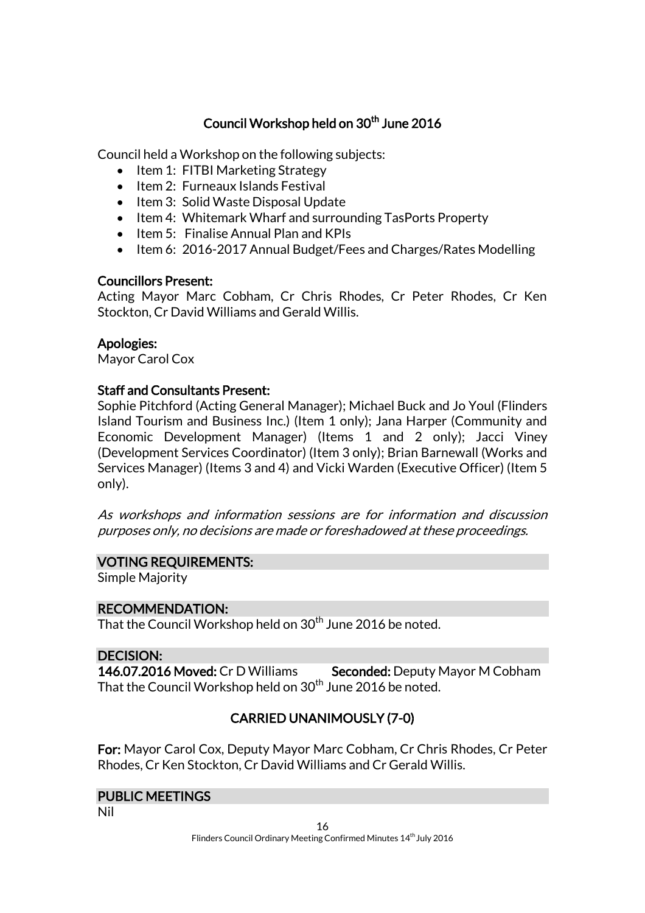## Council Workshop held on 30th June 2016

Council held a Workshop on the following subjects:

- Item 1: FITBI Marketing Strategy
- Item 2: Furneaux Islands Festival
- Item 3: Solid Waste Disposal Update
- Item 4: Whitemark Wharf and surrounding TasPorts Property
- Item 5: Finalise Annual Plan and KPIs
- Item 6: 2016-2017 Annual Budget/Fees and Charges/Rates Modelling

**Councillors Present:**
Acting Mayor Marc Cobham, Cr Chris Rhodes, Cr Peter Rhodes, Cr Ken Stockton, Cr David Williams and Gerald Willis.

**Apologies:**
Mayor Carol Cox

**Staff and Consultants Present:**
Sophie Pitchford (Acting General Manager); Michael Buck and Jo Youl (Flinders Island Tourism and Business Inc.) (Item 1 only); Jana Harper (Community and Economic Development Manager) (Items 1 and 2 only); Jacci Viney (Development Services Coordinator) (Item 3 only); Brian Barnewall (Works and Services Manager) (Items 3 and 4) and Vicki Warden (Executive Officer) (Item 5 only).

*As workshops and information sessions are for information and discussion purposes only, no decisions are made or foreshadowed at these proceedings.*

### VOTING REQUIREMENTS:

Simple Majority

### RECOMMENDATION:

That the Council Workshop held on 30th June 2016 be noted.

### DECISION:

**146.07.2016 Moved:** Cr D Williams **Seconded:** Deputy Mayor M Cobham
That the Council Workshop held on 30th June 2016 be noted.

**CARRIED UNANIMOUSLY (7-0)**

**For:** Mayor Carol Cox, Deputy Mayor Marc Cobham, Cr Chris Rhodes, Cr Peter Rhodes, Cr Ken Stockton, Cr David Williams and Cr Gerald Willis.

### PUBLIC MEETINGS

Nil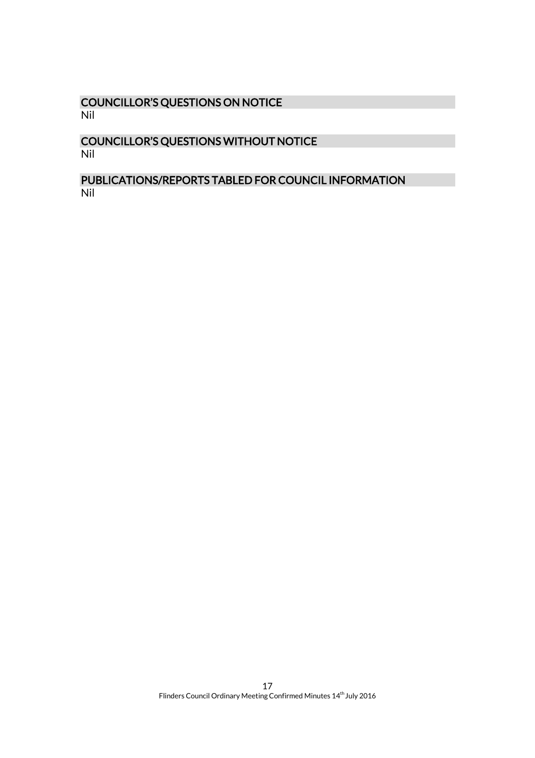## COUNCILLOR'S QUESTIONS ON NOTICE

Nil

## COUNCILLOR'S QUESTIONS WITHOUT NOTICE

Nil

## PUBLICATIONS/REPORTS TABLED FOR COUNCIL INFORMATION

Nil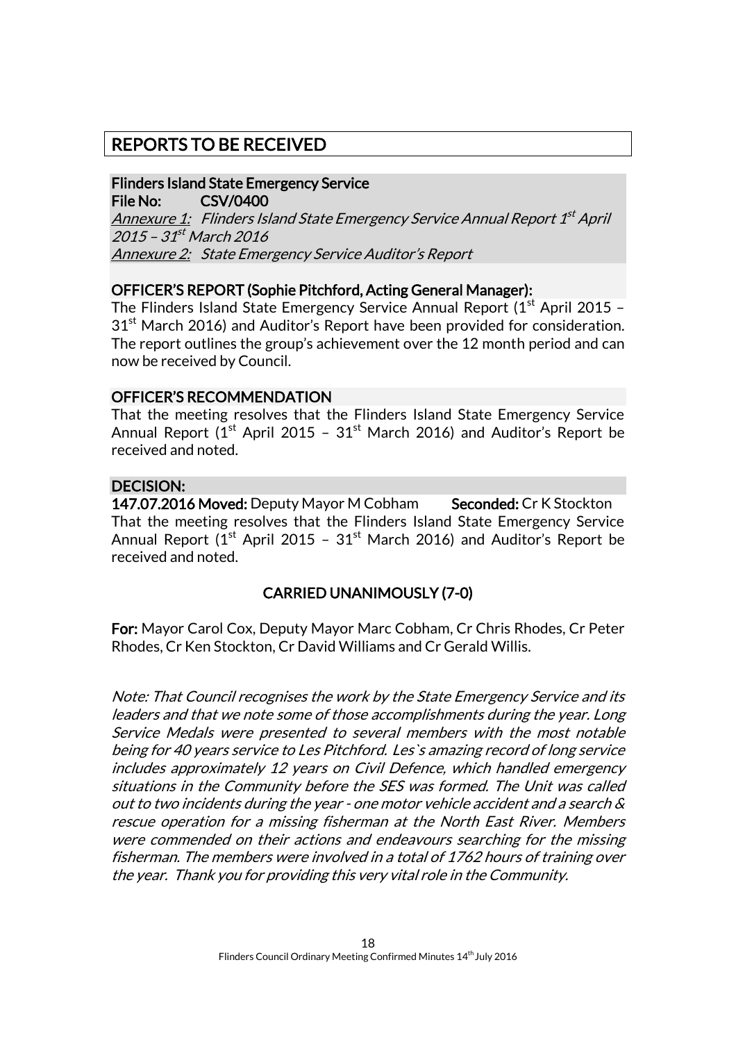# REPORTS TO BE RECEIVED

**Flinders Island State Emergency Service**
**File No: CSV/0400**
*Annexure 1: Flinders Island State Emergency Service Annual Report 1st April 2015 – 31st March 2016*
*Annexure 2: State Emergency Service Auditor's Report*

**OFFICER'S REPORT (Sophie Pitchford, Acting General Manager):**

The Flinders Island State Emergency Service Annual Report (1st April 2015 – 31st March 2016) and Auditor's Report have been provided for consideration. The report outlines the group's achievement over the 12 month period and can now be received by Council.

**OFFICER'S RECOMMENDATION**

That the meeting resolves that the Flinders Island State Emergency Service Annual Report (1st April 2015 – 31st March 2016) and Auditor's Report be received and noted.

**DECISION:**

**147.07.2016 Moved:** Deputy Mayor M Cobham **Seconded:** Cr K Stockton

That the meeting resolves that the Flinders Island State Emergency Service Annual Report (1st April 2015 – 31st March 2016) and Auditor's Report be received and noted.

**CARRIED UNANIMOUSLY (7-0)**

**For:** Mayor Carol Cox, Deputy Mayor Marc Cobham, Cr Chris Rhodes, Cr Peter Rhodes, Cr Ken Stockton, Cr David Williams and Cr Gerald Willis.

*Note: That Council recognises the work by the State Emergency Service and its leaders and that we note some of those accomplishments during the year. Long Service Medals were presented to several members with the most notable being for 40 years service to Les Pitchford. Les`s amazing record of long service includes approximately 12 years on Civil Defence, which handled emergency situations in the Community before the SES was formed. The Unit was called out to two incidents during the year - one motor vehicle accident and a search & rescue operation for a missing fisherman at the North East River. Members were commended on their actions and endeavours searching for the missing fisherman. The members were involved in a total of 1762 hours of training over the year. Thank you for providing this very vital role in the Community.*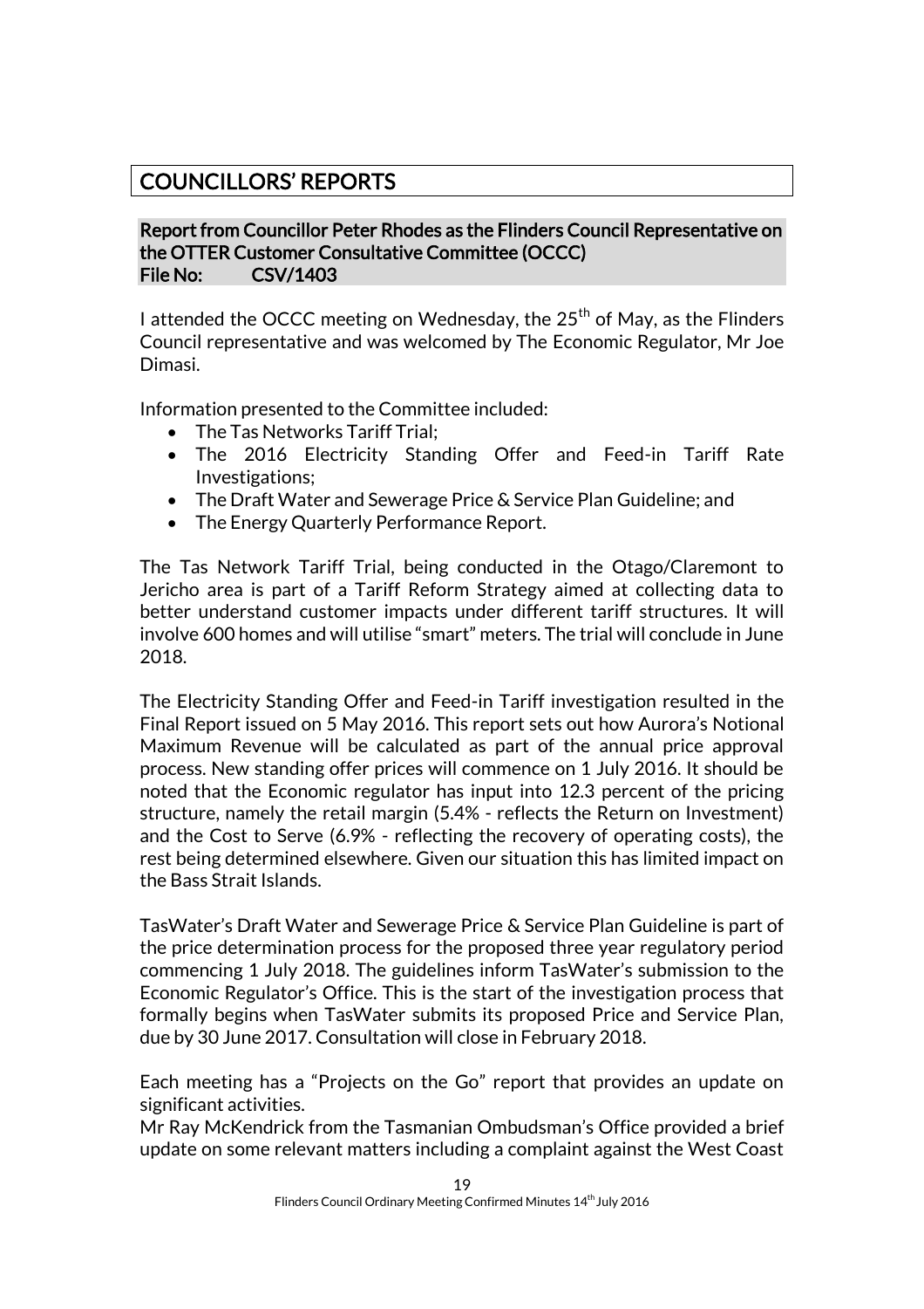# COUNCILLORS' REPORTS

## Report from Councillor Peter Rhodes as the Flinders Council Representative on the OTTER Customer Consultative Committee (OCCC)

**File No: CSV/1403**

I attended the OCCC meeting on Wednesday, the 25th of May, as the Flinders Council representative and was welcomed by The Economic Regulator, Mr Joe Dimasi.

Information presented to the Committee included:

- The Tas Networks Tariff Trial;
- The 2016 Electricity Standing Offer and Feed-in Tariff Rate Investigations;
- The Draft Water and Sewerage Price & Service Plan Guideline; and
- The Energy Quarterly Performance Report.

The Tas Network Tariff Trial, being conducted in the Otago/Claremont to Jericho area is part of a Tariff Reform Strategy aimed at collecting data to better understand customer impacts under different tariff structures. It will involve 600 homes and will utilise "smart" meters. The trial will conclude in June 2018.

The Electricity Standing Offer and Feed-in Tariff investigation resulted in the Final Report issued on 5 May 2016. This report sets out how Aurora's Notional Maximum Revenue will be calculated as part of the annual price approval process. New standing offer prices will commence on 1 July 2016. It should be noted that the Economic regulator has input into 12.3 percent of the pricing structure, namely the retail margin (5.4% - reflects the Return on Investment) and the Cost to Serve (6.9% - reflecting the recovery of operating costs), the rest being determined elsewhere. Given our situation this has limited impact on the Bass Strait Islands.

TasWater's Draft Water and Sewerage Price & Service Plan Guideline is part of the price determination process for the proposed three year regulatory period commencing 1 July 2018. The guidelines inform TasWater's submission to the Economic Regulator's Office. This is the start of the investigation process that formally begins when TasWater submits its proposed Price and Service Plan, due by 30 June 2017. Consultation will close in February 2018.

Each meeting has a "Projects on the Go" report that provides an update on significant activities.

Mr Ray McKendrick from the Tasmanian Ombudsman's Office provided a brief update on some relevant matters including a complaint against the West Coast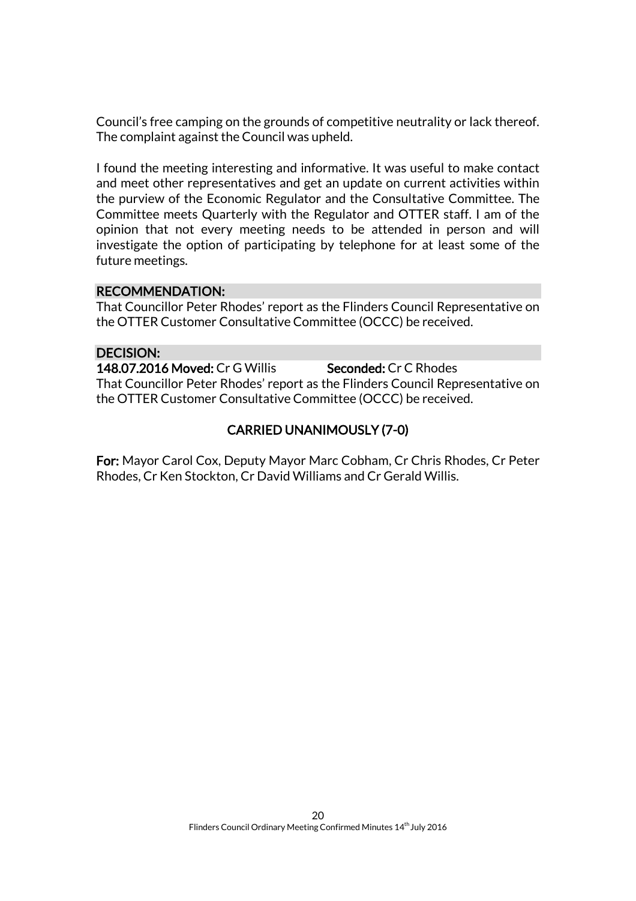Council's free camping on the grounds of competitive neutrality or lack thereof. The complaint against the Council was upheld.

I found the meeting interesting and informative. It was useful to make contact and meet other representatives and get an update on current activities within the purview of the Economic Regulator and the Consultative Committee. The Committee meets Quarterly with the Regulator and OTTER staff. I am of the opinion that not every meeting needs to be attended in person and will investigate the option of participating by telephone for at least some of the future meetings.

**RECOMMENDATION:**

That Councillor Peter Rhodes' report as the Flinders Council Representative on the OTTER Customer Consultative Committee (OCCC) be received.

**DECISION:**

**148.07.2016 Moved:** Cr G Willis **Seconded:** Cr C Rhodes

That Councillor Peter Rhodes' report as the Flinders Council Representative on the OTTER Customer Consultative Committee (OCCC) be received.

**CARRIED UNANIMOUSLY (7-0)**

**For:** Mayor Carol Cox, Deputy Mayor Marc Cobham, Cr Chris Rhodes, Cr Peter Rhodes, Cr Ken Stockton, Cr David Williams and Cr Gerald Willis.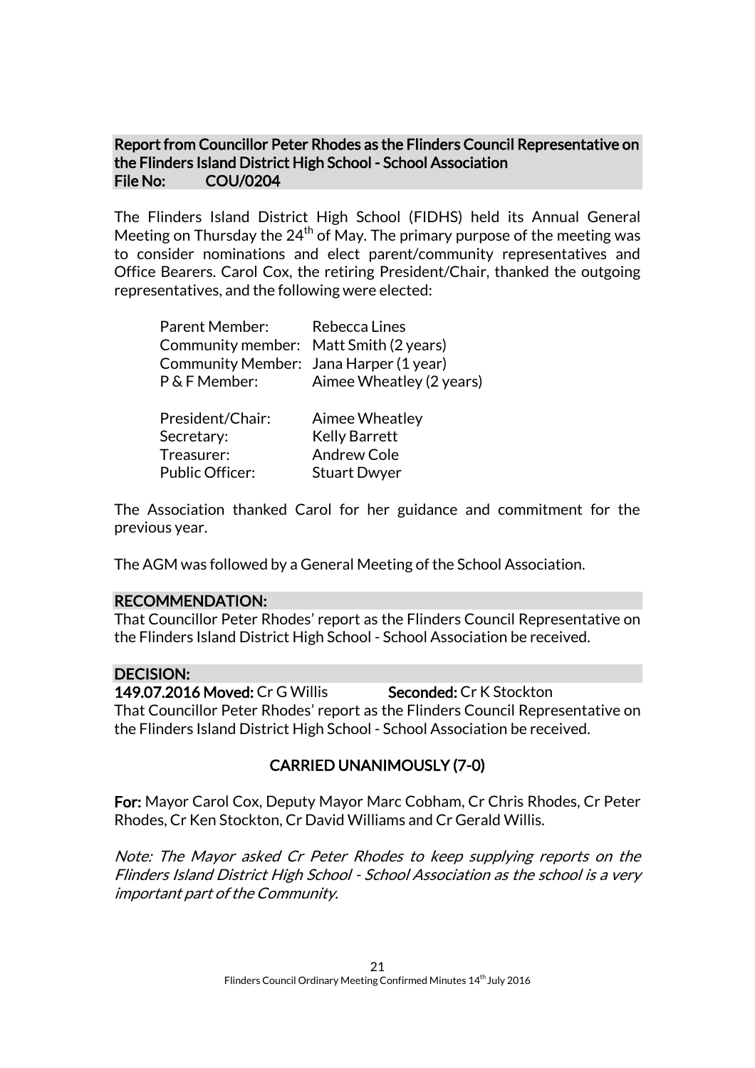## Report from Councillor Peter Rhodes as the Flinders Council Representative on the Flinders Island District High School - School Association
**File No: COU/0204**

The Flinders Island District High School (FIDHS) held its Annual General Meeting on Thursday the 24th of May. The primary purpose of the meeting was to consider nominations and elect parent/community representatives and Office Bearers. Carol Cox, the retiring President/Chair, thanked the outgoing representatives, and the following were elected:

| | |
|---|---|
| Parent Member: | Rebecca Lines |
| Community member: | Matt Smith (2 years) |
| Community Member: | Jana Harper (1 year) |
| P & F Member: | Aimee Wheatley (2 years) |
| | |
| President/Chair: | Aimee Wheatley |
| Secretary: | Kelly Barrett |
| Treasurer: | Andrew Cole |
| Public Officer: | Stuart Dwyer |

The Association thanked Carol for her guidance and commitment for the previous year.

The AGM was followed by a General Meeting of the School Association.

### RECOMMENDATION:

That Councillor Peter Rhodes' report as the Flinders Council Representative on the Flinders Island District High School - School Association be received.

### DECISION:

**149.07.2016 Moved:** Cr G Willis **Seconded:** Cr K Stockton

That Councillor Peter Rhodes' report as the Flinders Council Representative on the Flinders Island District High School - School Association be received.

**CARRIED UNANIMOUSLY (7-0)**

**For:** Mayor Carol Cox, Deputy Mayor Marc Cobham, Cr Chris Rhodes, Cr Peter Rhodes, Cr Ken Stockton, Cr David Williams and Cr Gerald Willis.

*Note: The Mayor asked Cr Peter Rhodes to keep supplying reports on the Flinders Island District High School - School Association as the school is a very important part of the Community.*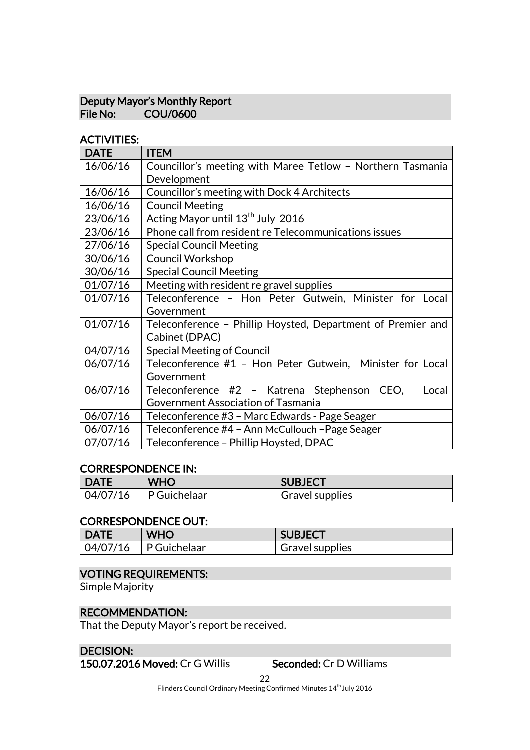## Deputy Mayor's Monthly Report
**File No: COU/0600**

### ACTIVITIES:

| DATE | ITEM |
|---|---|
| 16/06/16 | Councillor's meeting with Maree Tetlow – Northern Tasmania Development |
| 16/06/16 | Councillor's meeting with Dock 4 Architects |
| 16/06/16 | Council Meeting |
| 23/06/16 | Acting Mayor until 13th July 2016 |
| 23/06/16 | Phone call from resident re Telecommunications issues |
| 27/06/16 | Special Council Meeting |
| 30/06/16 | Council Workshop |
| 30/06/16 | Special Council Meeting |
| 01/07/16 | Meeting with resident re gravel supplies |
| 01/07/16 | Teleconference – Hon Peter Gutwein, Minister for Local Government |
| 01/07/16 | Teleconference – Phillip Hoysted, Department of Premier and Cabinet (DPAC) |
| 04/07/16 | Special Meeting of Council |
| 06/07/16 | Teleconference #1 – Hon Peter Gutwein, Minister for Local Government |
| 06/07/16 | Teleconference #2 – Katrena Stephenson CEO, Local Government Association of Tasmania |
| 06/07/16 | Teleconference #3 – Marc Edwards - Page Seager |
| 06/07/16 | Teleconference #4 – Ann McCullouch –Page Seager |
| 07/07/16 | Teleconference – Phillip Hoysted, DPAC |

### CORRESPONDENCE IN:

| DATE | WHO | SUBJECT |
|---|---|---|
| 04/07/16 | P Guichelaar | Gravel supplies |

### CORRESPONDENCE OUT:

| DATE | WHO | SUBJECT |
|---|---|---|
| 04/07/16 | P Guichelaar | Gravel supplies |

### VOTING REQUIREMENTS:
Simple Majority

### RECOMMENDATION:
That the Deputy Mayor's report be received.

### DECISION:
**150.07.2016 Moved:** Cr G Willis **Seconded:** Cr D Williams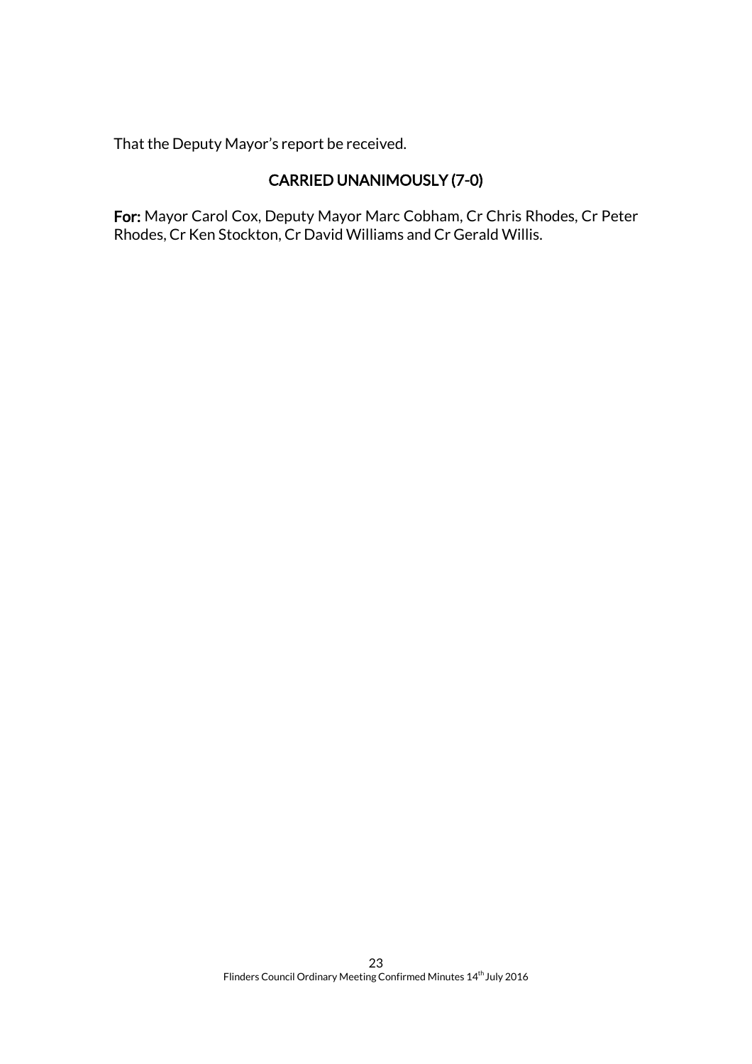That the Deputy Mayor's report be received.

**CARRIED UNANIMOUSLY (7-0)**

**For:** Mayor Carol Cox, Deputy Mayor Marc Cobham, Cr Chris Rhodes, Cr Peter Rhodes, Cr Ken Stockton, Cr David Williams and Cr Gerald Willis.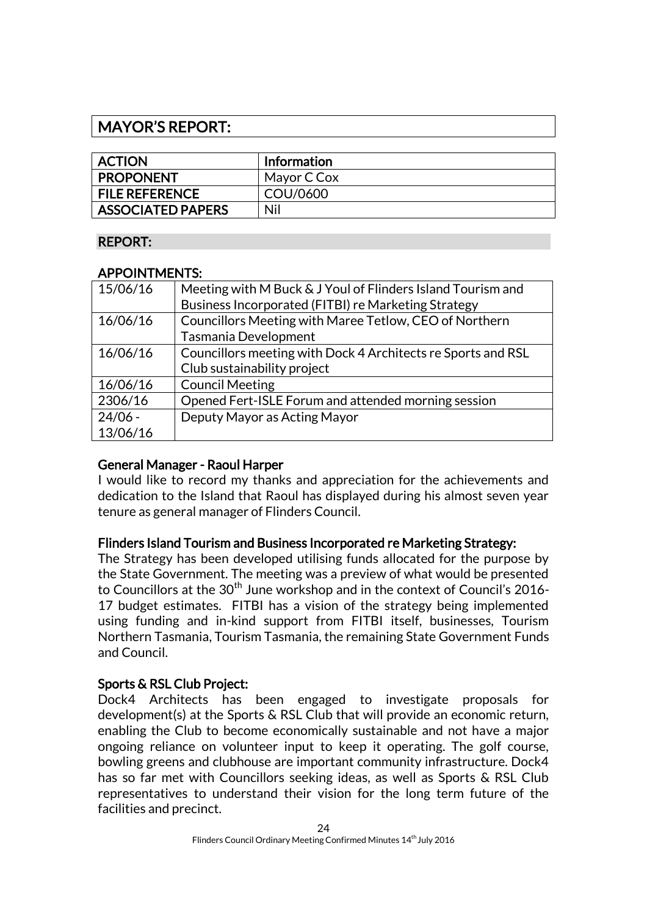# MAYOR'S REPORT:

| ACTION | Information |
|---|---|
| PROPONENT | Mayor C Cox |
| FILE REFERENCE | COU/0600 |
| ASSOCIATED PAPERS | Nil |

## REPORT:

### APPOINTMENTS:

| | |
|---|---|
| 15/06/16 | Meeting with M Buck & J Youl of Flinders Island Tourism and Business Incorporated (FITBI) re Marketing Strategy |
| 16/06/16 | Councillors Meeting with Maree Tetlow, CEO of Northern Tasmania Development |
| 16/06/16 | Councillors meeting with Dock 4 Architects re Sports and RSL Club sustainability project |
| 16/06/16 | Council Meeting |
| 2306/16 | Opened Fert-ISLE Forum and attended morning session |
| 24/06 - 13/06/16 | Deputy Mayor as Acting Mayor |

**General Manager - Raoul Harper**

I would like to record my thanks and appreciation for the achievements and dedication to the Island that Raoul has displayed during his almost seven year tenure as general manager of Flinders Council.

**Flinders Island Tourism and Business Incorporated re Marketing Strategy:**

The Strategy has been developed utilising funds allocated for the purpose by the State Government. The meeting was a preview of what would be presented to Councillors at the 30th June workshop and in the context of Council's 2016-17 budget estimates. FITBI has a vision of the strategy being implemented using funding and in-kind support from FITBI itself, businesses, Tourism Northern Tasmania, Tourism Tasmania, the remaining State Government Funds and Council.

**Sports & RSL Club Project:**

Dock4 Architects has been engaged to investigate proposals for development(s) at the Sports & RSL Club that will provide an economic return, enabling the Club to become economically sustainable and not have a major ongoing reliance on volunteer input to keep it operating. The golf course, bowling greens and clubhouse are important community infrastructure. Dock4 has so far met with Councillors seeking ideas, as well as Sports & RSL Club representatives to understand their vision for the long term future of the facilities and precinct.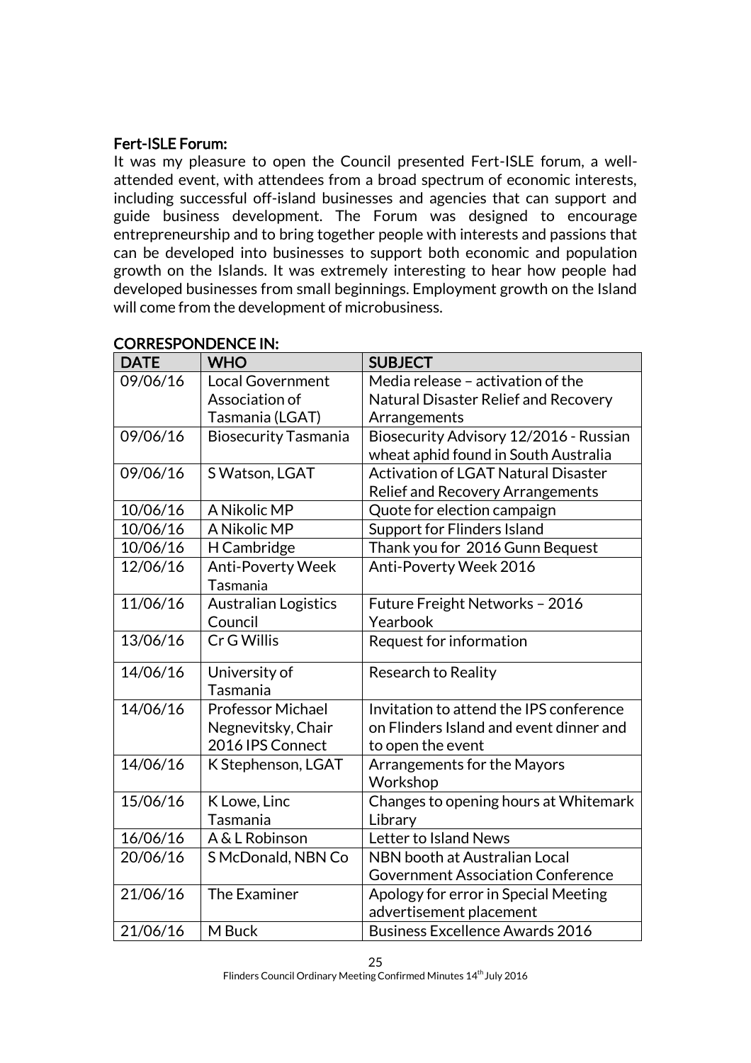**Fert-ISLE Forum:**

It was my pleasure to open the Council presented Fert-ISLE forum, a well-attended event, with attendees from a broad spectrum of economic interests, including successful off-island businesses and agencies that can support and guide business development. The Forum was designed to encourage entrepreneurship and to bring together people with interests and passions that can be developed into businesses to support both economic and population growth on the Islands. It was extremely interesting to hear how people had developed businesses from small beginnings. Employment growth on the Island will come from the development of microbusiness.

**CORRESPONDENCE IN:**

| DATE | WHO | SUBJECT |
|---|---|---|
| 09/06/16 | Local Government Association of Tasmania (LGAT) | Media release – activation of the Natural Disaster Relief and Recovery Arrangements |
| 09/06/16 | Biosecurity Tasmania | Biosecurity Advisory 12/2016 - Russian wheat aphid found in South Australia |
| 09/06/16 | S Watson, LGAT | Activation of LGAT Natural Disaster Relief and Recovery Arrangements |
| 10/06/16 | A Nikolic MP | Quote for election campaign |
| 10/06/16 | A Nikolic MP | Support for Flinders Island |
| 10/06/16 | H Cambridge | Thank you for 2016 Gunn Bequest |
| 12/06/16 | Anti-Poverty Week Tasmania | Anti-Poverty Week 2016 |
| 11/06/16 | Australian Logistics Council | Future Freight Networks – 2016 Yearbook |
| 13/06/16 | Cr G Willis | Request for information |
| 14/06/16 | University of Tasmania | Research to Reality |
| 14/06/16 | Professor Michael Negnevitsky, Chair 2016 IPS Connect | Invitation to attend the IPS conference on Flinders Island and event dinner and to open the event |
| 14/06/16 | K Stephenson, LGAT | Arrangements for the Mayors Workshop |
| 15/06/16 | K Lowe, Linc Tasmania | Changes to opening hours at Whitemark Library |
| 16/06/16 | A & L Robinson | Letter to Island News |
| 20/06/16 | S McDonald, NBN Co | NBN booth at Australian Local Government Association Conference |
| 21/06/16 | The Examiner | Apology for error in Special Meeting advertisement placement |
| 21/06/16 | M Buck | Business Excellence Awards 2016 |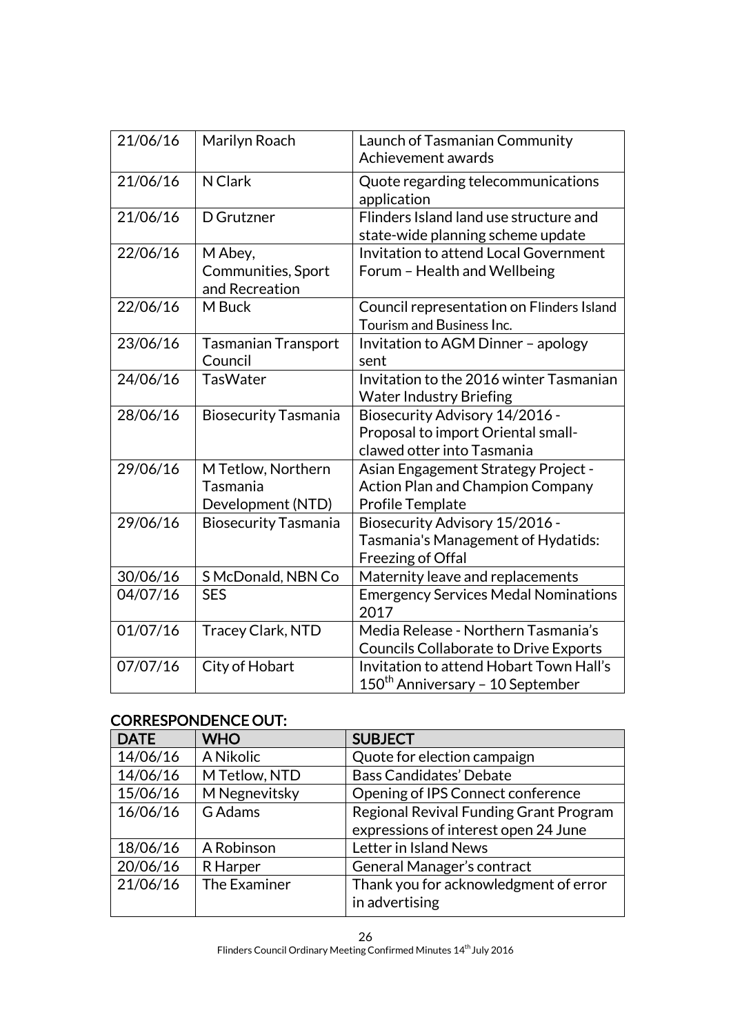| | | |
|---|---|---|
| 21/06/16 | Marilyn Roach | Launch of Tasmanian Community Achievement awards |
| 21/06/16 | N Clark | Quote regarding telecommunications application |
| 21/06/16 | D Grutzner | Flinders Island land use structure and state-wide planning scheme update |
| 22/06/16 | M Abey, Communities, Sport and Recreation | Invitation to attend Local Government Forum – Health and Wellbeing |
| 22/06/16 | M Buck | Council representation on Flinders Island Tourism and Business Inc. |
| 23/06/16 | Tasmanian Transport Council | Invitation to AGM Dinner – apology sent |
| 24/06/16 | TasWater | Invitation to the 2016 winter Tasmanian Water Industry Briefing |
| 28/06/16 | Biosecurity Tasmania | Biosecurity Advisory 14/2016 - Proposal to import Oriental small-clawed otter into Tasmania |
| 29/06/16 | M Tetlow, Northern Tasmania Development (NTD) | Asian Engagement Strategy Project - Action Plan and Champion Company Profile Template |
| 29/06/16 | Biosecurity Tasmania | Biosecurity Advisory 15/2016 - Tasmania's Management of Hydatids: Freezing of Offal |
| 30/06/16 | S McDonald, NBN Co | Maternity leave and replacements |
| 04/07/16 | SES | Emergency Services Medal Nominations 2017 |
| 01/07/16 | Tracey Clark, NTD | Media Release - Northern Tasmania's Councils Collaborate to Drive Exports |
| 07/07/16 | City of Hobart | Invitation to attend Hobart Town Hall's 150th Anniversary – 10 September |

## CORRESPONDENCE OUT:

| DATE | WHO | SUBJECT |
|---|---|---|
| 14/06/16 | A Nikolic | Quote for election campaign |
| 14/06/16 | M Tetlow, NTD | Bass Candidates' Debate |
| 15/06/16 | M Negnevitsky | Opening of IPS Connect conference |
| 16/06/16 | G Adams | Regional Revival Funding Grant Program expressions of interest open 24 June |
| 18/06/16 | A Robinson | Letter in Island News |
| 20/06/16 | R Harper | General Manager's contract |
| 21/06/16 | The Examiner | Thank you for acknowledgment of error in advertising |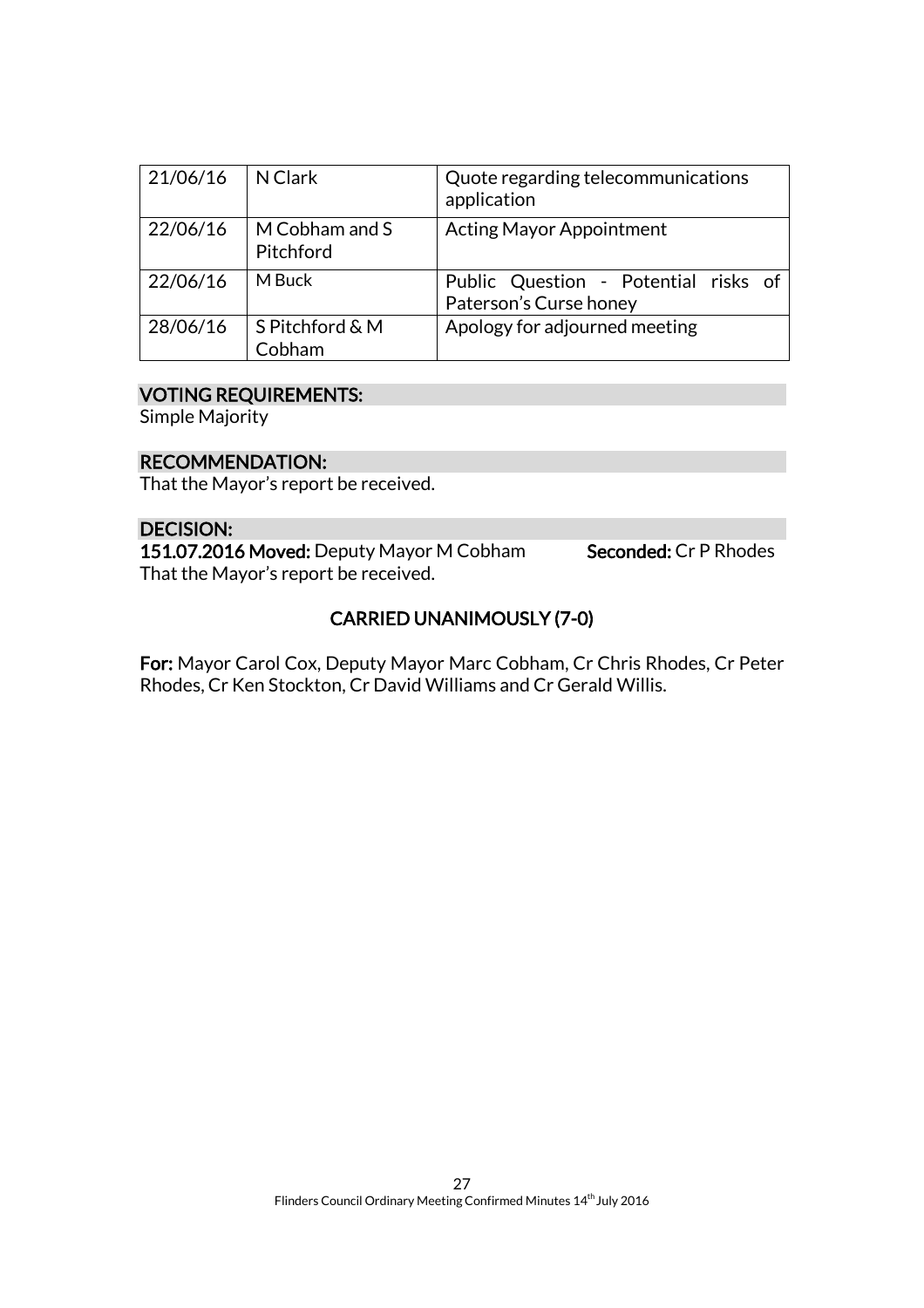| 21/06/16 | N Clark | Quote regarding telecommunications application |
|---|---|---|
| 22/06/16 | M Cobham and S Pitchford | Acting Mayor Appointment |
| 22/06/16 | M Buck | Public Question - Potential risks of Paterson's Curse honey |
| 28/06/16 | S Pitchford & M Cobham | Apology for adjourned meeting |

**VOTING REQUIREMENTS:**
Simple Majority

**RECOMMENDATION:**
That the Mayor's report be received.

**DECISION:**
**151.07.2016 Moved:** Deputy Mayor M Cobham **Seconded:** Cr P Rhodes
That the Mayor's report be received.

**CARRIED UNANIMOUSLY (7-0)**

**For:** Mayor Carol Cox, Deputy Mayor Marc Cobham, Cr Chris Rhodes, Cr Peter Rhodes, Cr Ken Stockton, Cr David Williams and Cr Gerald Willis.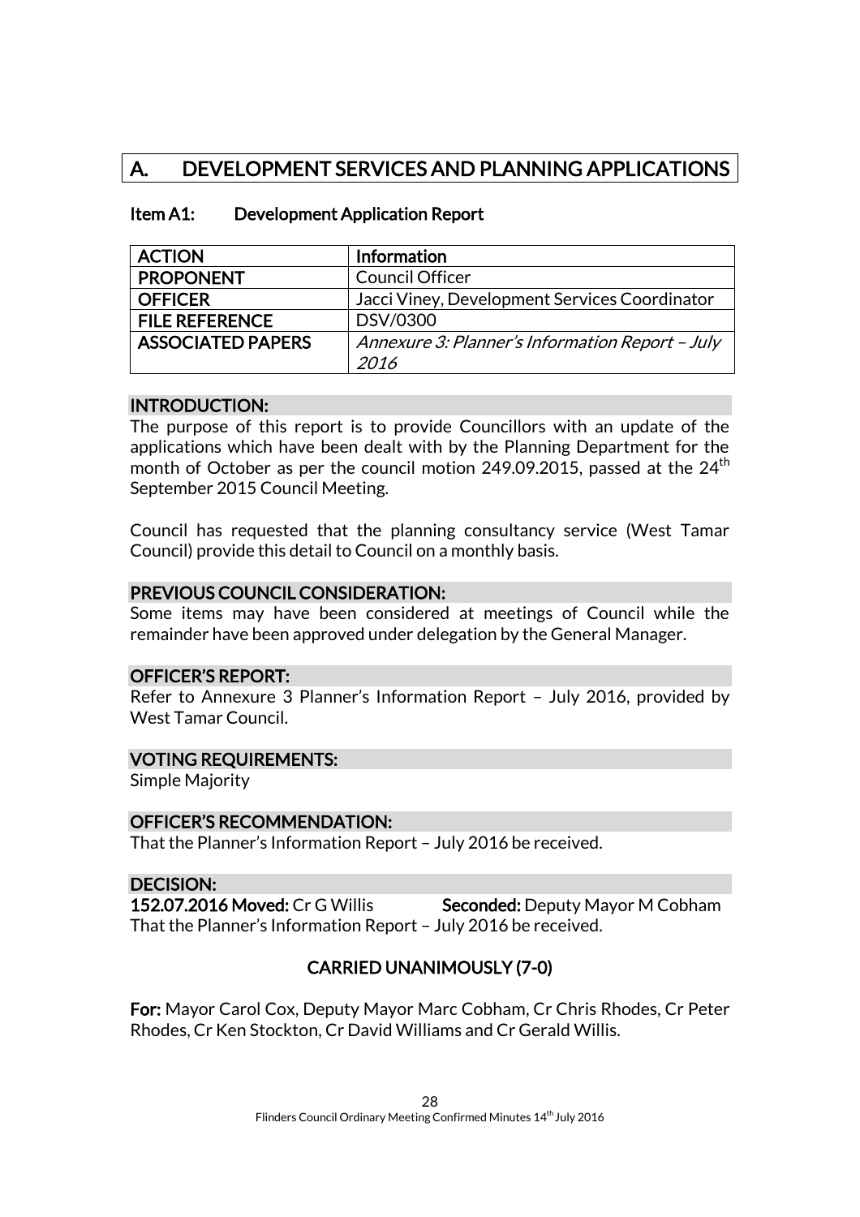# A. DEVELOPMENT SERVICES AND PLANNING APPLICATIONS

### Item A1: Development Application Report

| ACTION | Information |
|---|---|
| PROPONENT | Council Officer |
| OFFICER | Jacci Viney, Development Services Coordinator |
| FILE REFERENCE | DSV/0300 |
| ASSOCIATED PAPERS | *Annexure 3: Planner's Information Report – July 2016* |

#### INTRODUCTION:

The purpose of this report is to provide Councillors with an update of the applications which have been dealt with by the Planning Department for the month of October as per the council motion 249.09.2015, passed at the 24th September 2015 Council Meeting.

Council has requested that the planning consultancy service (West Tamar Council) provide this detail to Council on a monthly basis.

#### PREVIOUS COUNCIL CONSIDERATION:

Some items may have been considered at meetings of Council while the remainder have been approved under delegation by the General Manager.

#### OFFICER'S REPORT:

Refer to Annexure 3 Planner's Information Report – July 2016, provided by West Tamar Council.

#### VOTING REQUIREMENTS:

Simple Majority

#### OFFICER'S RECOMMENDATION:

That the Planner's Information Report – July 2016 be received.

#### DECISION:

**152.07.2016 Moved:** Cr G Willis **Seconded:** Deputy Mayor M Cobham

That the Planner's Information Report – July 2016 be received.

**CARRIED UNANIMOUSLY (7-0)**

**For:** Mayor Carol Cox, Deputy Mayor Marc Cobham, Cr Chris Rhodes, Cr Peter Rhodes, Cr Ken Stockton, Cr David Williams and Cr Gerald Willis.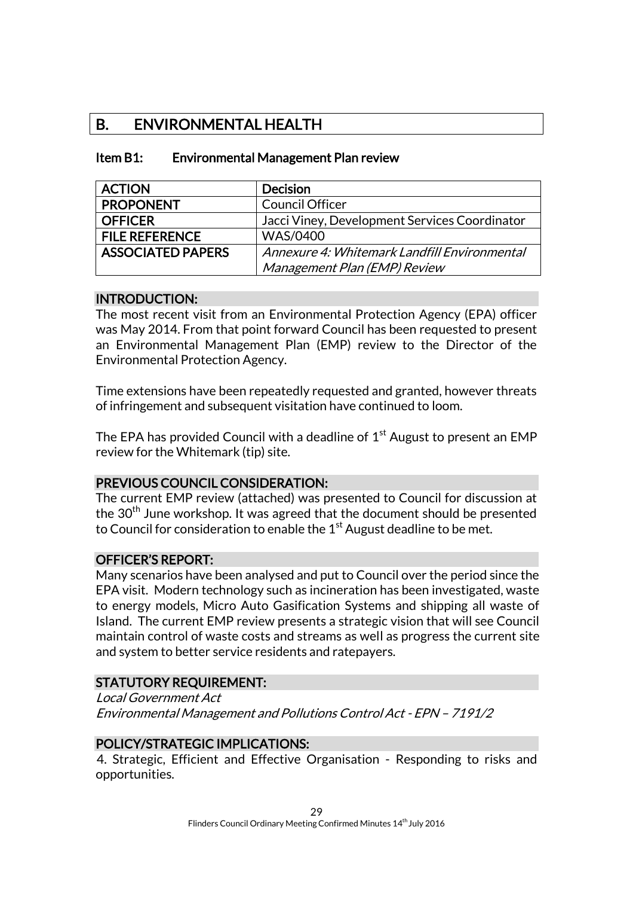# B. ENVIRONMENTAL HEALTH

## Item B1: Environmental Management Plan review

| ACTION | Decision |
|---|---|
| PROPONENT | Council Officer |
| OFFICER | Jacci Viney, Development Services Coordinator |
| FILE REFERENCE | WAS/0400 |
| ASSOCIATED PAPERS | *Annexure 4: Whitemark Landfill Environmental Management Plan (EMP) Review* |

### INTRODUCTION:

The most recent visit from an Environmental Protection Agency (EPA) officer was May 2014. From that point forward Council has been requested to present an Environmental Management Plan (EMP) review to the Director of the Environmental Protection Agency.

Time extensions have been repeatedly requested and granted, however threats of infringement and subsequent visitation have continued to loom.

The EPA has provided Council with a deadline of 1st August to present an EMP review for the Whitemark (tip) site.

### PREVIOUS COUNCIL CONSIDERATION:

The current EMP review (attached) was presented to Council for discussion at the 30th June workshop. It was agreed that the document should be presented to Council for consideration to enable the 1st August deadline to be met.

### OFFICER'S REPORT:

Many scenarios have been analysed and put to Council over the period since the EPA visit. Modern technology such as incineration has been investigated, waste to energy models, Micro Auto Gasification Systems and shipping all waste of Island. The current EMP review presents a strategic vision that will see Council maintain control of waste costs and streams as well as progress the current site and system to better service residents and ratepayers.

### STATUTORY REQUIREMENT:

*Local Government Act*
*Environmental Management and Pollutions Control Act - EPN – 7191/2*

### POLICY/STRATEGIC IMPLICATIONS:

4. Strategic, Efficient and Effective Organisation - Responding to risks and opportunities.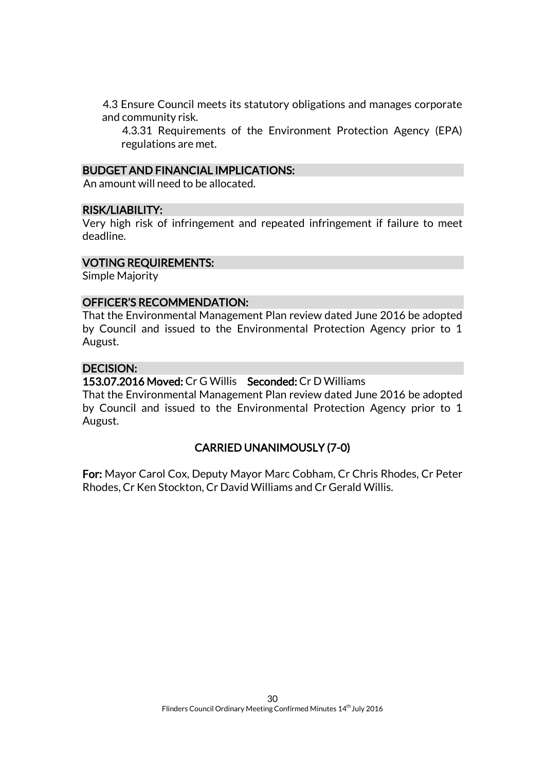4.3 Ensure Council meets its statutory obligations and manages corporate and community risk.

4.3.31 Requirements of the Environment Protection Agency (EPA) regulations are met.

### BUDGET AND FINANCIAL IMPLICATIONS:

An amount will need to be allocated.

### RISK/LIABILITY:

Very high risk of infringement and repeated infringement if failure to meet deadline.

### VOTING REQUIREMENTS:

Simple Majority

### OFFICER'S RECOMMENDATION:

That the Environmental Management Plan review dated June 2016 be adopted by Council and issued to the Environmental Protection Agency prior to 1 August.

### DECISION:

**153.07.2016 Moved:** Cr G Willis **Seconded:** Cr D Williams

That the Environmental Management Plan review dated June 2016 be adopted by Council and issued to the Environmental Protection Agency prior to 1 August.

**CARRIED UNANIMOUSLY (7-0)**

**For:** Mayor Carol Cox, Deputy Mayor Marc Cobham, Cr Chris Rhodes, Cr Peter Rhodes, Cr Ken Stockton, Cr David Williams and Cr Gerald Willis.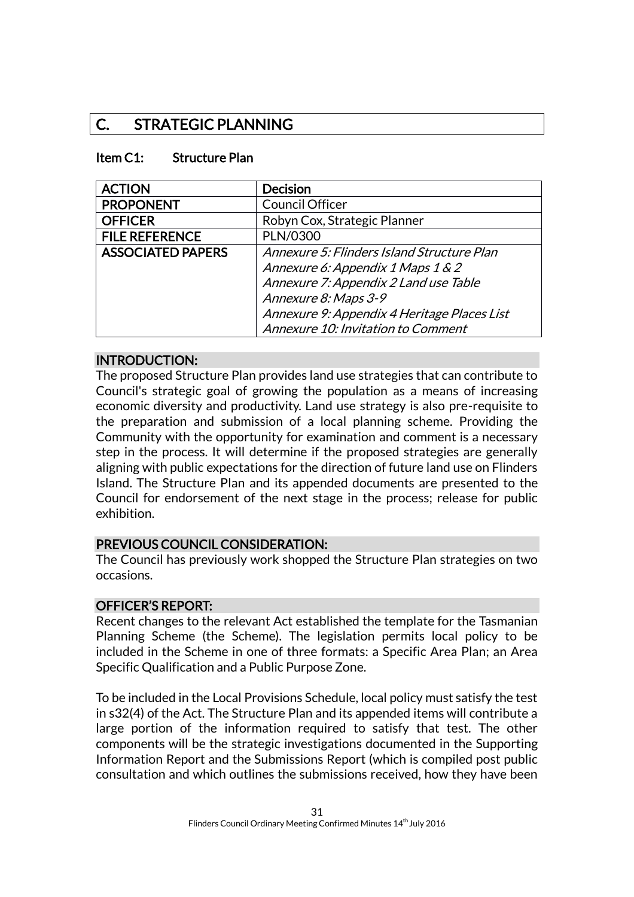## C. STRATEGIC PLANNING

### Item C1: Structure Plan

| ACTION | Decision |
|---|---|
| PROPONENT | Council Officer |
| OFFICER | Robyn Cox, Strategic Planner |
| FILE REFERENCE | PLN/0300 |
| ASSOCIATED PAPERS | *Annexure 5: Flinders Island Structure Plan*<br>*Annexure 6: Appendix 1 Maps 1 & 2*<br>*Annexure 7: Appendix 2 Land use Table*<br>*Annexure 8: Maps 3-9*<br>*Annexure 9: Appendix 4 Heritage Places List*<br>*Annexure 10: Invitation to Comment* |

**INTRODUCTION:**

The proposed Structure Plan provides land use strategies that can contribute to Council's strategic goal of growing the population as a means of increasing economic diversity and productivity. Land use strategy is also pre-requisite to the preparation and submission of a local planning scheme. Providing the Community with the opportunity for examination and comment is a necessary step in the process. It will determine if the proposed strategies are generally aligning with public expectations for the direction of future land use on Flinders Island. The Structure Plan and its appended documents are presented to the Council for endorsement of the next stage in the process; release for public exhibition.

**PREVIOUS COUNCIL CONSIDERATION:**

The Council has previously work shopped the Structure Plan strategies on two occasions.

**OFFICER'S REPORT:**

Recent changes to the relevant Act established the template for the Tasmanian Planning Scheme (the Scheme). The legislation permits local policy to be included in the Scheme in one of three formats: a Specific Area Plan; an Area Specific Qualification and a Public Purpose Zone.

To be included in the Local Provisions Schedule, local policy must satisfy the test in s32(4) of the Act. The Structure Plan and its appended items will contribute a large portion of the information required to satisfy that test. The other components will be the strategic investigations documented in the Supporting Information Report and the Submissions Report (which is compiled post public consultation and which outlines the submissions received, how they have been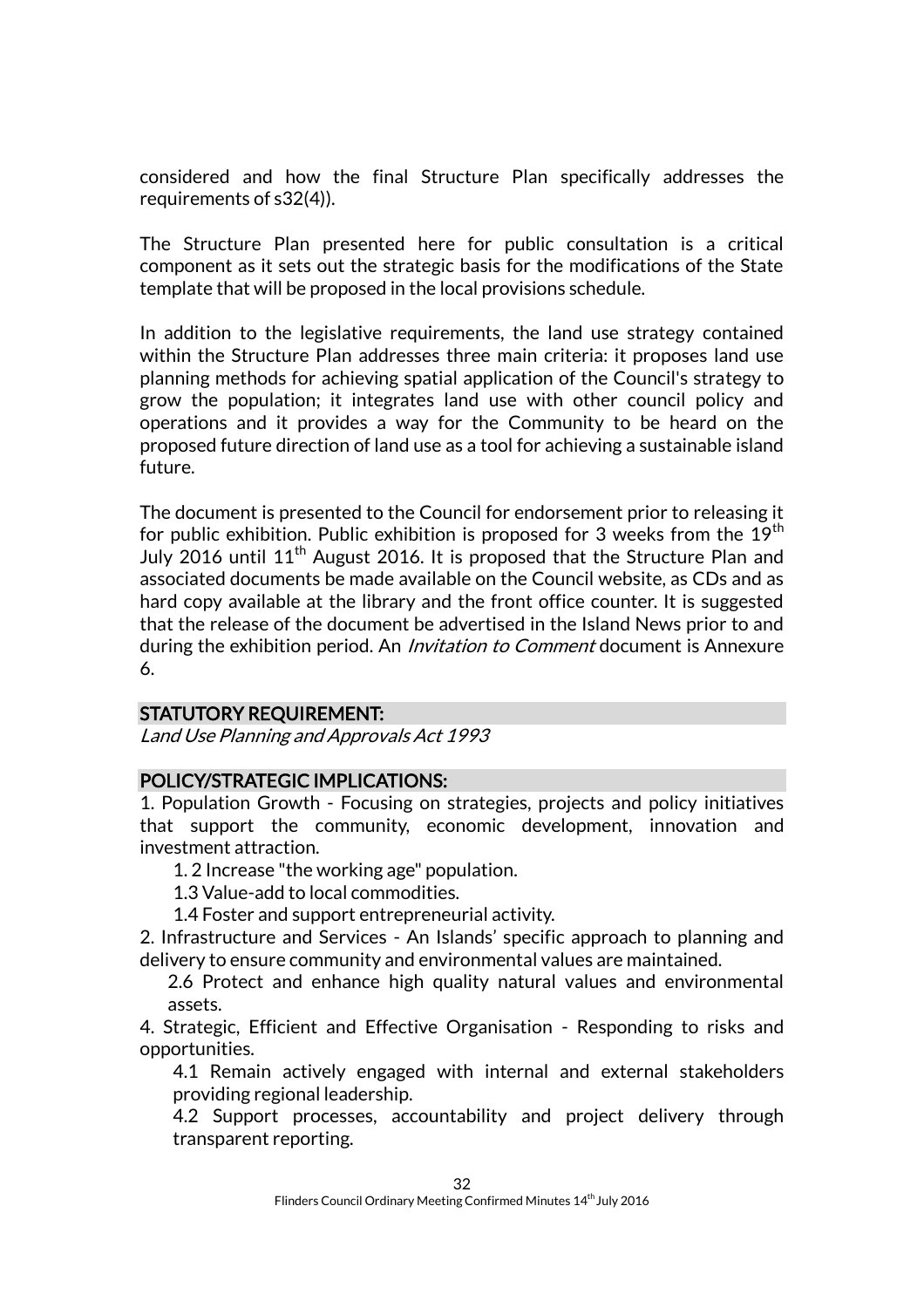considered and how the final Structure Plan specifically addresses the requirements of s32(4)).

The Structure Plan presented here for public consultation is a critical component as it sets out the strategic basis for the modifications of the State template that will be proposed in the local provisions schedule.

In addition to the legislative requirements, the land use strategy contained within the Structure Plan addresses three main criteria: it proposes land use planning methods for achieving spatial application of the Council's strategy to grow the population; it integrates land use with other council policy and operations and it provides a way for the Community to be heard on the proposed future direction of land use as a tool for achieving a sustainable island future.

The document is presented to the Council for endorsement prior to releasing it for public exhibition. Public exhibition is proposed for 3 weeks from the 19th July 2016 until 11th August 2016. It is proposed that the Structure Plan and associated documents be made available on the Council website, as CDs and as hard copy available at the library and the front office counter. It is suggested that the release of the document be advertised in the Island News prior to and during the exhibition period. An *Invitation to Comment* document is Annexure 6.

## STATUTORY REQUIREMENT:

*Land Use Planning and Approvals Act 1993*

## POLICY/STRATEGIC IMPLICATIONS:

1. Population Growth - Focusing on strategies, projects and policy initiatives that support the community, economic development, innovation and investment attraction.
   - 1. 2 Increase "the working age" population.
   - 1.3 Value-add to local commodities.
   - 1.4 Foster and support entrepreneurial activity.

2. Infrastructure and Services - An Islands' specific approach to planning and delivery to ensure community and environmental values are maintained.
   - 2.6 Protect and enhance high quality natural values and environmental assets.

4. Strategic, Efficient and Effective Organisation - Responding to risks and opportunities.
   - 4.1 Remain actively engaged with internal and external stakeholders providing regional leadership.
   - 4.2 Support processes, accountability and project delivery through transparent reporting.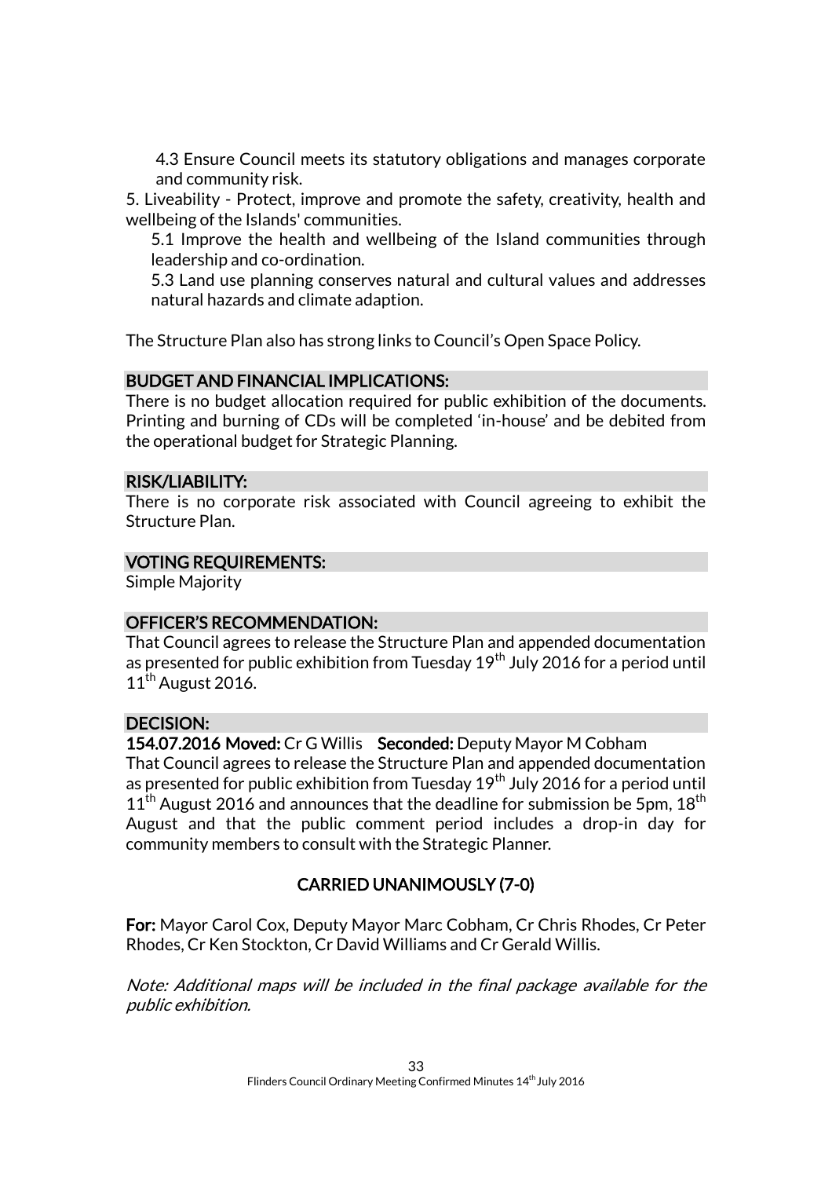4.3 Ensure Council meets its statutory obligations and manages corporate and community risk.

5. Liveability - Protect, improve and promote the safety, creativity, health and wellbeing of the Islands' communities.

5.1 Improve the health and wellbeing of the Island communities through leadership and co-ordination.

5.3 Land use planning conserves natural and cultural values and addresses natural hazards and climate adaption.

The Structure Plan also has strong links to Council's Open Space Policy.

## BUDGET AND FINANCIAL IMPLICATIONS:

There is no budget allocation required for public exhibition of the documents. Printing and burning of CDs will be completed 'in-house' and be debited from the operational budget for Strategic Planning.

## RISK/LIABILITY:

There is no corporate risk associated with Council agreeing to exhibit the Structure Plan.

## VOTING REQUIREMENTS:

Simple Majority

## OFFICER'S RECOMMENDATION:

That Council agrees to release the Structure Plan and appended documentation as presented for public exhibition from Tuesday 19th July 2016 for a period until 11th August 2016.

## DECISION:

**154.07.2016 Moved:** Cr G Willis **Seconded:** Deputy Mayor M Cobham

That Council agrees to release the Structure Plan and appended documentation as presented for public exhibition from Tuesday 19th July 2016 for a period until 11th August 2016 and announces that the deadline for submission be 5pm, 18th August and that the public comment period includes a drop-in day for community members to consult with the Strategic Planner.

**CARRIED UNANIMOUSLY (7-0)**

**For:** Mayor Carol Cox, Deputy Mayor Marc Cobham, Cr Chris Rhodes, Cr Peter Rhodes, Cr Ken Stockton, Cr David Williams and Cr Gerald Willis.

*Note: Additional maps will be included in the final package available for the public exhibition.*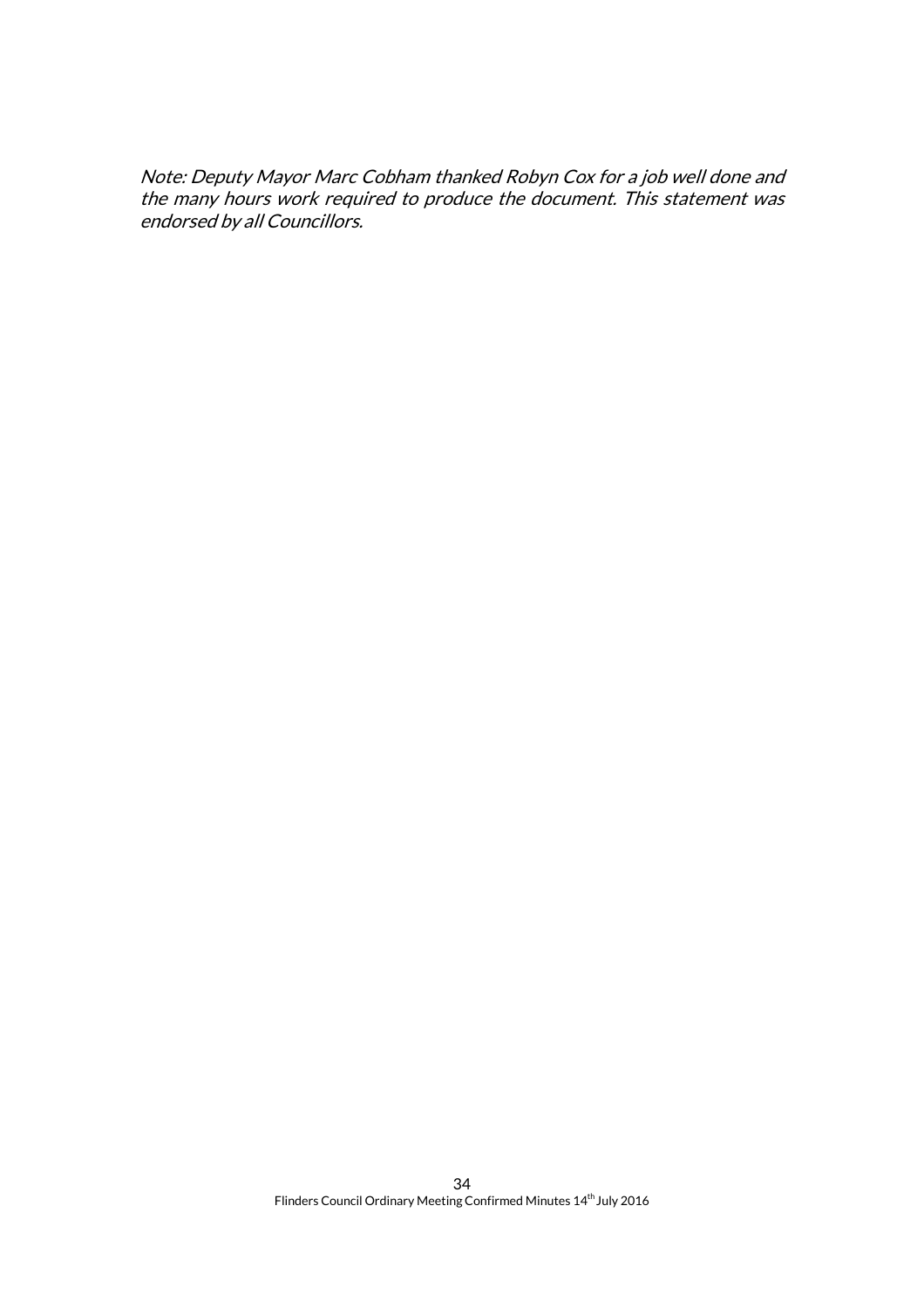*Note: Deputy Mayor Marc Cobham thanked Robyn Cox for a job well done and the many hours work required to produce the document. This statement was endorsed by all Councillors.*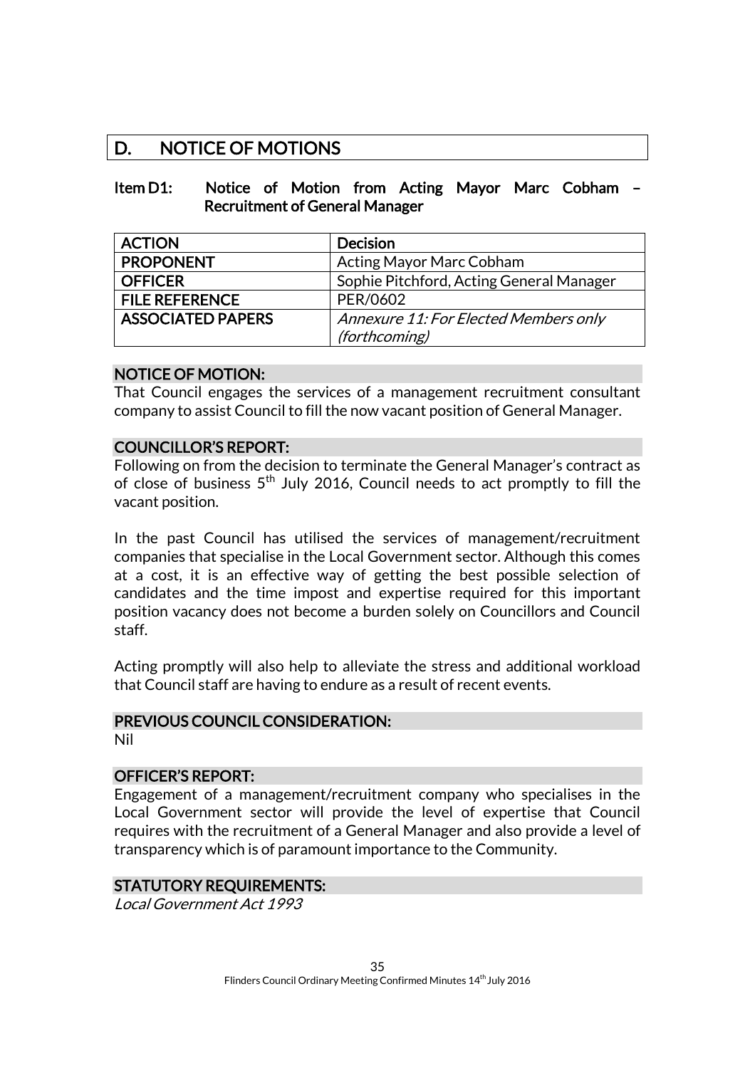# D. NOTICE OF MOTIONS

## Item D1: Notice of Motion from Acting Mayor Marc Cobham – Recruitment of General Manager

| ACTION | Decision |
|---|---|
| PROPONENT | Acting Mayor Marc Cobham |
| OFFICER | Sophie Pitchford, Acting General Manager |
| FILE REFERENCE | PER/0602 |
| ASSOCIATED PAPERS | *Annexure 11: For Elected Members only (forthcoming)* |

### NOTICE OF MOTION:

That Council engages the services of a management recruitment consultant company to assist Council to fill the now vacant position of General Manager.

### COUNCILLOR'S REPORT:

Following on from the decision to terminate the General Manager's contract as of close of business 5th July 2016, Council needs to act promptly to fill the vacant position.

In the past Council has utilised the services of management/recruitment companies that specialise in the Local Government sector. Although this comes at a cost, it is an effective way of getting the best possible selection of candidates and the time impost and expertise required for this important position vacancy does not become a burden solely on Councillors and Council staff.

Acting promptly will also help to alleviate the stress and additional workload that Council staff are having to endure as a result of recent events.

### PREVIOUS COUNCIL CONSIDERATION:

Nil

### OFFICER'S REPORT:

Engagement of a management/recruitment company who specialises in the Local Government sector will provide the level of expertise that Council requires with the recruitment of a General Manager and also provide a level of transparency which is of paramount importance to the Community.

### STATUTORY REQUIREMENTS:

*Local Government Act 1993*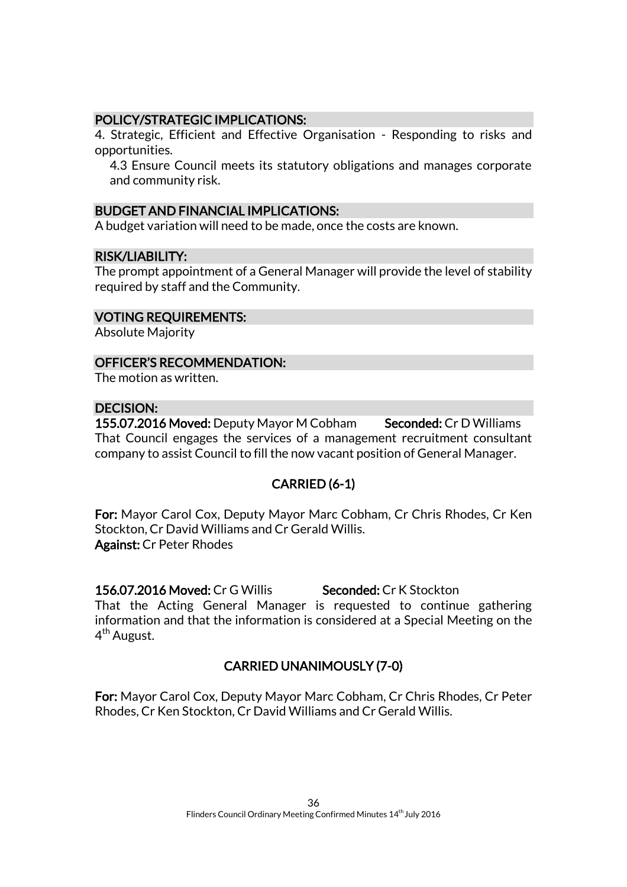## POLICY/STRATEGIC IMPLICATIONS:

4. Strategic, Efficient and Effective Organisation - Responding to risks and opportunities.

  4.3 Ensure Council meets its statutory obligations and manages corporate and community risk.

## BUDGET AND FINANCIAL IMPLICATIONS:

A budget variation will need to be made, once the costs are known.

## RISK/LIABILITY:

The prompt appointment of a General Manager will provide the level of stability required by staff and the Community.

## VOTING REQUIREMENTS:

Absolute Majority

## OFFICER'S RECOMMENDATION:

The motion as written.

## DECISION:

**155.07.2016 Moved:** Deputy Mayor M Cobham **Seconded:** Cr D Williams

That Council engages the services of a management recruitment consultant company to assist Council to fill the now vacant position of General Manager.

**CARRIED (6-1)**

**For:** Mayor Carol Cox, Deputy Mayor Marc Cobham, Cr Chris Rhodes, Cr Ken Stockton, Cr David Williams and Cr Gerald Willis.
**Against:** Cr Peter Rhodes

**156.07.2016 Moved:** Cr G Willis **Seconded:** Cr K Stockton

That the Acting General Manager is requested to continue gathering information and that the information is considered at a Special Meeting on the 4th August.

**CARRIED UNANIMOUSLY (7-0)**

**For:** Mayor Carol Cox, Deputy Mayor Marc Cobham, Cr Chris Rhodes, Cr Peter Rhodes, Cr Ken Stockton, Cr David Williams and Cr Gerald Willis.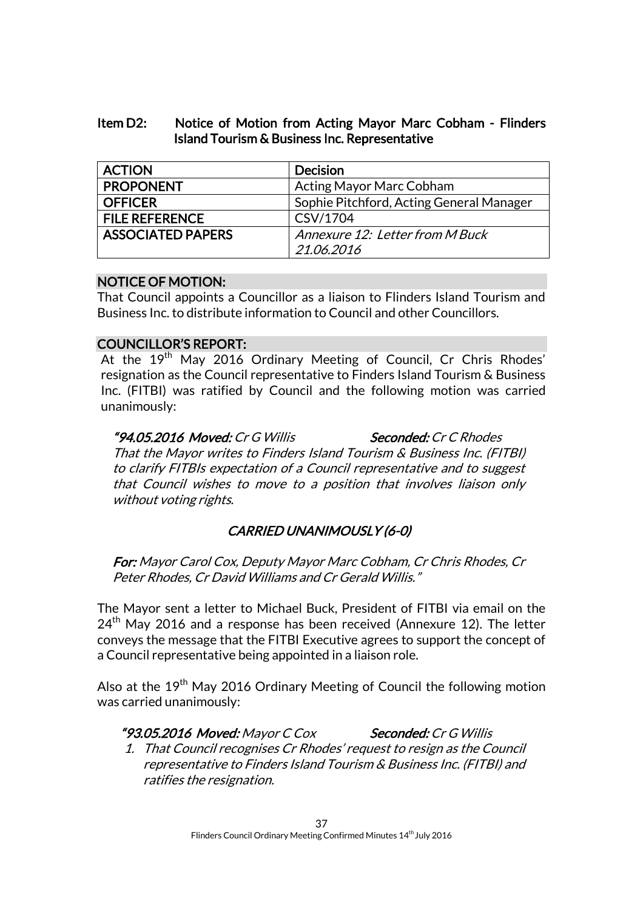**Item D2: Notice of Motion from Acting Mayor Marc Cobham - Flinders Island Tourism & Business Inc. Representative**

| ACTION | Decision |
|---|---|
| PROPONENT | Acting Mayor Marc Cobham |
| OFFICER | Sophie Pitchford, Acting General Manager |
| FILE REFERENCE | CSV/1704 |
| ASSOCIATED PAPERS | *Annexure 12: Letter from M Buck 21.06.2016* |

**NOTICE OF MOTION:**

That Council appoints a Councillor as a liaison to Flinders Island Tourism and Business Inc. to distribute information to Council and other Councillors.

**COUNCILLOR'S REPORT:**

At the 19th May 2016 Ordinary Meeting of Council, Cr Chris Rhodes' resignation as the Council representative to Finders Island Tourism & Business Inc. (FITBI) was ratified by Council and the following motion was carried unanimously:

> ***"94.05.2016 Moved:*** *Cr G Willis* ***Seconded:*** *Cr C Rhodes*
>
> *That the Mayor writes to Finders Island Tourism & Business Inc. (FITBI) to clarify FITBIs expectation of a Council representative and to suggest that Council wishes to move to a position that involves liaison only without voting rights.*
>
> ***CARRIED UNANIMOUSLY (6-0)***
>
> ***For:*** *Mayor Carol Cox, Deputy Mayor Marc Cobham, Cr Chris Rhodes, Cr Peter Rhodes, Cr David Williams and Cr Gerald Willis."*

The Mayor sent a letter to Michael Buck, President of FITBI via email on the 24th May 2016 and a response has been received (Annexure 12). The letter conveys the message that the FITBI Executive agrees to support the concept of a Council representative being appointed in a liaison role.

Also at the 19th May 2016 Ordinary Meeting of Council the following motion was carried unanimously:

> ***"93.05.2016 Moved:*** *Mayor C Cox* ***Seconded:*** *Cr G Willis*
>
> 1. *That Council recognises Cr Rhodes' request to resign as the Council representative to Finders Island Tourism & Business Inc. (FITBI) and ratifies the resignation.*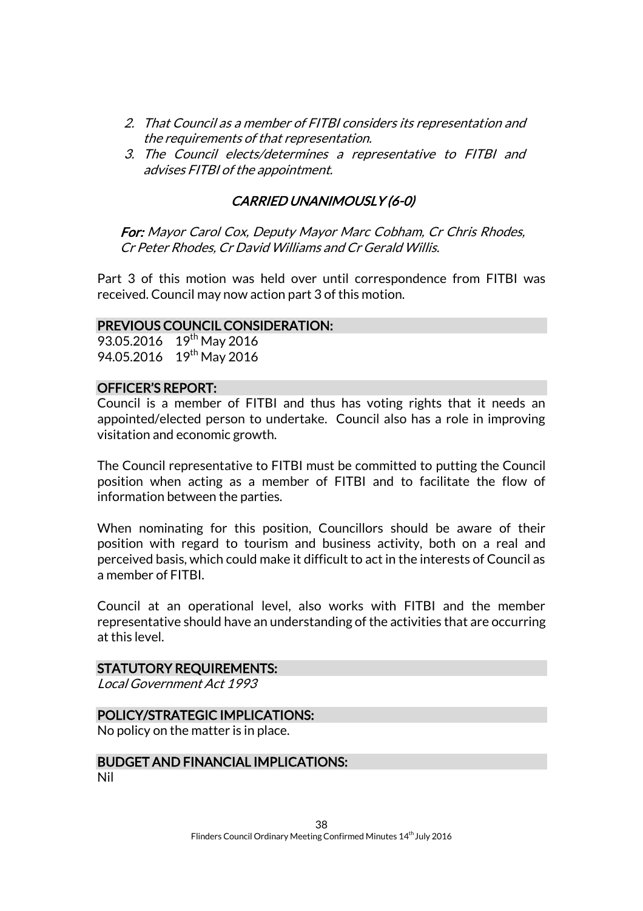2. *That Council as a member of FITBI considers its representation and the requirements of that representation.*
3. *The Council elects/determines a representative to FITBI and advises FITBI of the appointment.*

***CARRIED UNANIMOUSLY (6-0)***

***For:*** *Mayor Carol Cox, Deputy Mayor Marc Cobham, Cr Chris Rhodes, Cr Peter Rhodes, Cr David Williams and Cr Gerald Willis.*

Part 3 of this motion was held over until correspondence from FITBI was received. Council may now action part 3 of this motion.

## PREVIOUS COUNCIL CONSIDERATION:

93.05.2016 19th May 2016
94.05.2016 19th May 2016

## OFFICER'S REPORT:

Council is a member of FITBI and thus has voting rights that it needs an appointed/elected person to undertake. Council also has a role in improving visitation and economic growth.

The Council representative to FITBI must be committed to putting the Council position when acting as a member of FITBI and to facilitate the flow of information between the parties.

When nominating for this position, Councillors should be aware of their position with regard to tourism and business activity, both on a real and perceived basis, which could make it difficult to act in the interests of Council as a member of FITBI.

Council at an operational level, also works with FITBI and the member representative should have an understanding of the activities that are occurring at this level.

## STATUTORY REQUIREMENTS:

*Local Government Act 1993*

## POLICY/STRATEGIC IMPLICATIONS:

No policy on the matter is in place.

## BUDGET AND FINANCIAL IMPLICATIONS:

Nil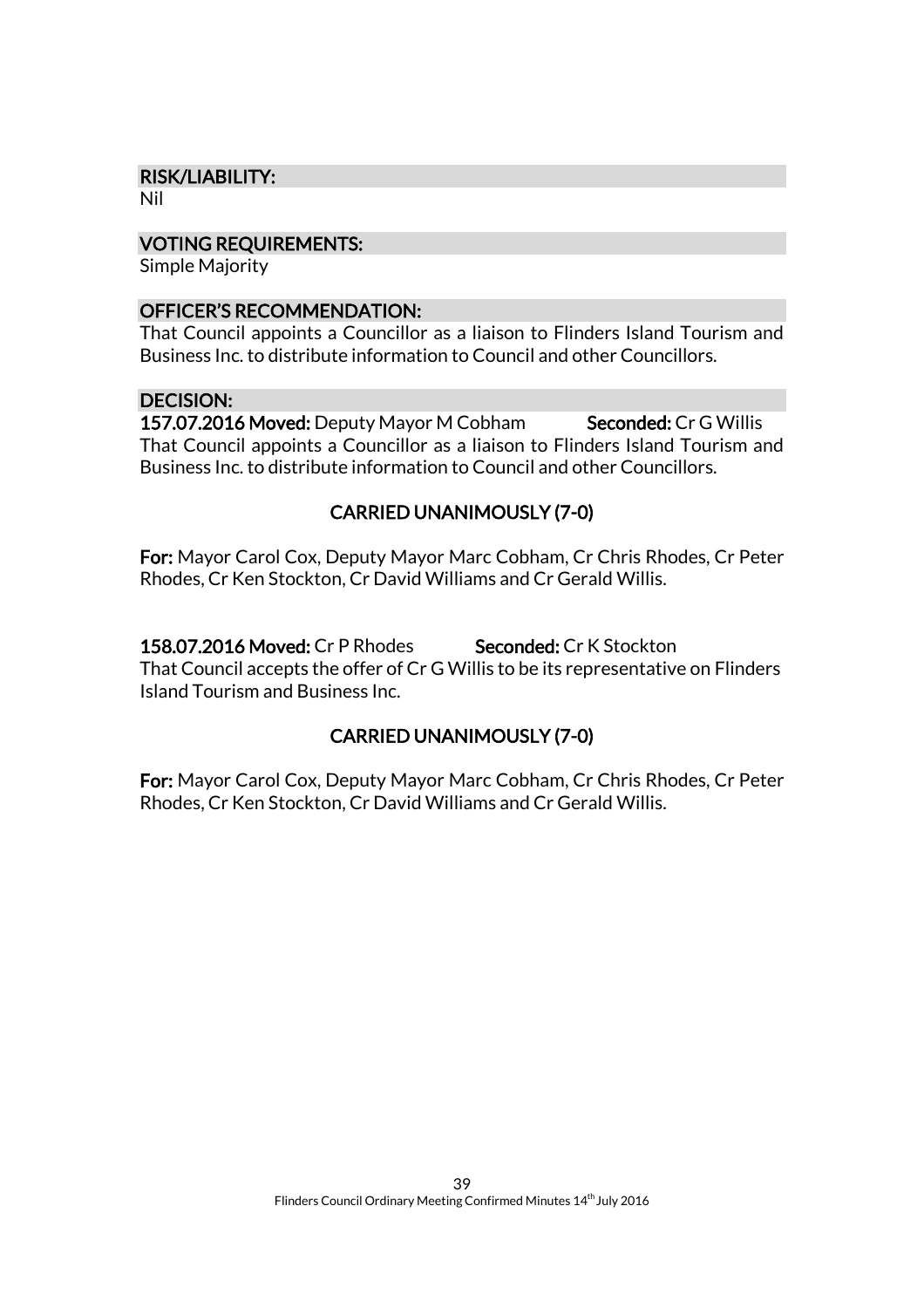## RISK/LIABILITY:

Nil

## VOTING REQUIREMENTS:

Simple Majority

## OFFICER'S RECOMMENDATION:

That Council appoints a Councillor as a liaison to Flinders Island Tourism and Business Inc. to distribute information to Council and other Councillors.

## DECISION:

**157.07.2016 Moved:** Deputy Mayor M Cobham **Seconded:** Cr G Willis

That Council appoints a Councillor as a liaison to Flinders Island Tourism and Business Inc. to distribute information to Council and other Councillors.

**CARRIED UNANIMOUSLY (7-0)**

**For:** Mayor Carol Cox, Deputy Mayor Marc Cobham, Cr Chris Rhodes, Cr Peter Rhodes, Cr Ken Stockton, Cr David Williams and Cr Gerald Willis.

**158.07.2016 Moved:** Cr P Rhodes **Seconded:** Cr K Stockton

That Council accepts the offer of Cr G Willis to be its representative on Flinders Island Tourism and Business Inc.

**CARRIED UNANIMOUSLY (7-0)**

**For:** Mayor Carol Cox, Deputy Mayor Marc Cobham, Cr Chris Rhodes, Cr Peter Rhodes, Cr Ken Stockton, Cr David Williams and Cr Gerald Willis.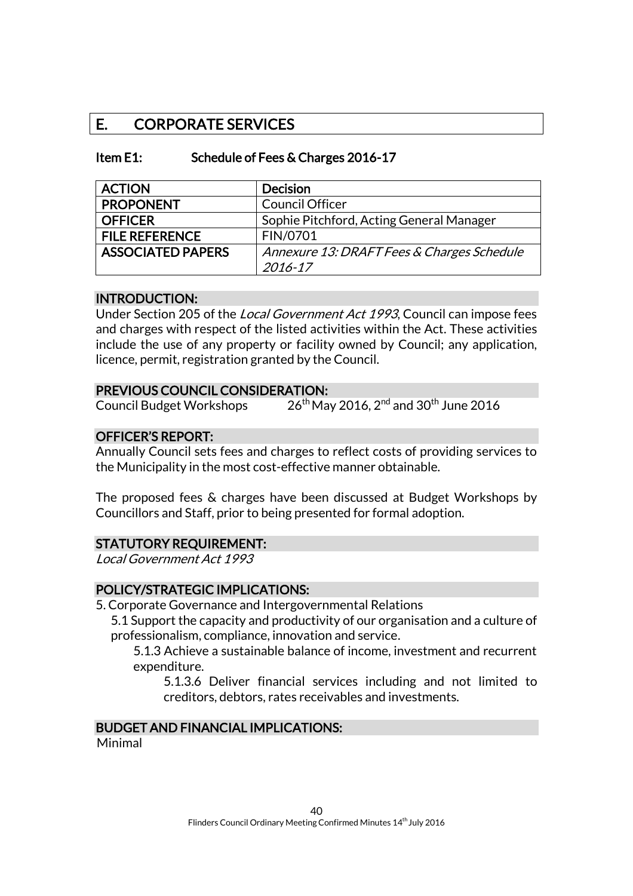## E. CORPORATE SERVICES

### Item E1: Schedule of Fees & Charges 2016-17

| ACTION | Decision |
|---|---|
| PROPONENT | Council Officer |
| OFFICER | Sophie Pitchford, Acting General Manager |
| FILE REFERENCE | FIN/0701 |
| ASSOCIATED PAPERS | *Annexure 13: DRAFT Fees & Charges Schedule 2016-17* |

#### INTRODUCTION:

Under Section 205 of the *Local Government Act 1993*, Council can impose fees and charges with respect of the listed activities within the Act. These activities include the use of any property or facility owned by Council; any application, licence, permit, registration granted by the Council.

#### PREVIOUS COUNCIL CONSIDERATION:

Council Budget Workshops 26th May 2016, 2nd and 30th June 2016

#### OFFICER'S REPORT:

Annually Council sets fees and charges to reflect costs of providing services to the Municipality in the most cost-effective manner obtainable.

The proposed fees & charges have been discussed at Budget Workshops by Councillors and Staff, prior to being presented for formal adoption.

#### STATUTORY REQUIREMENT:

*Local Government Act 1993*

#### POLICY/STRATEGIC IMPLICATIONS:

5. Corporate Governance and Intergovernmental Relations
   - 5.1 Support the capacity and productivity of our organisation and a culture of professionalism, compliance, innovation and service.
     - 5.1.3 Achieve a sustainable balance of income, investment and recurrent expenditure.
       - 5.1.3.6 Deliver financial services including and not limited to creditors, debtors, rates receivables and investments.

#### BUDGET AND FINANCIAL IMPLICATIONS:

Minimal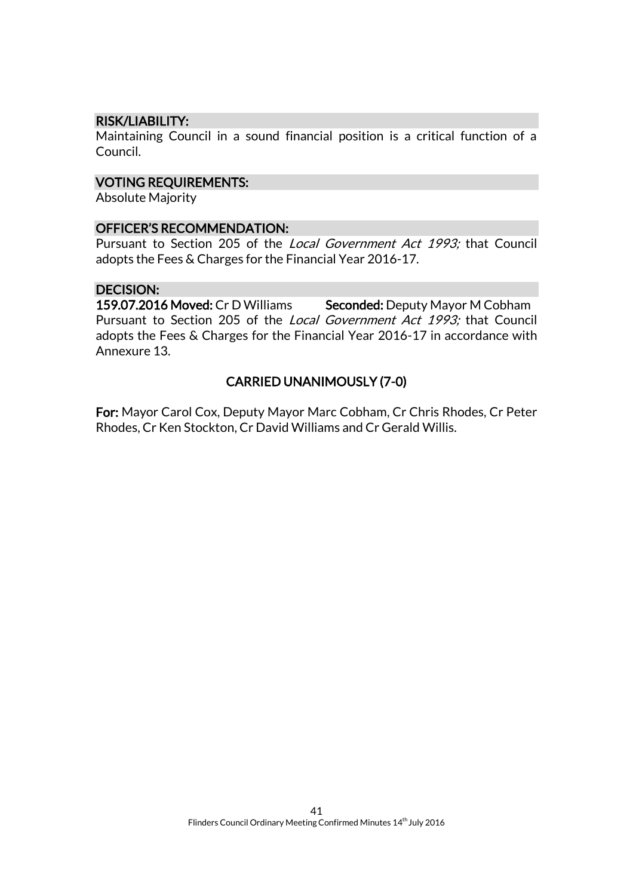### RISK/LIABILITY:

Maintaining Council in a sound financial position is a critical function of a Council.

### VOTING REQUIREMENTS:

Absolute Majority

### OFFICER'S RECOMMENDATION:

Pursuant to Section 205 of the *Local Government Act 1993;* that Council adopts the Fees & Charges for the Financial Year 2016-17.

### DECISION:

**159.07.2016 Moved:** Cr D Williams **Seconded:** Deputy Mayor M Cobham

Pursuant to Section 205 of the *Local Government Act 1993;* that Council adopts the Fees & Charges for the Financial Year 2016-17 in accordance with Annexure 13.

**CARRIED UNANIMOUSLY (7-0)**

**For:** Mayor Carol Cox, Deputy Mayor Marc Cobham, Cr Chris Rhodes, Cr Peter Rhodes, Cr Ken Stockton, Cr David Williams and Cr Gerald Willis.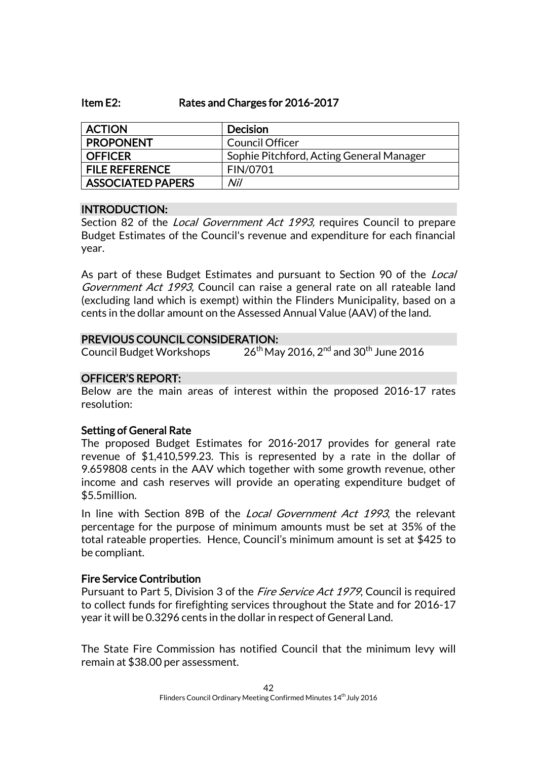## Item E2: Rates and Charges for 2016-2017

| ACTION | Decision |
|---|---|
| PROPONENT | Council Officer |
| OFFICER | Sophie Pitchford, Acting General Manager |
| FILE REFERENCE | FIN/0701 |
| ASSOCIATED PAPERS | *Nil* |

### INTRODUCTION:

Section 82 of the *Local Government Act 1993,* requires Council to prepare Budget Estimates of the Council's revenue and expenditure for each financial year.

As part of these Budget Estimates and pursuant to Section 90 of the *Local Government Act 1993,* Council can raise a general rate on all rateable land (excluding land which is exempt) within the Flinders Municipality, based on a cents in the dollar amount on the Assessed Annual Value (AAV) of the land.

### PREVIOUS COUNCIL CONSIDERATION:

Council Budget Workshops 26th May 2016, 2nd and 30th June 2016

### OFFICER'S REPORT:

Below are the main areas of interest within the proposed 2016-17 rates resolution:

**Setting of General Rate**

The proposed Budget Estimates for 2016-2017 provides for general rate revenue of $1,410,599.23. This is represented by a rate in the dollar of 9.659808 cents in the AAV which together with some growth revenue, other income and cash reserves will provide an operating expenditure budget of $5.5million.

In line with Section 89B of the *Local Government Act 1993*, the relevant percentage for the purpose of minimum amounts must be set at 35% of the total rateable properties. Hence, Council's minimum amount is set at $425 to be compliant.

**Fire Service Contribution**

Pursuant to Part 5, Division 3 of the *Fire Service Act 1979*, Council is required to collect funds for firefighting services throughout the State and for 2016-17 year it will be 0.3296 cents in the dollar in respect of General Land.

The State Fire Commission has notified Council that the minimum levy will remain at $38.00 per assessment.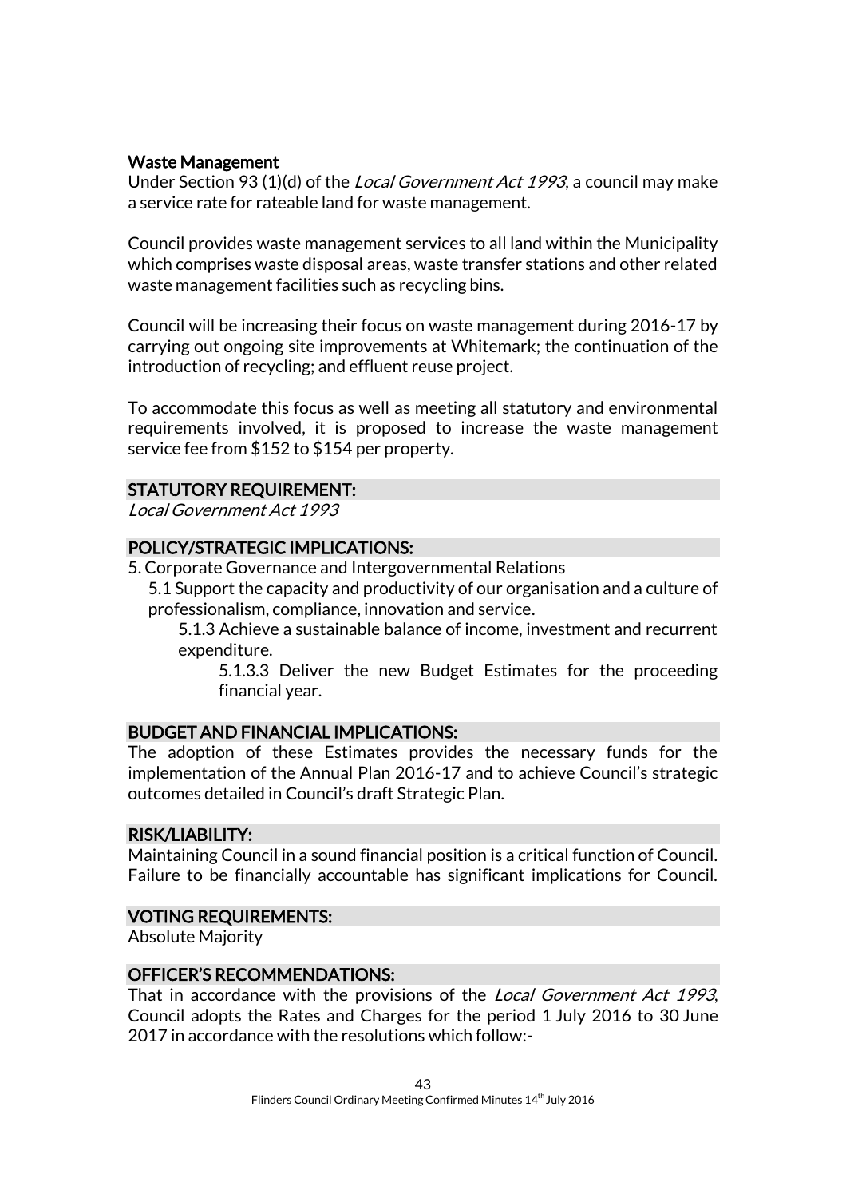**Waste Management**

Under Section 93 (1)(d) of the *Local Government Act 1993*, a council may make a service rate for rateable land for waste management.

Council provides waste management services to all land within the Municipality which comprises waste disposal areas, waste transfer stations and other related waste management facilities such as recycling bins.

Council will be increasing their focus on waste management during 2016-17 by carrying out ongoing site improvements at Whitemark; the continuation of the introduction of recycling; and effluent reuse project.

To accommodate this focus as well as meeting all statutory and environmental requirements involved, it is proposed to increase the waste management service fee from $152 to $154 per property.

## STATUTORY REQUIREMENT:

*Local Government Act 1993*

## POLICY/STRATEGIC IMPLICATIONS:

5. Corporate Governance and Intergovernmental Relations
   - 5.1 Support the capacity and productivity of our organisation and a culture of professionalism, compliance, innovation and service.
     - 5.1.3 Achieve a sustainable balance of income, investment and recurrent expenditure.
       - 5.1.3.3 Deliver the new Budget Estimates for the proceeding financial year.

## BUDGET AND FINANCIAL IMPLICATIONS:

The adoption of these Estimates provides the necessary funds for the implementation of the Annual Plan 2016-17 and to achieve Council's strategic outcomes detailed in Council's draft Strategic Plan.

## RISK/LIABILITY:

Maintaining Council in a sound financial position is a critical function of Council. Failure to be financially accountable has significant implications for Council.

## VOTING REQUIREMENTS:

Absolute Majority

## OFFICER'S RECOMMENDATIONS:

That in accordance with the provisions of the *Local Government Act 1993*, Council adopts the Rates and Charges for the period 1 July 2016 to 30 June 2017 in accordance with the resolutions which follow:-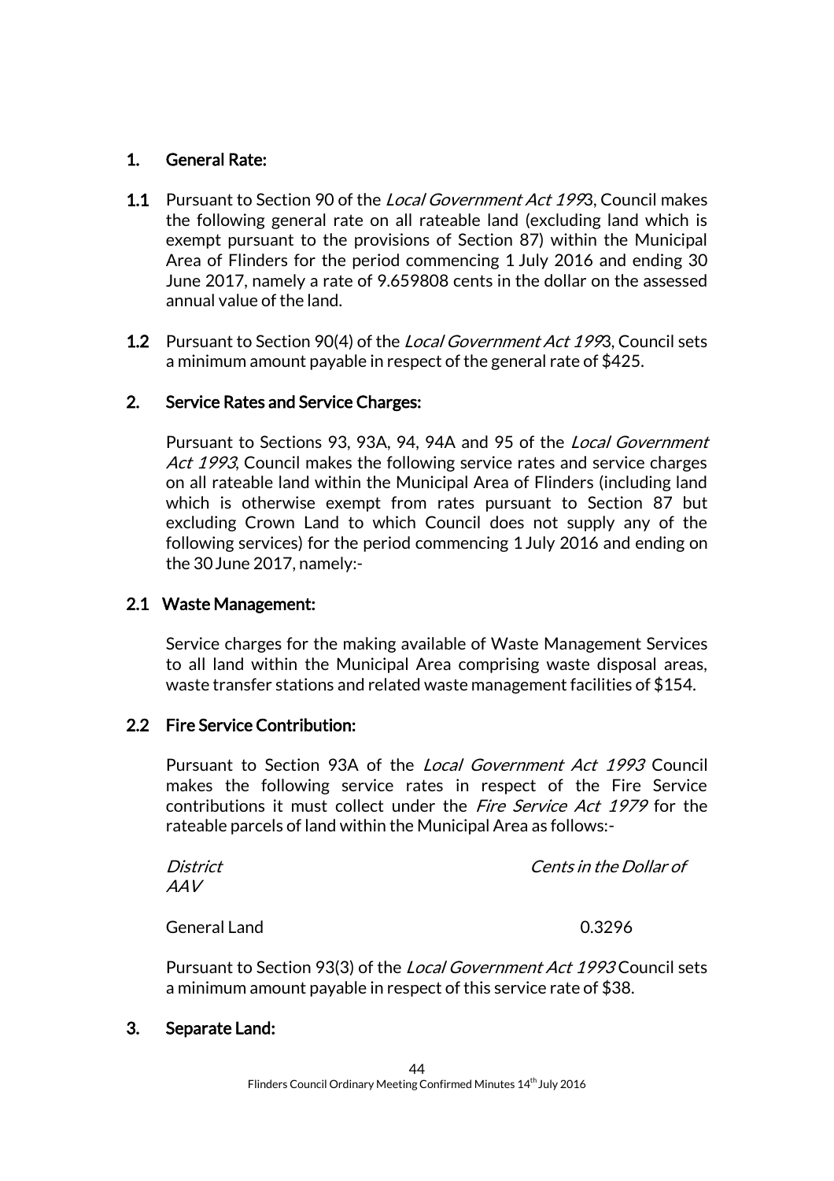## 1. General Rate:

**1.1** Pursuant to Section 90 of the *Local Government Act 199*3, Council makes the following general rate on all rateable land (excluding land which is exempt pursuant to the provisions of Section 87) within the Municipal Area of Flinders for the period commencing 1 July 2016 and ending 30 June 2017, namely a rate of 9.659808 cents in the dollar on the assessed annual value of the land.

**1.2** Pursuant to Section 90(4) of the *Local Government Act 199*3, Council sets a minimum amount payable in respect of the general rate of $425.

## 2. Service Rates and Service Charges:

Pursuant to Sections 93, 93A, 94, 94A and 95 of the *Local Government Act 1993*, Council makes the following service rates and service charges on all rateable land within the Municipal Area of Flinders (including land which is otherwise exempt from rates pursuant to Section 87 but excluding Crown Land to which Council does not supply any of the following services) for the period commencing 1 July 2016 and ending on the 30 June 2017, namely:-

### 2.1 Waste Management:

Service charges for the making available of Waste Management Services to all land within the Municipal Area comprising waste disposal areas, waste transfer stations and related waste management facilities of $154.

### 2.2 Fire Service Contribution:

Pursuant to Section 93A of the *Local Government Act 1993* Council makes the following service rates in respect of the Fire Service contributions it must collect under the *Fire Service Act 1979* for the rateable parcels of land within the Municipal Area as follows:-

| *District* | *Cents in the Dollar of AAV* |
|---|---|
| General Land | 0.3296 |

Pursuant to Section 93(3) of the *Local Government Act 1993* Council sets a minimum amount payable in respect of this service rate of $38.

## 3. Separate Land: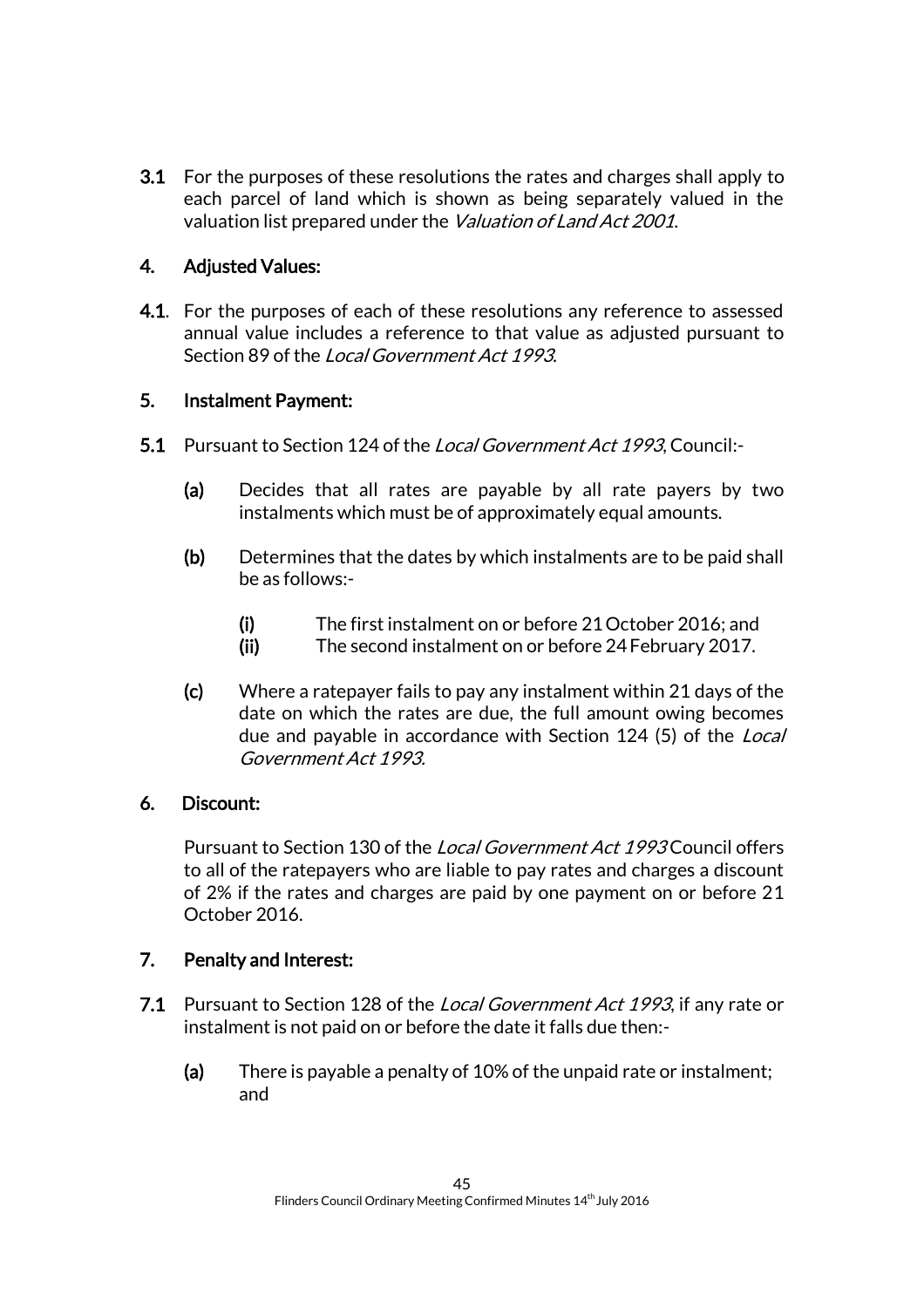**3.1** For the purposes of these resolutions the rates and charges shall apply to each parcel of land which is shown as being separately valued in the valuation list prepared under the *Valuation of Land Act 2001*.

## 4. Adjusted Values:

**4.1**. For the purposes of each of these resolutions any reference to assessed annual value includes a reference to that value as adjusted pursuant to Section 89 of the *Local Government Act 1993*.

## 5. Instalment Payment:

**5.1** Pursuant to Section 124 of the *Local Government Act 1993*, Council:-

**(a)** Decides that all rates are payable by all rate payers by two instalments which must be of approximately equal amounts.

**(b)** Determines that the dates by which instalments are to be paid shall be as follows:-

**(i)** The first instalment on or before 21 October 2016; and
**(ii)** The second instalment on or before 24 February 2017.

**(c)** Where a ratepayer fails to pay any instalment within 21 days of the date on which the rates are due, the full amount owing becomes due and payable in accordance with Section 124 (5) of the *Local Government Act 1993*.

## 6. Discount:

Pursuant to Section 130 of the *Local Government Act 1993* Council offers to all of the ratepayers who are liable to pay rates and charges a discount of 2% if the rates and charges are paid by one payment on or before 21 October 2016.

## 7. Penalty and Interest:

**7.1** Pursuant to Section 128 of the *Local Government Act 1993*, if any rate or instalment is not paid on or before the date it falls due then:-

**(a)** There is payable a penalty of 10% of the unpaid rate or instalment; and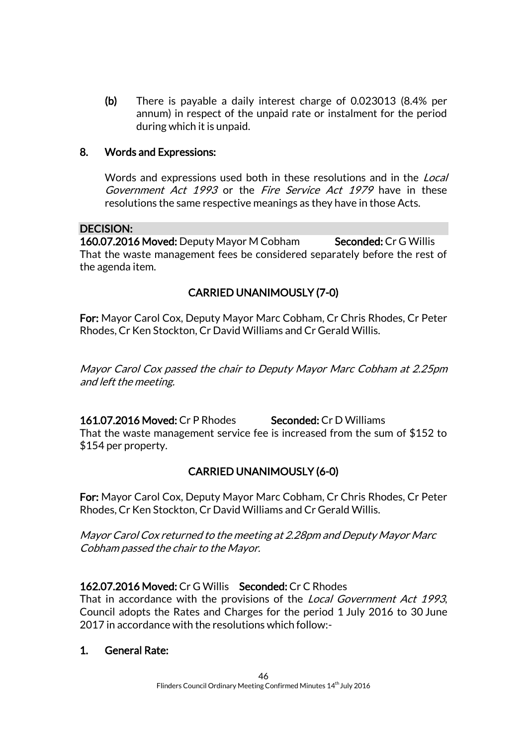(b) There is payable a daily interest charge of 0.023013 (8.4% per annum) in respect of the unpaid rate or instalment for the period during which it is unpaid.

**8. Words and Expressions:**

Words and expressions used both in these resolutions and in the *Local Government Act 1993* or the *Fire Service Act 1979* have in these resolutions the same respective meanings as they have in those Acts.

**DECISION:**

**160.07.2016 Moved:** Deputy Mayor M Cobham **Seconded:** Cr G Willis
That the waste management fees be considered separately before the rest of the agenda item.

**CARRIED UNANIMOUSLY (7-0)**

**For:** Mayor Carol Cox, Deputy Mayor Marc Cobham, Cr Chris Rhodes, Cr Peter Rhodes, Cr Ken Stockton, Cr David Williams and Cr Gerald Willis.

*Mayor Carol Cox passed the chair to Deputy Mayor Marc Cobham at 2.25pm and left the meeting.*

**161.07.2016 Moved:** Cr P Rhodes **Seconded:** Cr D Williams
That the waste management service fee is increased from the sum of $152 to $154 per property.

**CARRIED UNANIMOUSLY (6-0)**

**For:** Mayor Carol Cox, Deputy Mayor Marc Cobham, Cr Chris Rhodes, Cr Peter Rhodes, Cr Ken Stockton, Cr David Williams and Cr Gerald Willis.

*Mayor Carol Cox returned to the meeting at 2.28pm and Deputy Mayor Marc Cobham passed the chair to the Mayor.*

**162.07.2016 Moved:** Cr G Willis **Seconded:** Cr C Rhodes
That in accordance with the provisions of the *Local Government Act 1993*, Council adopts the Rates and Charges for the period 1 July 2016 to 30 June 2017 in accordance with the resolutions which follow:-

**1. General Rate:**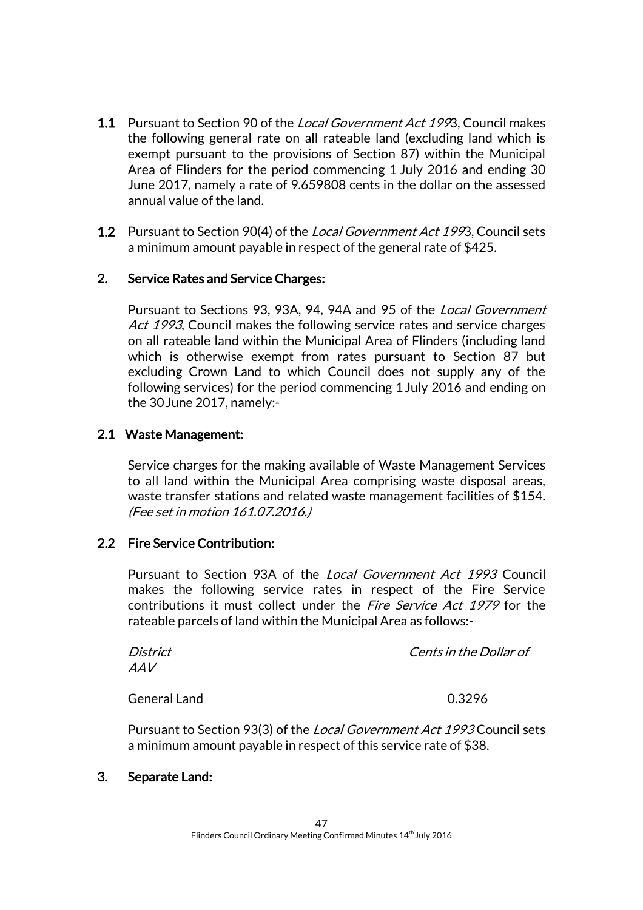**1.1** Pursuant to Section 90 of the *Local Government Act 199*3, Council makes the following general rate on all rateable land (excluding land which is exempt pursuant to the provisions of Section 87) within the Municipal Area of Flinders for the period commencing 1 July 2016 and ending 30 June 2017, namely a rate of 9.659808 cents in the dollar on the assessed annual value of the land.

**1.2** Pursuant to Section 90(4) of the *Local Government Act 199*3, Council sets a minimum amount payable in respect of the general rate of $425.

**2. Service Rates and Service Charges:**

Pursuant to Sections 93, 93A, 94, 94A and 95 of the *Local Government Act 1993*, Council makes the following service rates and service charges on all rateable land within the Municipal Area of Flinders (including land which is otherwise exempt from rates pursuant to Section 87 but excluding Crown Land to which Council does not supply any of the following services) for the period commencing 1 July 2016 and ending on the 30 June 2017, namely:-

**2.1 Waste Management:**

Service charges for the making available of Waste Management Services to all land within the Municipal Area comprising waste disposal areas, waste transfer stations and related waste management facilities of $154. *(Fee set in motion 161.07.2016.)*

**2.2 Fire Service Contribution:**

Pursuant to Section 93A of the *Local Government Act 1993* Council makes the following service rates in respect of the Fire Service contributions it must collect under the *Fire Service Act 1979* for the rateable parcels of land within the Municipal Area as follows:-

| *District* | *Cents in the Dollar of AAV* |
|---|---|
| General Land | 0.3296 |

Pursuant to Section 93(3) of the *Local Government Act 1993* Council sets a minimum amount payable in respect of this service rate of $38.

**3. Separate Land:**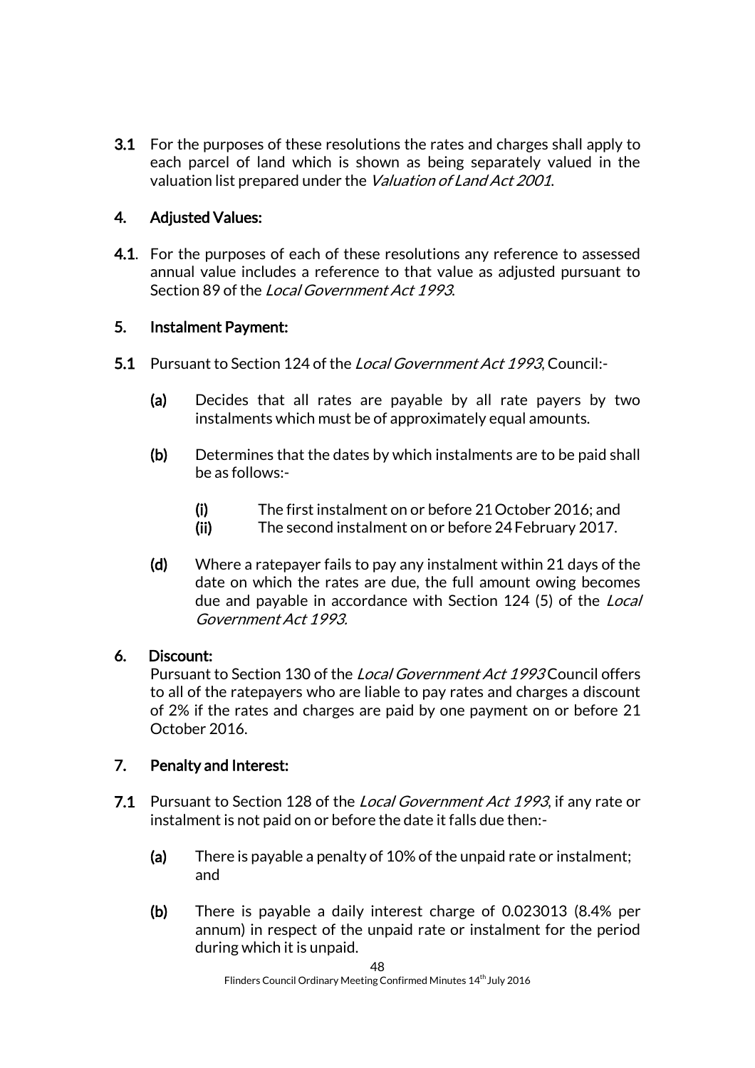**3.1** For the purposes of these resolutions the rates and charges shall apply to each parcel of land which is shown as being separately valued in the valuation list prepared under the *Valuation of Land Act 2001*.

## 4. Adjusted Values:

**4.1**. For the purposes of each of these resolutions any reference to assessed annual value includes a reference to that value as adjusted pursuant to Section 89 of the *Local Government Act 1993*.

## 5. Instalment Payment:

**5.1** Pursuant to Section 124 of the *Local Government Act 1993*, Council:-

**(a)** Decides that all rates are payable by all rate payers by two instalments which must be of approximately equal amounts.

**(b)** Determines that the dates by which instalments are to be paid shall be as follows:-

**(i)** The first instalment on or before 21 October 2016; and
**(ii)** The second instalment on or before 24 February 2017.

**(d)** Where a ratepayer fails to pay any instalment within 21 days of the date on which the rates are due, the full amount owing becomes due and payable in accordance with Section 124 (5) of the *Local Government Act 1993*.

## 6. Discount:

Pursuant to Section 130 of the *Local Government Act 1993* Council offers to all of the ratepayers who are liable to pay rates and charges a discount of 2% if the rates and charges are paid by one payment on or before 21 October 2016.

## 7. Penalty and Interest:

**7.1** Pursuant to Section 128 of the *Local Government Act 1993*, if any rate or instalment is not paid on or before the date it falls due then:-

**(a)** There is payable a penalty of 10% of the unpaid rate or instalment; and

**(b)** There is payable a daily interest charge of 0.023013 (8.4% per annum) in respect of the unpaid rate or instalment for the period during which it is unpaid.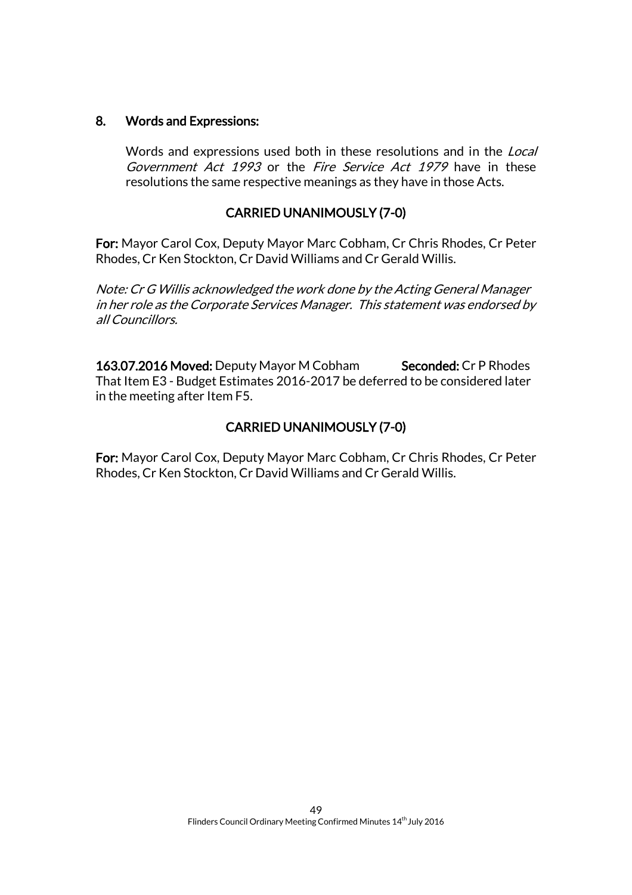## 8. Words and Expressions:

Words and expressions used both in these resolutions and in the *Local Government Act 1993* or the *Fire Service Act 1979* have in these resolutions the same respective meanings as they have in those Acts.

**CARRIED UNANIMOUSLY (7-0)**

**For:** Mayor Carol Cox, Deputy Mayor Marc Cobham, Cr Chris Rhodes, Cr Peter Rhodes, Cr Ken Stockton, Cr David Williams and Cr Gerald Willis.

*Note: Cr G Willis acknowledged the work done by the Acting General Manager in her role as the Corporate Services Manager. This statement was endorsed by all Councillors.*

**163.07.2016 Moved:** Deputy Mayor M Cobham **Seconded:** Cr P Rhodes
That Item E3 - Budget Estimates 2016-2017 be deferred to be considered later in the meeting after Item F5.

**CARRIED UNANIMOUSLY (7-0)**

**For:** Mayor Carol Cox, Deputy Mayor Marc Cobham, Cr Chris Rhodes, Cr Peter Rhodes, Cr Ken Stockton, Cr David Williams and Cr Gerald Willis.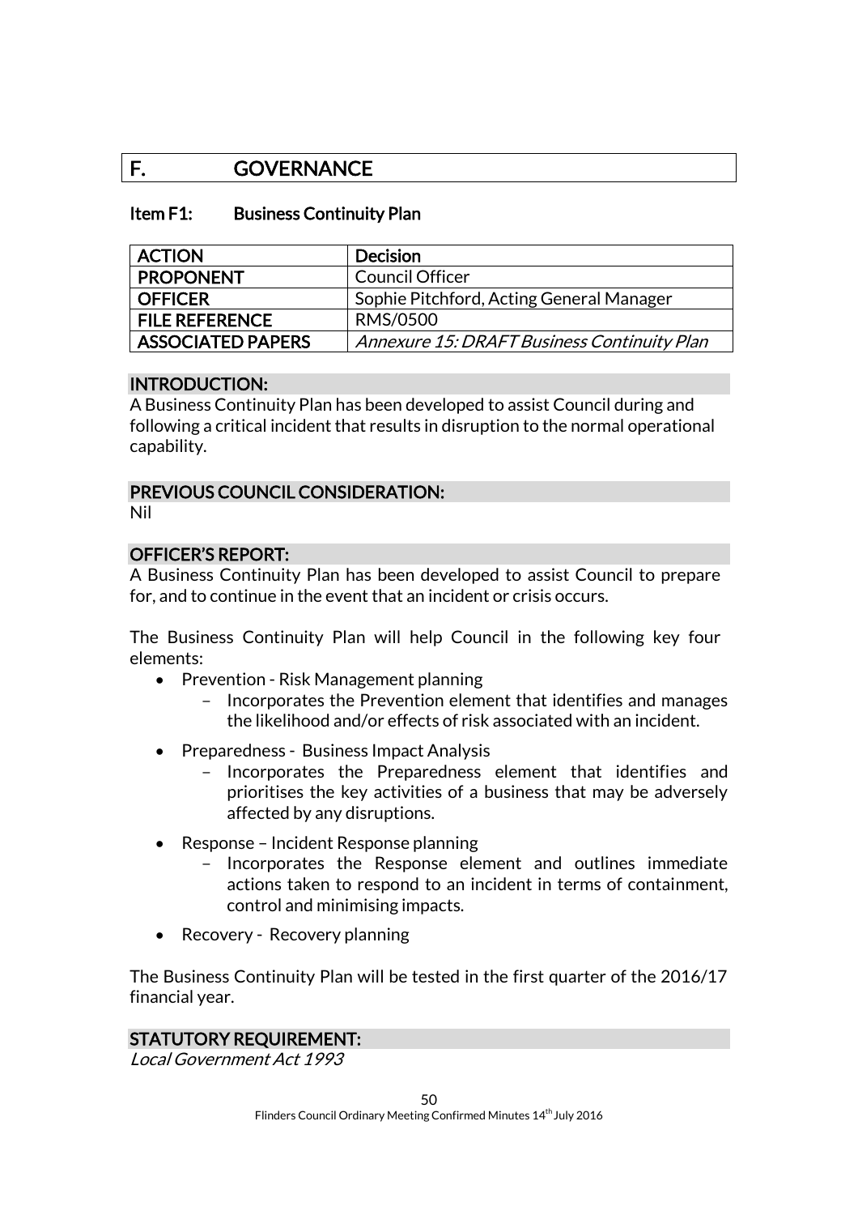# F. GOVERNANCE

## Item F1: Business Continuity Plan

| ACTION | Decision |
|---|---|
| PROPONENT | Council Officer |
| OFFICER | Sophie Pitchford, Acting General Manager |
| FILE REFERENCE | RMS/0500 |
| ASSOCIATED PAPERS | *Annexure 15: DRAFT Business Continuity Plan* |

### INTRODUCTION:

A Business Continuity Plan has been developed to assist Council during and following a critical incident that results in disruption to the normal operational capability.

### PREVIOUS COUNCIL CONSIDERATION:

Nil

### OFFICER'S REPORT:

A Business Continuity Plan has been developed to assist Council to prepare for, and to continue in the event that an incident or crisis occurs.

The Business Continuity Plan will help Council in the following key four elements:

- Prevention - Risk Management planning
  - Incorporates the Prevention element that identifies and manages the likelihood and/or effects of risk associated with an incident.
- Preparedness - Business Impact Analysis
  - Incorporates the Preparedness element that identifies and prioritises the key activities of a business that may be adversely affected by any disruptions.
- Response – Incident Response planning
  - Incorporates the Response element and outlines immediate actions taken to respond to an incident in terms of containment, control and minimising impacts.
- Recovery - Recovery planning

The Business Continuity Plan will be tested in the first quarter of the 2016/17 financial year.

### STATUTORY REQUIREMENT:

*Local Government Act 1993*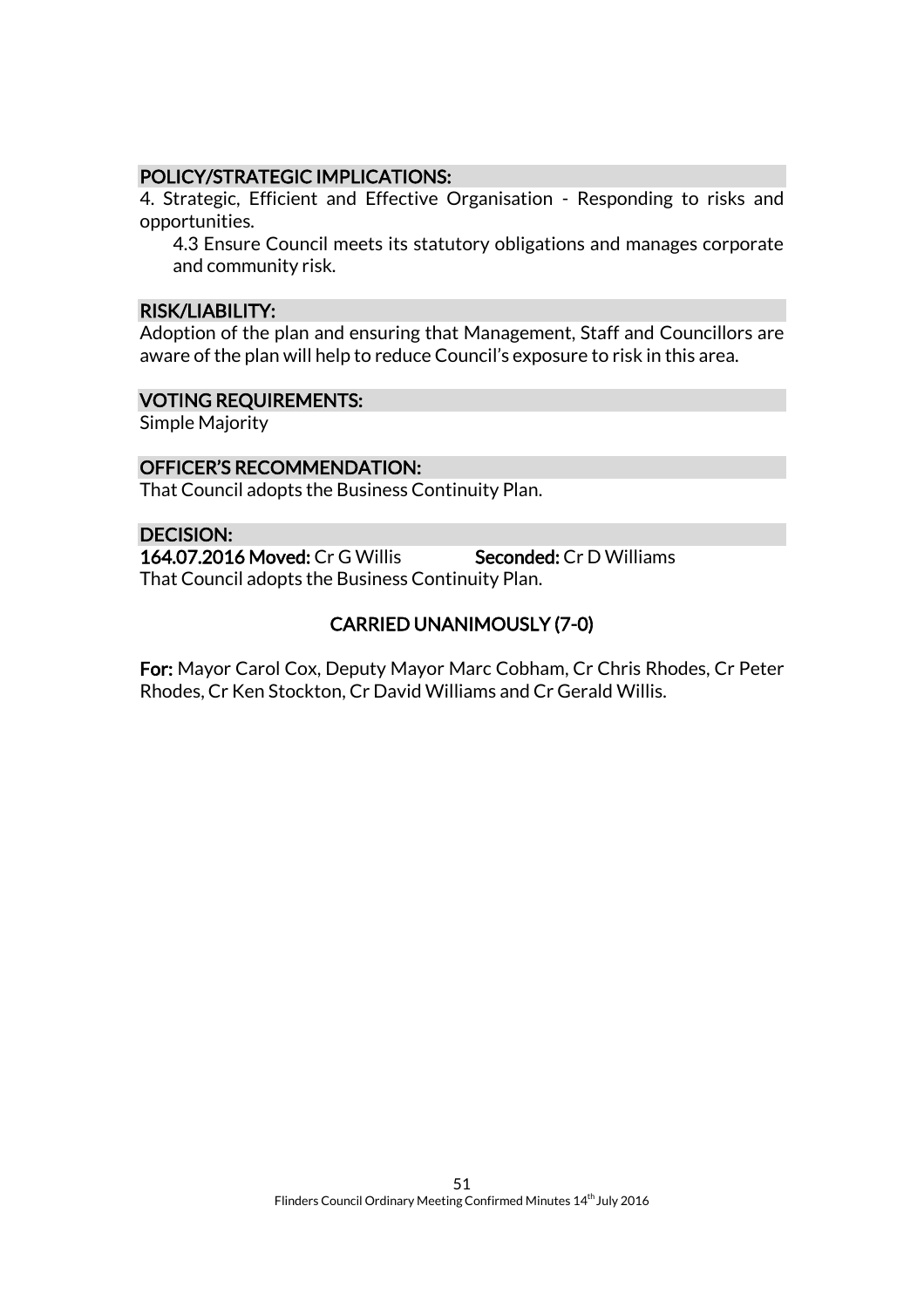### POLICY/STRATEGIC IMPLICATIONS:

4. Strategic, Efficient and Effective Organisation - Responding to risks and opportunities.

4.3 Ensure Council meets its statutory obligations and manages corporate and community risk.

### RISK/LIABILITY:

Adoption of the plan and ensuring that Management, Staff and Councillors are aware of the plan will help to reduce Council's exposure to risk in this area.

### VOTING REQUIREMENTS:

Simple Majority

### OFFICER'S RECOMMENDATION:

That Council adopts the Business Continuity Plan.

### DECISION:

**164.07.2016 Moved:** Cr G Willis **Seconded:** Cr D Williams

That Council adopts the Business Continuity Plan.

**CARRIED UNANIMOUSLY (7-0)**

**For:** Mayor Carol Cox, Deputy Mayor Marc Cobham, Cr Chris Rhodes, Cr Peter Rhodes, Cr Ken Stockton, Cr David Williams and Cr Gerald Willis.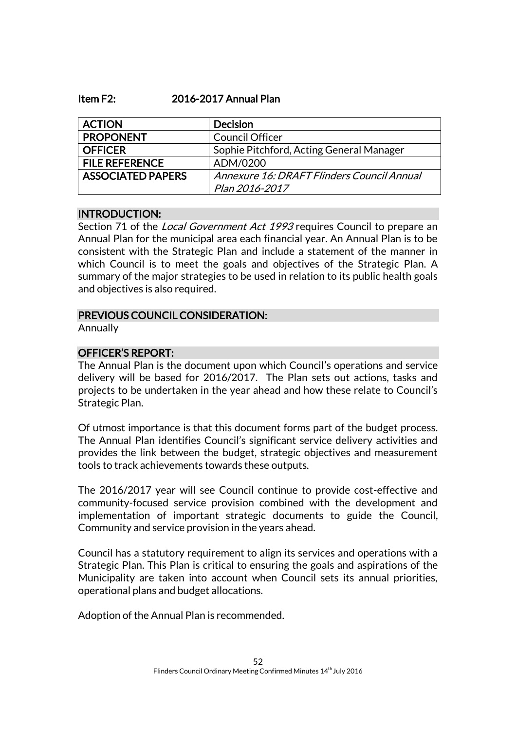## Item F2: 2016-2017 Annual Plan

| ACTION | Decision |
|---|---|
| PROPONENT | Council Officer |
| OFFICER | Sophie Pitchford, Acting General Manager |
| FILE REFERENCE | ADM/0200 |
| ASSOCIATED PAPERS | *Annexure 16: DRAFT Flinders Council Annual Plan 2016-2017* |

### INTRODUCTION:

Section 71 of the *Local Government Act 1993* requires Council to prepare an Annual Plan for the municipal area each financial year. An Annual Plan is to be consistent with the Strategic Plan and include a statement of the manner in which Council is to meet the goals and objectives of the Strategic Plan. A summary of the major strategies to be used in relation to its public health goals and objectives is also required.

### PREVIOUS COUNCIL CONSIDERATION:

Annually

### OFFICER'S REPORT:

The Annual Plan is the document upon which Council's operations and service delivery will be based for 2016/2017. The Plan sets out actions, tasks and projects to be undertaken in the year ahead and how these relate to Council's Strategic Plan.

Of utmost importance is that this document forms part of the budget process. The Annual Plan identifies Council's significant service delivery activities and provides the link between the budget, strategic objectives and measurement tools to track achievements towards these outputs.

The 2016/2017 year will see Council continue to provide cost-effective and community-focused service provision combined with the development and implementation of important strategic documents to guide the Council, Community and service provision in the years ahead.

Council has a statutory requirement to align its services and operations with a Strategic Plan. This Plan is critical to ensuring the goals and aspirations of the Municipality are taken into account when Council sets its annual priorities, operational plans and budget allocations.

Adoption of the Annual Plan is recommended.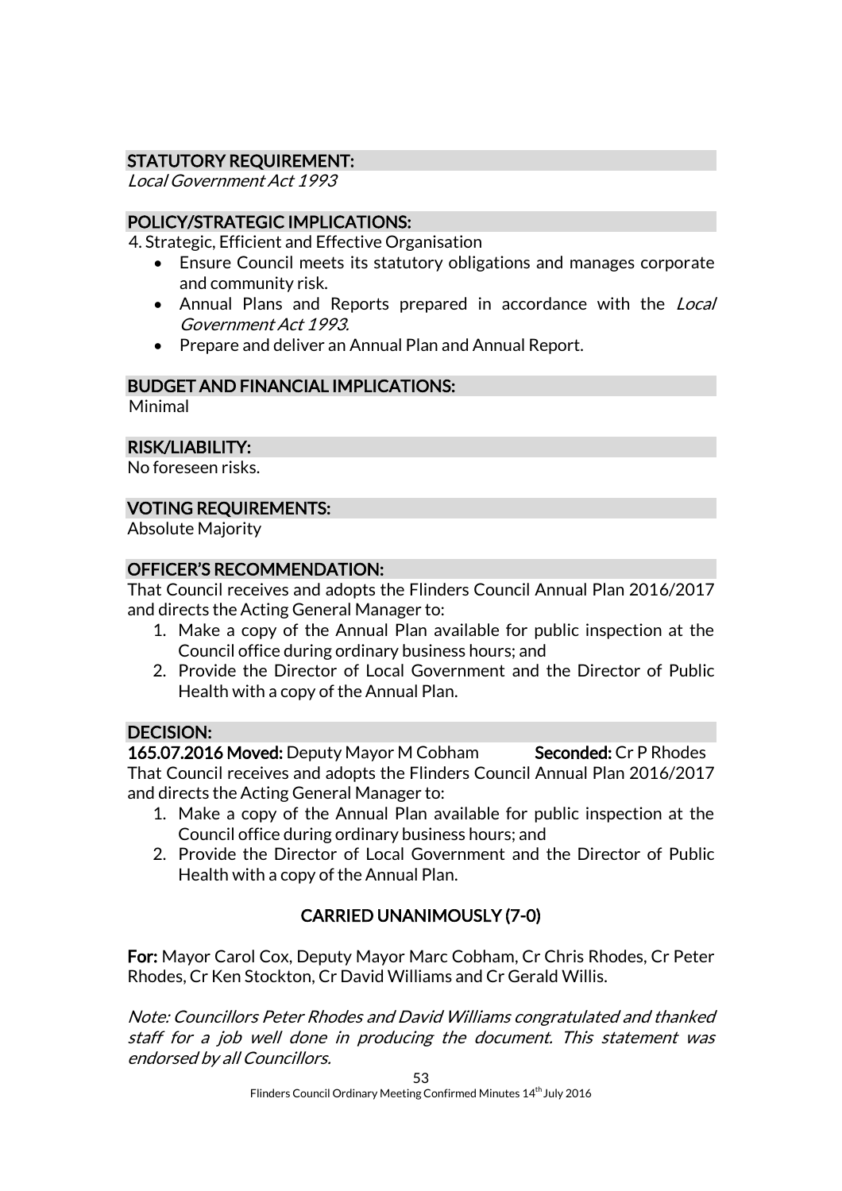## STATUTORY REQUIREMENT:

*Local Government Act 1993*

## POLICY/STRATEGIC IMPLICATIONS:

4. Strategic, Efficient and Effective Organisation

- Ensure Council meets its statutory obligations and manages corporate and community risk.
- Annual Plans and Reports prepared in accordance with the *Local Government Act 1993.*
- Prepare and deliver an Annual Plan and Annual Report.

## BUDGET AND FINANCIAL IMPLICATIONS:

Minimal

## RISK/LIABILITY:

No foreseen risks.

## VOTING REQUIREMENTS:

Absolute Majority

## OFFICER'S RECOMMENDATION:

That Council receives and adopts the Flinders Council Annual Plan 2016/2017 and directs the Acting General Manager to:

1. Make a copy of the Annual Plan available for public inspection at the Council office during ordinary business hours; and
2. Provide the Director of Local Government and the Director of Public Health with a copy of the Annual Plan.

## DECISION:

**165.07.2016 Moved:** Deputy Mayor M Cobham **Seconded:** Cr P Rhodes

That Council receives and adopts the Flinders Council Annual Plan 2016/2017 and directs the Acting General Manager to:

1. Make a copy of the Annual Plan available for public inspection at the Council office during ordinary business hours; and
2. Provide the Director of Local Government and the Director of Public Health with a copy of the Annual Plan.

**CARRIED UNANIMOUSLY (7-0)**

**For:** Mayor Carol Cox, Deputy Mayor Marc Cobham, Cr Chris Rhodes, Cr Peter Rhodes, Cr Ken Stockton, Cr David Williams and Cr Gerald Willis.

*Note: Councillors Peter Rhodes and David Williams congratulated and thanked staff for a job well done in producing the document. This statement was endorsed by all Councillors.*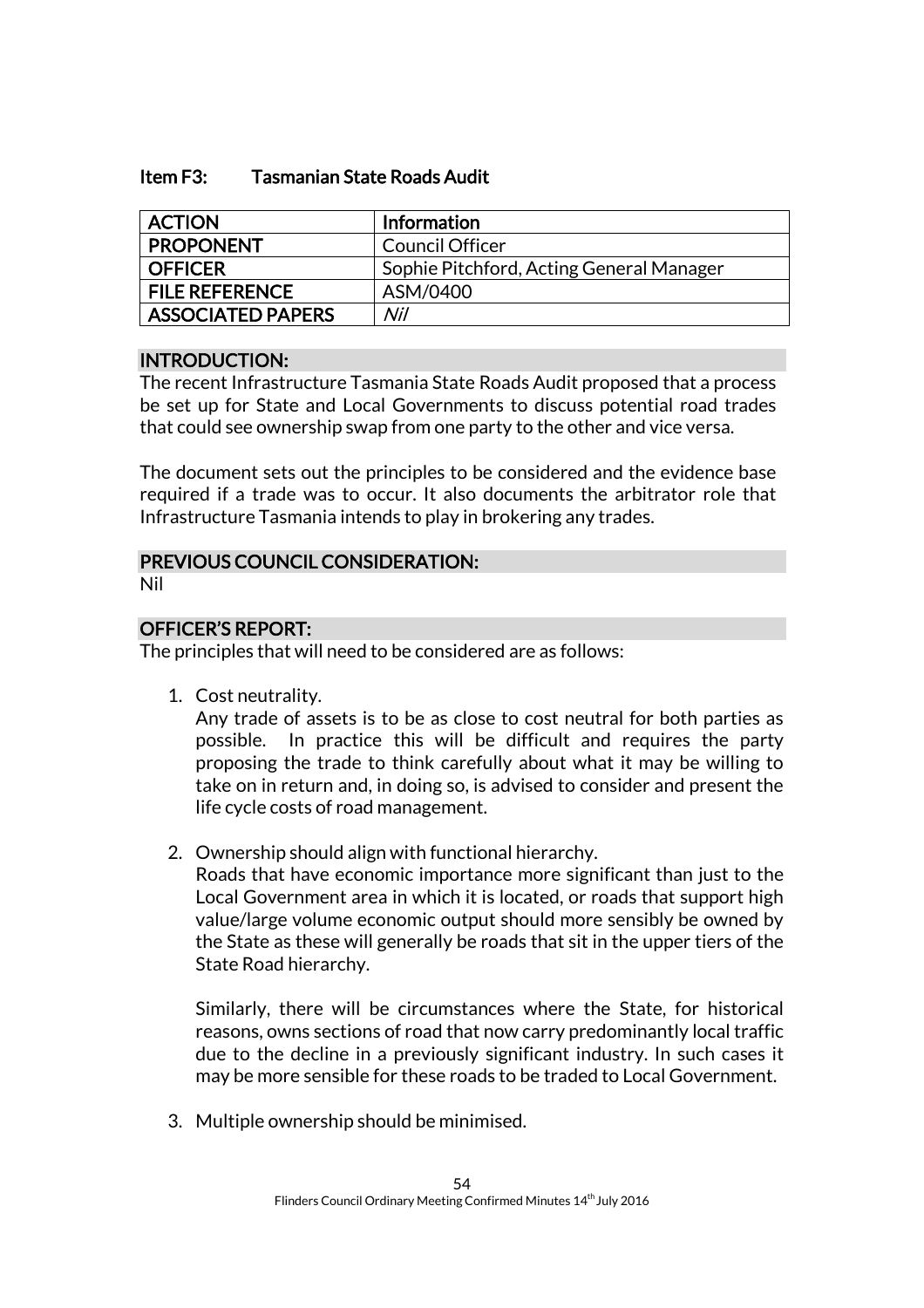### Item F3: Tasmanian State Roads Audit

| ACTION | Information |
|---|---|
| PROPONENT | Council Officer |
| OFFICER | Sophie Pitchford, Acting General Manager |
| FILE REFERENCE | ASM/0400 |
| ASSOCIATED PAPERS | *Nil* |

#### INTRODUCTION:

The recent Infrastructure Tasmania State Roads Audit proposed that a process be set up for State and Local Governments to discuss potential road trades that could see ownership swap from one party to the other and vice versa.

The document sets out the principles to be considered and the evidence base required if a trade was to occur. It also documents the arbitrator role that Infrastructure Tasmania intends to play in brokering any trades.

#### PREVIOUS COUNCIL CONSIDERATION:

Nil

#### OFFICER'S REPORT:

The principles that will need to be considered are as follows:

1. Cost neutrality.
   Any trade of assets is to be as close to cost neutral for both parties as possible. In practice this will be difficult and requires the party proposing the trade to think carefully about what it may be willing to take on in return and, in doing so, is advised to consider and present the life cycle costs of road management.

2. Ownership should align with functional hierarchy.
   Roads that have economic importance more significant than just to the Local Government area in which it is located, or roads that support high value/large volume economic output should more sensibly be owned by the State as these will generally be roads that sit in the upper tiers of the State Road hierarchy.

   Similarly, there will be circumstances where the State, for historical reasons, owns sections of road that now carry predominantly local traffic due to the decline in a previously significant industry. In such cases it may be more sensible for these roads to be traded to Local Government.

3. Multiple ownership should be minimised.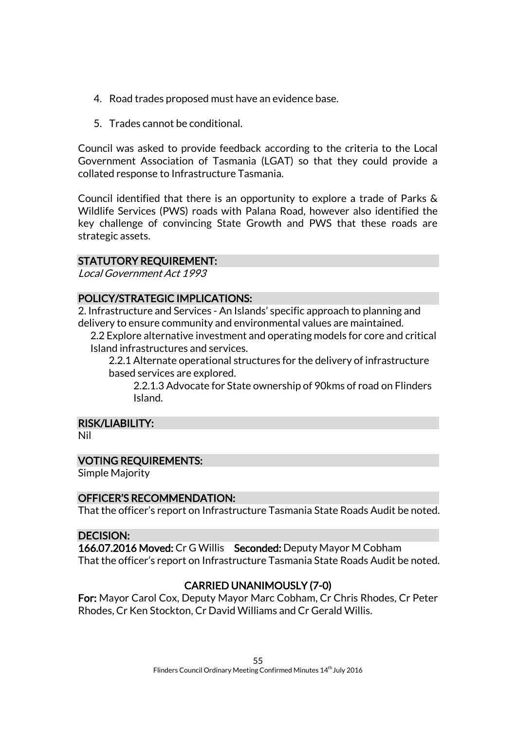4. Road trades proposed must have an evidence base.
5. Trades cannot be conditional.

Council was asked to provide feedback according to the criteria to the Local Government Association of Tasmania (LGAT) so that they could provide a collated response to Infrastructure Tasmania.

Council identified that there is an opportunity to explore a trade of Parks & Wildlife Services (PWS) roads with Palana Road, however also identified the key challenge of convincing State Growth and PWS that these roads are strategic assets.

## STATUTORY REQUIREMENT:

*Local Government Act 1993*

## POLICY/STRATEGIC IMPLICATIONS:

2. Infrastructure and Services - An Islands' specific approach to planning and delivery to ensure community and environmental values are maintained.

  2.2 Explore alternative investment and operating models for core and critical Island infrastructures and services.

    2.2.1 Alternate operational structures for the delivery of infrastructure based services are explored.

      2.2.1.3 Advocate for State ownership of 90kms of road on Flinders Island.

## RISK/LIABILITY:

Nil

## VOTING REQUIREMENTS:

Simple Majority

## OFFICER'S RECOMMENDATION:

That the officer's report on Infrastructure Tasmania State Roads Audit be noted.

## DECISION:

**166.07.2016 Moved:** Cr G Willis **Seconded:** Deputy Mayor M Cobham

That the officer's report on Infrastructure Tasmania State Roads Audit be noted.

**CARRIED UNANIMOUSLY (7-0)**

**For:** Mayor Carol Cox, Deputy Mayor Marc Cobham, Cr Chris Rhodes, Cr Peter Rhodes, Cr Ken Stockton, Cr David Williams and Cr Gerald Willis.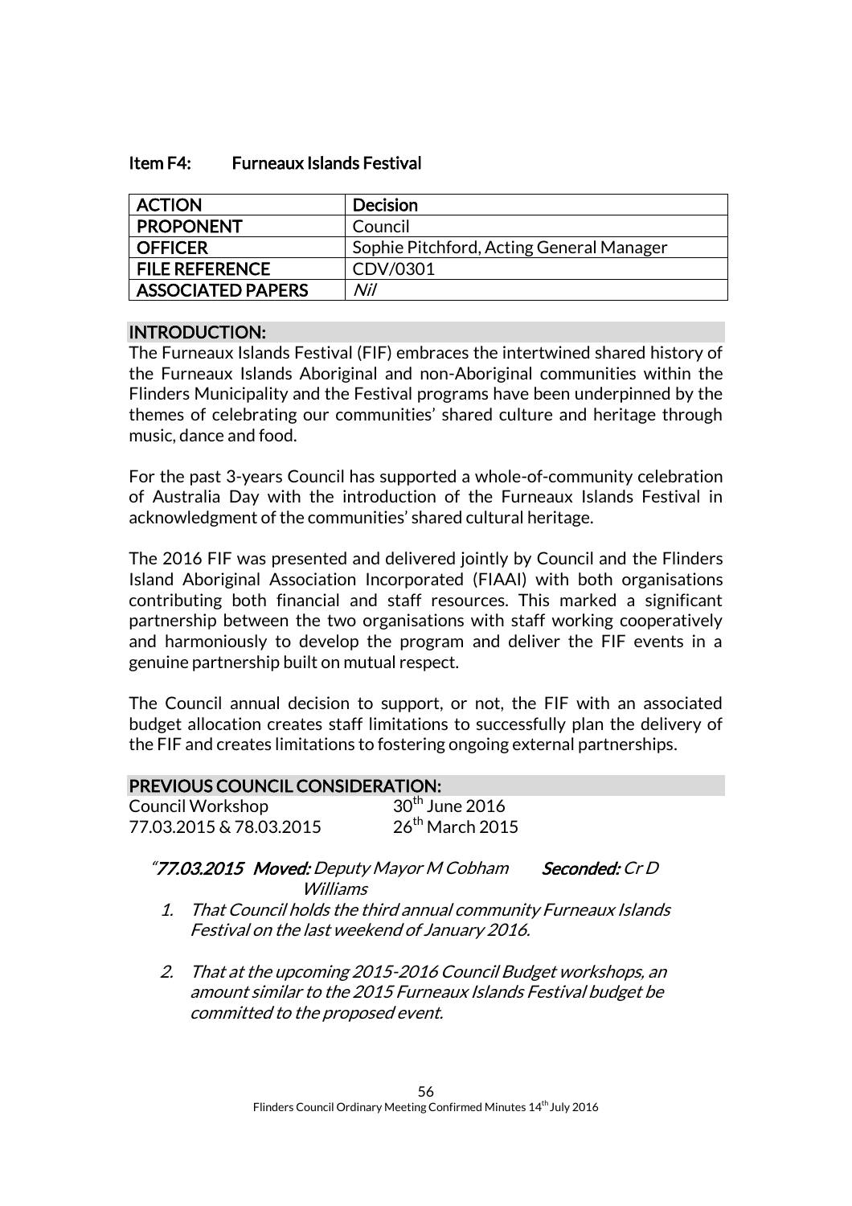### Item F4: Furneaux Islands Festival

| ACTION | Decision |
|---|---|
| PROPONENT | Council |
| OFFICER | Sophie Pitchford, Acting General Manager |
| FILE REFERENCE | CDV/0301 |
| ASSOCIATED PAPERS | *Nil* |

#### INTRODUCTION:

The Furneaux Islands Festival (FIF) embraces the intertwined shared history of the Furneaux Islands Aboriginal and non-Aboriginal communities within the Flinders Municipality and the Festival programs have been underpinned by the themes of celebrating our communities' shared culture and heritage through music, dance and food.

For the past 3-years Council has supported a whole-of-community celebration of Australia Day with the introduction of the Furneaux Islands Festival in acknowledgment of the communities' shared cultural heritage.

The 2016 FIF was presented and delivered jointly by Council and the Flinders Island Aboriginal Association Incorporated (FIAAI) with both organisations contributing both financial and staff resources. This marked a significant partnership between the two organisations with staff working cooperatively and harmoniously to develop the program and deliver the FIF events in a genuine partnership built on mutual respect.

The Council annual decision to support, or not, the FIF with an associated budget allocation creates staff limitations to successfully plan the delivery of the FIF and creates limitations to fostering ongoing external partnerships.

#### PREVIOUS COUNCIL CONSIDERATION:

Council Workshop 30th June 2016
77.03.2015 & 78.03.2015 26th March 2015

*"**77.03.2015 Moved:** Deputy Mayor M Cobham **Seconded:** Cr D Williams*

1. *That Council holds the third annual community Furneaux Islands Festival on the last weekend of January 2016.*

2. *That at the upcoming 2015-2016 Council Budget workshops, an amount similar to the 2015 Furneaux Islands Festival budget be committed to the proposed event.*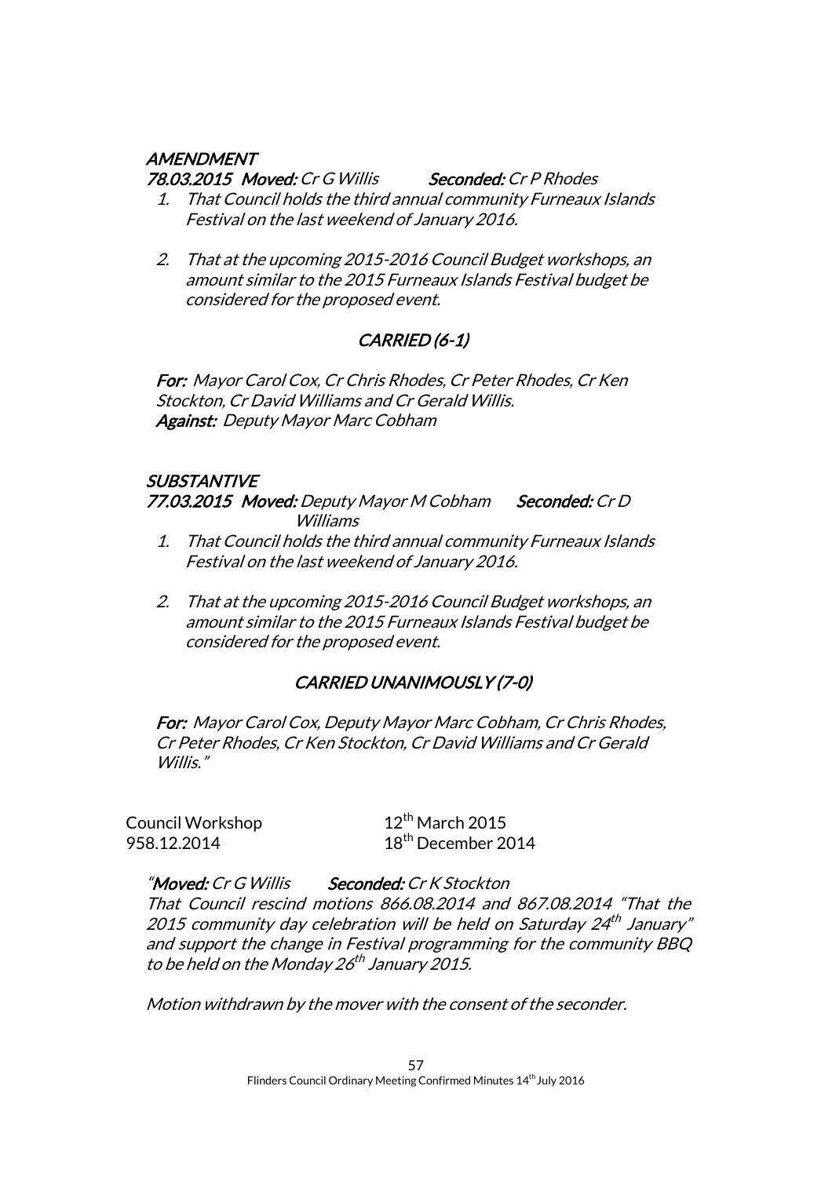***AMENDMENT***

***78.03.2015 Moved:** Cr G Willis **Seconded:** Cr P Rhodes*

1. *That Council holds the third annual community Furneaux Islands Festival on the last weekend of January 2016.*

2. *That at the upcoming 2015-2016 Council Budget workshops, an amount similar to the 2015 Furneaux Islands Festival budget be considered for the proposed event.*

***CARRIED (6-1)***

***For:** Mayor Carol Cox, Cr Chris Rhodes, Cr Peter Rhodes, Cr Ken Stockton, Cr David Williams and Cr Gerald Willis.*
***Against:** Deputy Mayor Marc Cobham*

***SUBSTANTIVE***

***77.03.2015 Moved:** Deputy Mayor M Cobham **Seconded:** Cr D Williams*

1. *That Council holds the third annual community Furneaux Islands Festival on the last weekend of January 2016.*

2. *That at the upcoming 2015-2016 Council Budget workshops, an amount similar to the 2015 Furneaux Islands Festival budget be considered for the proposed event.*

***CARRIED UNANIMOUSLY (7-0)***

***For:** Mayor Carol Cox, Deputy Mayor Marc Cobham, Cr Chris Rhodes, Cr Peter Rhodes, Cr Ken Stockton, Cr David Williams and Cr Gerald Willis."*

Council Workshop 12th March 2015
958.12.2014 18th December 2014

*"**Moved:** Cr G Willis **Seconded:** Cr K Stockton*
*That Council rescind motions 866.08.2014 and 867.08.2014 "That the 2015 community day celebration will be held on Saturday 24th January" and support the change in Festival programming for the community BBQ to be held on the Monday 26th January 2015.*

*Motion withdrawn by the mover with the consent of the seconder.*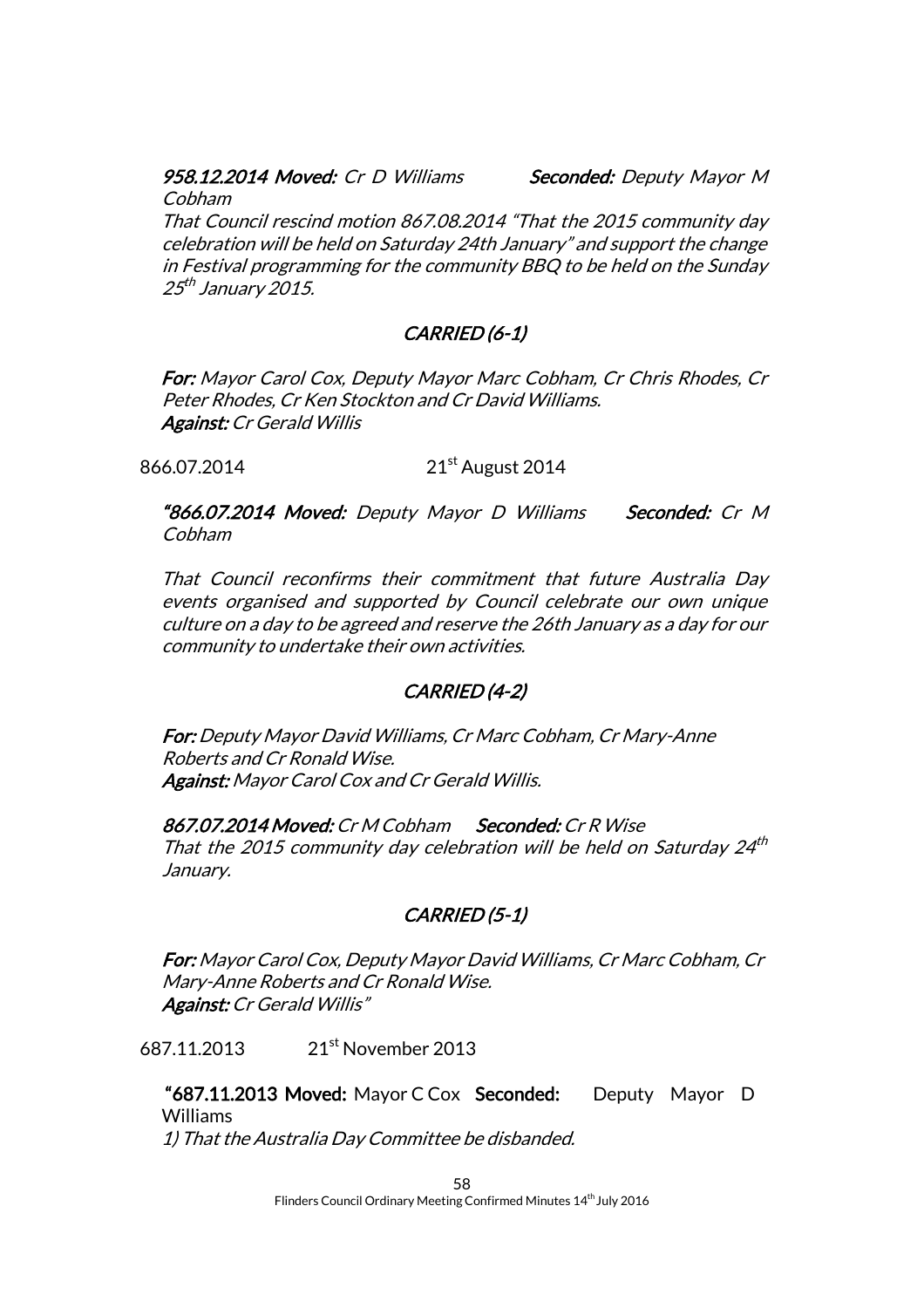***958.12.2014 Moved:*** *Cr D Williams* ***Seconded:*** *Deputy Mayor M Cobham*

*That Council rescind motion 867.08.2014 "That the 2015 community day celebration will be held on Saturday 24th January" and support the change in Festival programming for the community BBQ to be held on the Sunday 25th January 2015.*

***CARRIED (6-1)***

***For:*** *Mayor Carol Cox, Deputy Mayor Marc Cobham, Cr Chris Rhodes, Cr Peter Rhodes, Cr Ken Stockton and Cr David Williams.*
***Against:*** *Cr Gerald Willis*

866.07.2014 21st August 2014

***"866.07.2014 Moved:*** *Deputy Mayor D Williams* ***Seconded:*** *Cr M Cobham*

*That Council reconfirms their commitment that future Australia Day events organised and supported by Council celebrate our own unique culture on a day to be agreed and reserve the 26th January as a day for our community to undertake their own activities.*

***CARRIED (4-2)***

***For:*** *Deputy Mayor David Williams, Cr Marc Cobham, Cr Mary-Anne Roberts and Cr Ronald Wise.*
***Against:*** *Mayor Carol Cox and Cr Gerald Willis.*

***867.07.2014 Moved:*** *Cr M Cobham* ***Seconded:*** *Cr R Wise*
*That the 2015 community day celebration will be held on Saturday 24th January.*

***CARRIED (5-1)***

***For:*** *Mayor Carol Cox, Deputy Mayor David Williams, Cr Marc Cobham, Cr Mary-Anne Roberts and Cr Ronald Wise.*
***Against:*** *Cr Gerald Willis"*

687.11.2013 21st November 2013

**"687.11.2013 Moved:** Mayor C Cox **Seconded:** Deputy Mayor D Williams
*1) That the Australia Day Committee be disbanded.*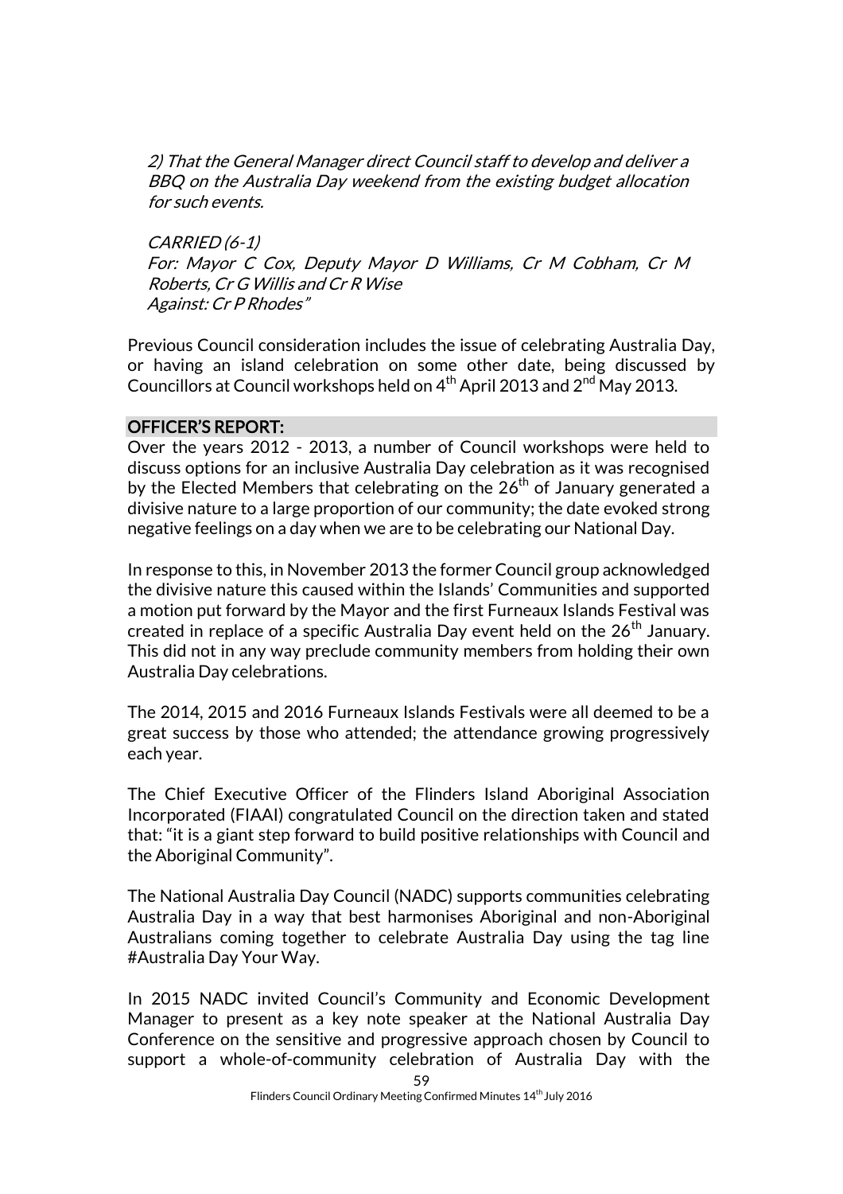*2) That the General Manager direct Council staff to develop and deliver a BBQ on the Australia Day weekend from the existing budget allocation for such events.*

*CARRIED (6-1)*
*For: Mayor C Cox, Deputy Mayor D Williams, Cr M Cobham, Cr M Roberts, Cr G Willis and Cr R Wise*
*Against: Cr P Rhodes"*

Previous Council consideration includes the issue of celebrating Australia Day, or having an island celebration on some other date, being discussed by Councillors at Council workshops held on 4th April 2013 and 2nd May 2013.

## OFFICER'S REPORT:

Over the years 2012 - 2013, a number of Council workshops were held to discuss options for an inclusive Australia Day celebration as it was recognised by the Elected Members that celebrating on the 26th of January generated a divisive nature to a large proportion of our community; the date evoked strong negative feelings on a day when we are to be celebrating our National Day.

In response to this, in November 2013 the former Council group acknowledged the divisive nature this caused within the Islands' Communities and supported a motion put forward by the Mayor and the first Furneaux Islands Festival was created in replace of a specific Australia Day event held on the 26th January. This did not in any way preclude community members from holding their own Australia Day celebrations.

The 2014, 2015 and 2016 Furneaux Islands Festivals were all deemed to be a great success by those who attended; the attendance growing progressively each year.

The Chief Executive Officer of the Flinders Island Aboriginal Association Incorporated (FIAAI) congratulated Council on the direction taken and stated that: "it is a giant step forward to build positive relationships with Council and the Aboriginal Community".

The National Australia Day Council (NADC) supports communities celebrating Australia Day in a way that best harmonises Aboriginal and non-Aboriginal Australians coming together to celebrate Australia Day using the tag line #Australia Day Your Way.

In 2015 NADC invited Council's Community and Economic Development Manager to present as a key note speaker at the National Australia Day Conference on the sensitive and progressive approach chosen by Council to support a whole-of-community celebration of Australia Day with the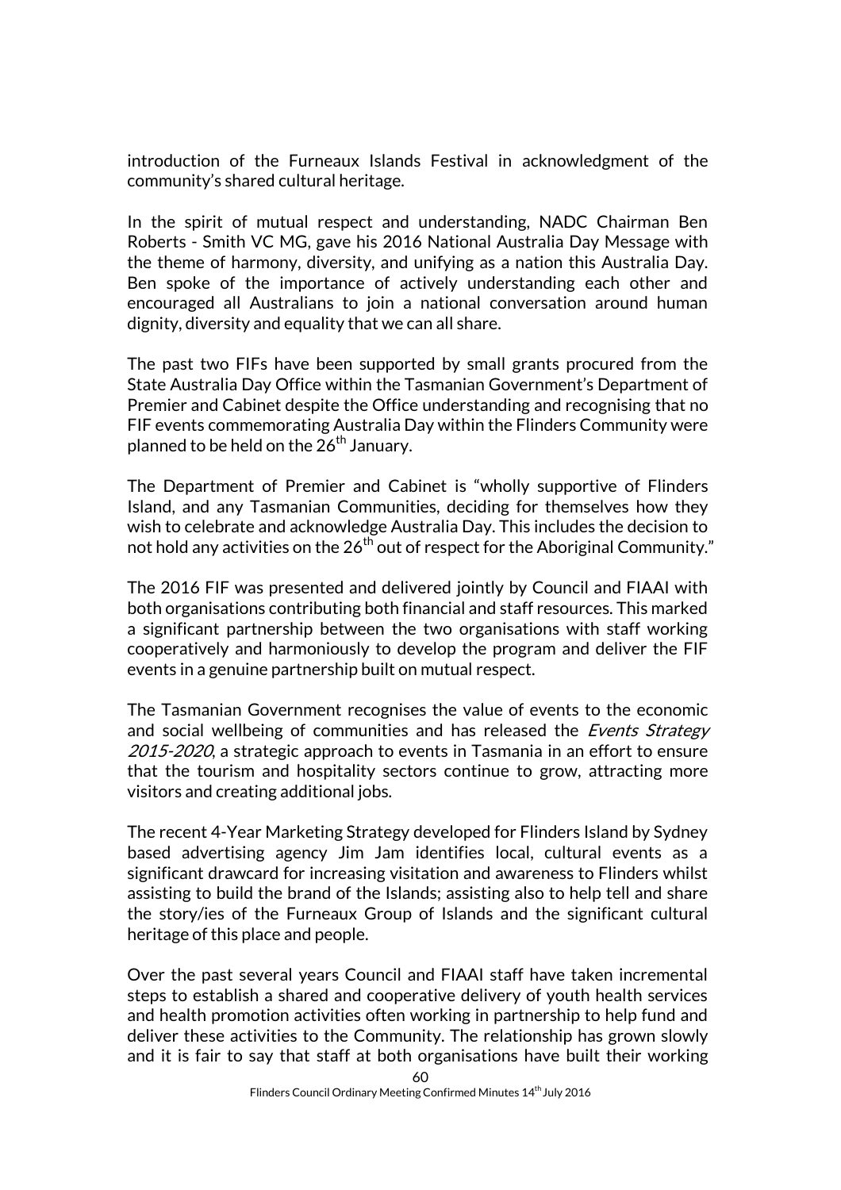introduction of the Furneaux Islands Festival in acknowledgment of the community's shared cultural heritage.

In the spirit of mutual respect and understanding, NADC Chairman Ben Roberts - Smith VC MG, gave his 2016 National Australia Day Message with the theme of harmony, diversity, and unifying as a nation this Australia Day. Ben spoke of the importance of actively understanding each other and encouraged all Australians to join a national conversation around human dignity, diversity and equality that we can all share.

The past two FIFs have been supported by small grants procured from the State Australia Day Office within the Tasmanian Government's Department of Premier and Cabinet despite the Office understanding and recognising that no FIF events commemorating Australia Day within the Flinders Community were planned to be held on the 26th January.

The Department of Premier and Cabinet is "wholly supportive of Flinders Island, and any Tasmanian Communities, deciding for themselves how they wish to celebrate and acknowledge Australia Day. This includes the decision to not hold any activities on the 26th out of respect for the Aboriginal Community."

The 2016 FIF was presented and delivered jointly by Council and FIAAI with both organisations contributing both financial and staff resources. This marked a significant partnership between the two organisations with staff working cooperatively and harmoniously to develop the program and deliver the FIF events in a genuine partnership built on mutual respect.

The Tasmanian Government recognises the value of events to the economic and social wellbeing of communities and has released the *Events Strategy 2015-2020*, a strategic approach to events in Tasmania in an effort to ensure that the tourism and hospitality sectors continue to grow, attracting more visitors and creating additional jobs.

The recent 4-Year Marketing Strategy developed for Flinders Island by Sydney based advertising agency Jim Jam identifies local, cultural events as a significant drawcard for increasing visitation and awareness to Flinders whilst assisting to build the brand of the Islands; assisting also to help tell and share the story/ies of the Furneaux Group of Islands and the significant cultural heritage of this place and people.

Over the past several years Council and FIAAI staff have taken incremental steps to establish a shared and cooperative delivery of youth health services and health promotion activities often working in partnership to help fund and deliver these activities to the Community. The relationship has grown slowly and it is fair to say that staff at both organisations have built their working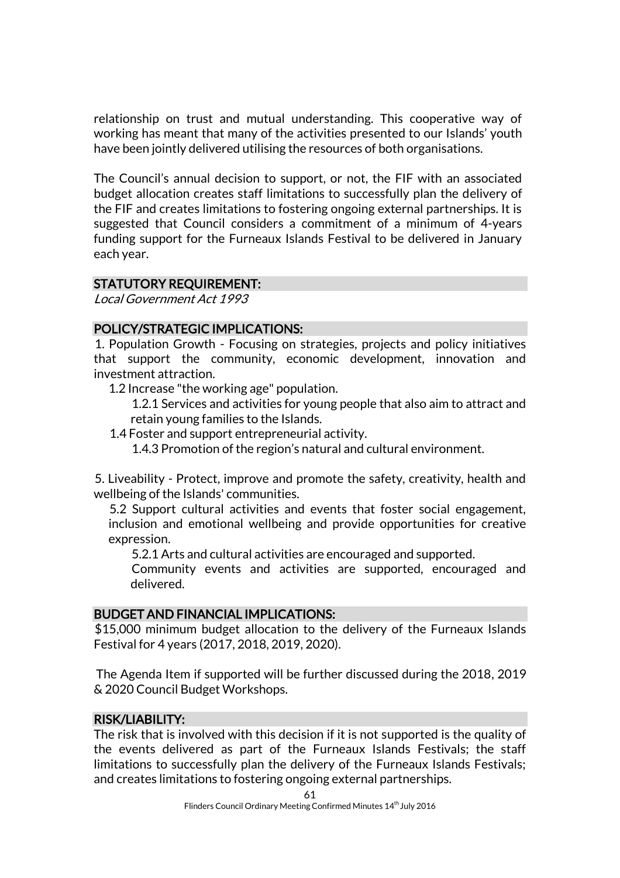relationship on trust and mutual understanding. This cooperative way of working has meant that many of the activities presented to our Islands' youth have been jointly delivered utilising the resources of both organisations.

The Council's annual decision to support, or not, the FIF with an associated budget allocation creates staff limitations to successfully plan the delivery of the FIF and creates limitations to fostering ongoing external partnerships. It is suggested that Council considers a commitment of a minimum of 4-years funding support for the Furneaux Islands Festival to be delivered in January each year.

## STATUTORY REQUIREMENT:

*Local Government Act 1993*

## POLICY/STRATEGIC IMPLICATIONS:

1. Population Growth - Focusing on strategies, projects and policy initiatives that support the community, economic development, innovation and investment attraction.
   - 1.2 Increase "the working age" population.
     - 1.2.1 Services and activities for young people that also aim to attract and retain young families to the Islands.
   - 1.4 Foster and support entrepreneurial activity.
     - 1.4.3 Promotion of the region's natural and cultural environment.

5. Liveability - Protect, improve and promote the safety, creativity, health and wellbeing of the Islands' communities.
   - 5.2 Support cultural activities and events that foster social engagement, inclusion and emotional wellbeing and provide opportunities for creative expression.
     - 5.2.1 Arts and cultural activities are encouraged and supported.
     - Community events and activities are supported, encouraged and delivered.

## BUDGET AND FINANCIAL IMPLICATIONS:

$15,000 minimum budget allocation to the delivery of the Furneaux Islands Festival for 4 years (2017, 2018, 2019, 2020).

The Agenda Item if supported will be further discussed during the 2018, 2019 & 2020 Council Budget Workshops.

## RISK/LIABILITY:

The risk that is involved with this decision if it is not supported is the quality of the events delivered as part of the Furneaux Islands Festivals; the staff limitations to successfully plan the delivery of the Furneaux Islands Festivals; and creates limitations to fostering ongoing external partnerships.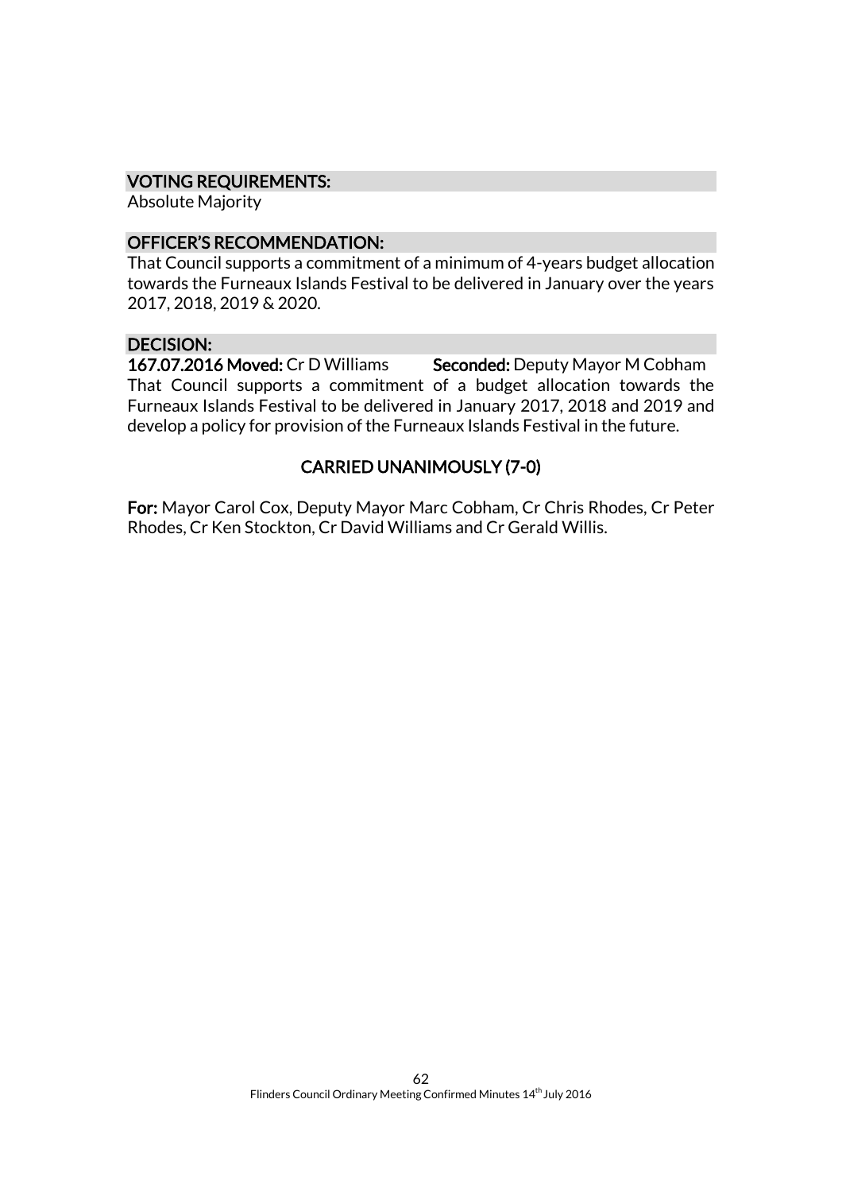### VOTING REQUIREMENTS:

Absolute Majority

### OFFICER'S RECOMMENDATION:

That Council supports a commitment of a minimum of 4-years budget allocation towards the Furneaux Islands Festival to be delivered in January over the years 2017, 2018, 2019 & 2020.

### DECISION:

**167.07.2016 Moved:** Cr D Williams **Seconded:** Deputy Mayor M Cobham

That Council supports a commitment of a budget allocation towards the Furneaux Islands Festival to be delivered in January 2017, 2018 and 2019 and develop a policy for provision of the Furneaux Islands Festival in the future.

**CARRIED UNANIMOUSLY (7-0)**

**For:** Mayor Carol Cox, Deputy Mayor Marc Cobham, Cr Chris Rhodes, Cr Peter Rhodes, Cr Ken Stockton, Cr David Williams and Cr Gerald Willis.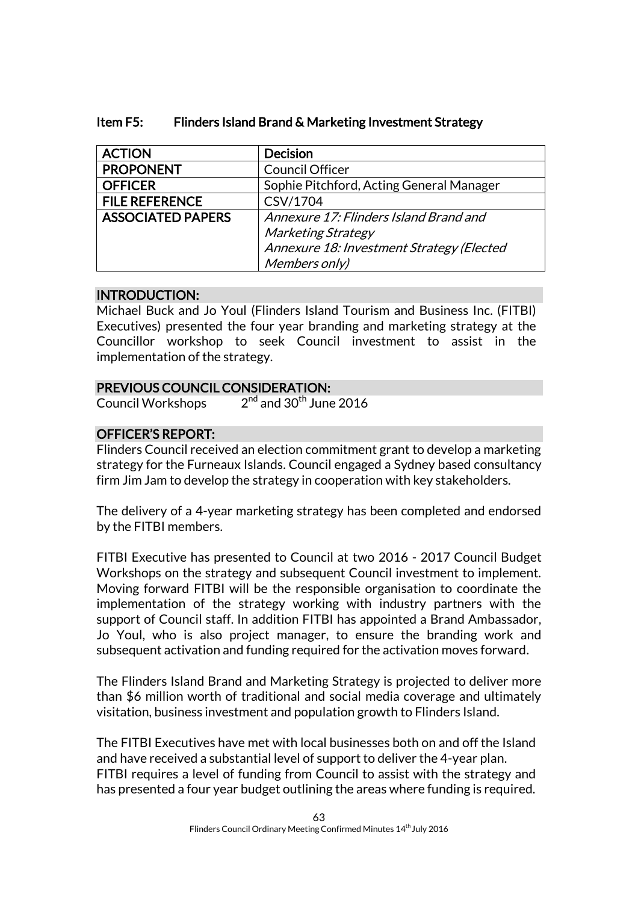## Item F5: Flinders Island Brand & Marketing Investment Strategy

| ACTION | Decision |
|---|---|
| PROPONENT | Council Officer |
| OFFICER | Sophie Pitchford, Acting General Manager |
| FILE REFERENCE | CSV/1704 |
| ASSOCIATED PAPERS | *Annexure 17: Flinders Island Brand and Marketing Strategy*<br>*Annexure 18: Investment Strategy (Elected Members only)* |

### INTRODUCTION:

Michael Buck and Jo Youl (Flinders Island Tourism and Business Inc. (FITBI) Executives) presented the four year branding and marketing strategy at the Councillor workshop to seek Council investment to assist in the implementation of the strategy.

### PREVIOUS COUNCIL CONSIDERATION:

Council Workshops 2nd and 30th June 2016

### OFFICER'S REPORT:

Flinders Council received an election commitment grant to develop a marketing strategy for the Furneaux Islands. Council engaged a Sydney based consultancy firm Jim Jam to develop the strategy in cooperation with key stakeholders.

The delivery of a 4-year marketing strategy has been completed and endorsed by the FITBI members.

FITBI Executive has presented to Council at two 2016 - 2017 Council Budget Workshops on the strategy and subsequent Council investment to implement. Moving forward FITBI will be the responsible organisation to coordinate the implementation of the strategy working with industry partners with the support of Council staff. In addition FITBI has appointed a Brand Ambassador, Jo Youl, who is also project manager, to ensure the branding work and subsequent activation and funding required for the activation moves forward.

The Flinders Island Brand and Marketing Strategy is projected to deliver more than $6 million worth of traditional and social media coverage and ultimately visitation, business investment and population growth to Flinders Island.

The FITBI Executives have met with local businesses both on and off the Island and have received a substantial level of support to deliver the 4-year plan.
FITBI requires a level of funding from Council to assist with the strategy and has presented a four year budget outlining the areas where funding is required.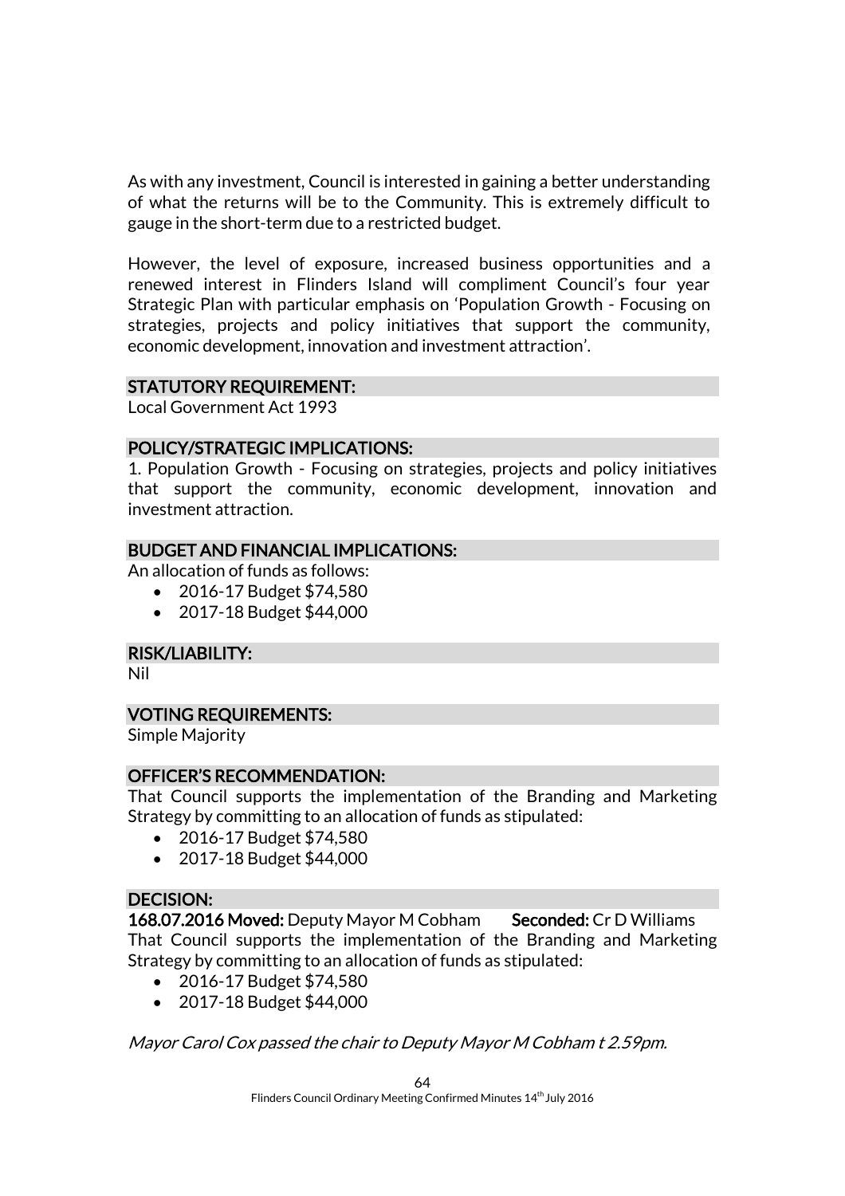As with any investment, Council is interested in gaining a better understanding of what the returns will be to the Community. This is extremely difficult to gauge in the short-term due to a restricted budget.

However, the level of exposure, increased business opportunities and a renewed interest in Flinders Island will compliment Council's four year Strategic Plan with particular emphasis on 'Population Growth - Focusing on strategies, projects and policy initiatives that support the community, economic development, innovation and investment attraction'.

## STATUTORY REQUIREMENT:

Local Government Act 1993

## POLICY/STRATEGIC IMPLICATIONS:

1. Population Growth - Focusing on strategies, projects and policy initiatives that support the community, economic development, innovation and investment attraction.

## BUDGET AND FINANCIAL IMPLICATIONS:

An allocation of funds as follows:

- 2016-17 Budget $74,580
- 2017-18 Budget $44,000

## RISK/LIABILITY:

Nil

## VOTING REQUIREMENTS:

Simple Majority

## OFFICER'S RECOMMENDATION:

That Council supports the implementation of the Branding and Marketing Strategy by committing to an allocation of funds as stipulated:

- 2016-17 Budget $74,580
- 2017-18 Budget $44,000

## DECISION:

**168.07.2016 Moved:** Deputy Mayor M Cobham **Seconded:** Cr D Williams

That Council supports the implementation of the Branding and Marketing Strategy by committing to an allocation of funds as stipulated:

- 2016-17 Budget $74,580
- 2017-18 Budget $44,000

*Mayor Carol Cox passed the chair to Deputy Mayor M Cobham t 2.59pm.*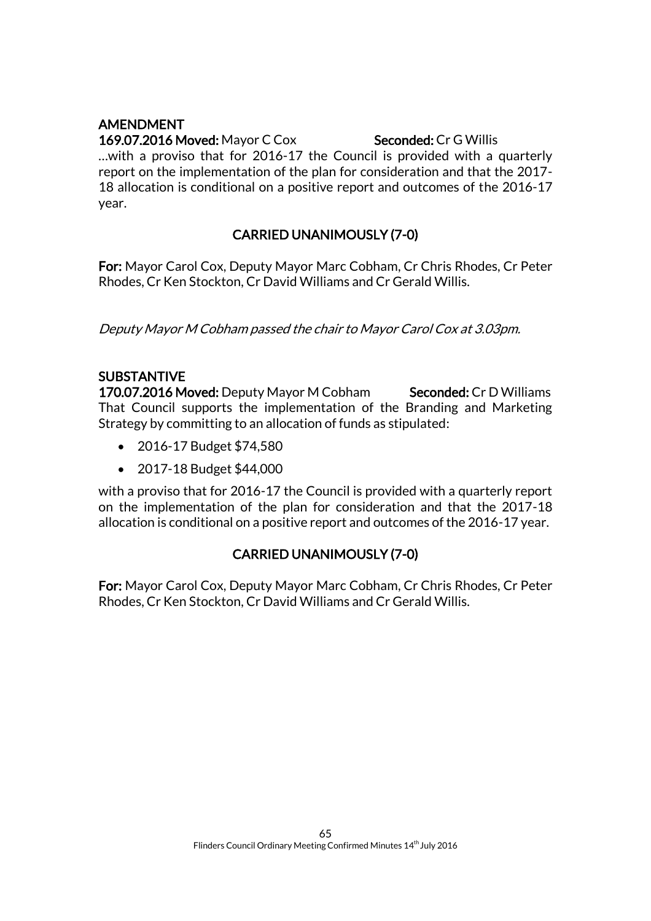**AMENDMENT**

**169.07.2016 Moved:** Mayor C Cox **Seconded:** Cr G Willis

…with a proviso that for 2016-17 the Council is provided with a quarterly report on the implementation of the plan for consideration and that the 2017-18 allocation is conditional on a positive report and outcomes of the 2016-17 year.

**CARRIED UNANIMOUSLY (7-0)**

**For:** Mayor Carol Cox, Deputy Mayor Marc Cobham, Cr Chris Rhodes, Cr Peter Rhodes, Cr Ken Stockton, Cr David Williams and Cr Gerald Willis.

*Deputy Mayor M Cobham passed the chair to Mayor Carol Cox at 3.03pm.*

**SUBSTANTIVE**

**170.07.2016 Moved:** Deputy Mayor M Cobham **Seconded:** Cr D Williams

That Council supports the implementation of the Branding and Marketing Strategy by committing to an allocation of funds as stipulated:

- 2016-17 Budget $74,580
- 2017-18 Budget $44,000

with a proviso that for 2016-17 the Council is provided with a quarterly report on the implementation of the plan for consideration and that the 2017-18 allocation is conditional on a positive report and outcomes of the 2016-17 year.

**CARRIED UNANIMOUSLY (7-0)**

**For:** Mayor Carol Cox, Deputy Mayor Marc Cobham, Cr Chris Rhodes, Cr Peter Rhodes, Cr Ken Stockton, Cr David Williams and Cr Gerald Willis.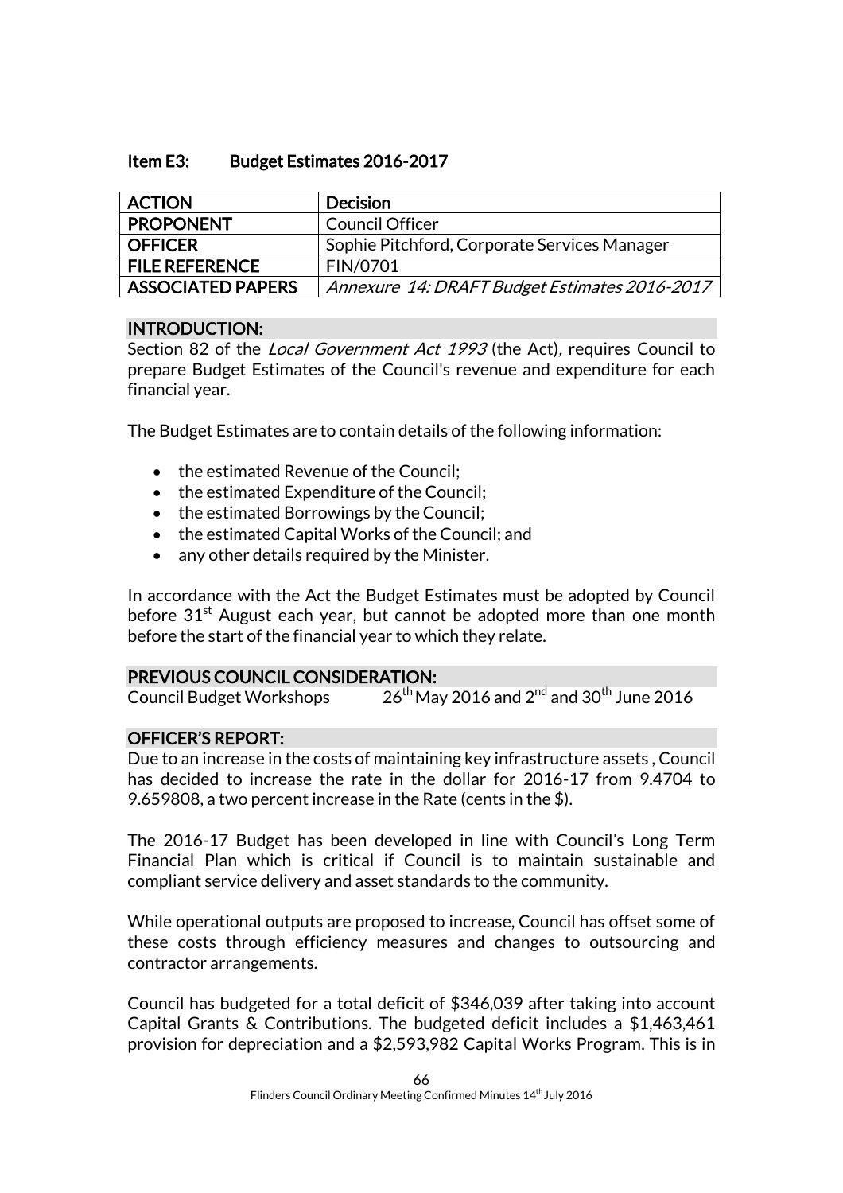## Item E3: Budget Estimates 2016-2017

| ACTION | Decision |
| --- | --- |
| PROPONENT | Council Officer |
| OFFICER | Sophie Pitchford, Corporate Services Manager |
| FILE REFERENCE | FIN/0701 |
| ASSOCIATED PAPERS | *Annexure 14: DRAFT Budget Estimates 2016-2017* |

### INTRODUCTION:

Section 82 of the *Local Government Act 1993* (the Act), requires Council to prepare Budget Estimates of the Council's revenue and expenditure for each financial year.

The Budget Estimates are to contain details of the following information:

- the estimated Revenue of the Council;
- the estimated Expenditure of the Council;
- the estimated Borrowings by the Council;
- the estimated Capital Works of the Council; and
- any other details required by the Minister.

In accordance with the Act the Budget Estimates must be adopted by Council before 31st August each year, but cannot be adopted more than one month before the start of the financial year to which they relate.

### PREVIOUS COUNCIL CONSIDERATION:

Council Budget Workshops 26th May 2016 and 2nd and 30th June 2016

### OFFICER'S REPORT:

Due to an increase in the costs of maintaining key infrastructure assets , Council has decided to increase the rate in the dollar for 2016-17 from 9.4704 to 9.659808, a two percent increase in the Rate (cents in the $).

The 2016-17 Budget has been developed in line with Council's Long Term Financial Plan which is critical if Council is to maintain sustainable and compliant service delivery and asset standards to the community.

While operational outputs are proposed to increase, Council has offset some of these costs through efficiency measures and changes to outsourcing and contractor arrangements.

Council has budgeted for a total deficit of $346,039 after taking into account Capital Grants & Contributions. The budgeted deficit includes a $1,463,461 provision for depreciation and a $2,593,982 Capital Works Program. This is in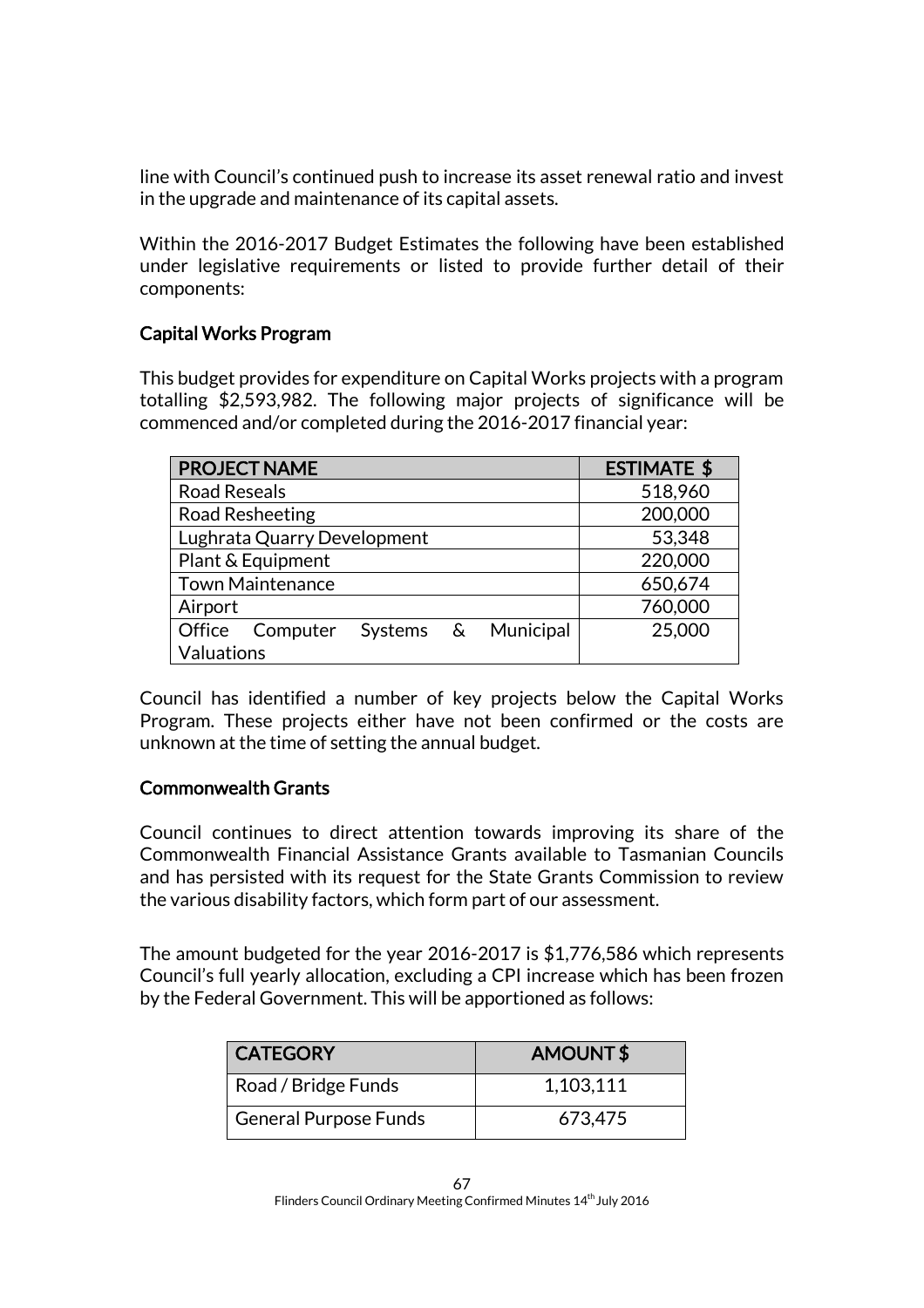line with Council's continued push to increase its asset renewal ratio and invest in the upgrade and maintenance of its capital assets.

Within the 2016-2017 Budget Estimates the following have been established under legislative requirements or listed to provide further detail of their components:

### Capital Works Program

This budget provides for expenditure on Capital Works projects with a program totalling $2,593,982. The following major projects of significance will be commenced and/or completed during the 2016-2017 financial year:

| PROJECT NAME | ESTIMATE $ |
|---|---:|
| Road Reseals | 518,960 |
| Road Resheeting | 200,000 |
| Lughrata Quarry Development | 53,348 |
| Plant & Equipment | 220,000 |
| Town Maintenance | 650,674 |
| Airport | 760,000 |
| Office Computer Systems & Municipal Valuations | 25,000 |

Council has identified a number of key projects below the Capital Works Program. These projects either have not been confirmed or the costs are unknown at the time of setting the annual budget.

### Commonwealth Grants

Council continues to direct attention towards improving its share of the Commonwealth Financial Assistance Grants available to Tasmanian Councils and has persisted with its request for the State Grants Commission to review the various disability factors, which form part of our assessment.

The amount budgeted for the year 2016-2017 is $1,776,586 which represents Council's full yearly allocation, excluding a CPI increase which has been frozen by the Federal Government. This will be apportioned as follows:

| CATEGORY | AMOUNT $ |
|---|---:|
| Road / Bridge Funds | 1,103,111 |
| General Purpose Funds | 673,475 |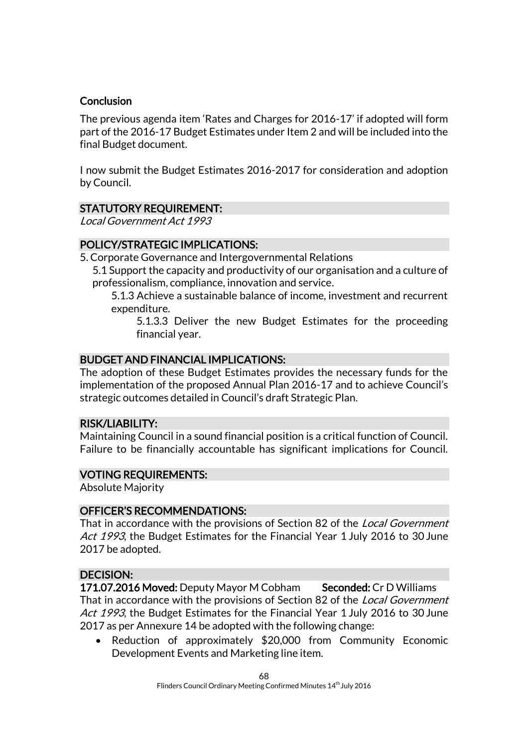### Conclusion

The previous agenda item 'Rates and Charges for 2016-17' if adopted will form part of the 2016-17 Budget Estimates under Item 2 and will be included into the final Budget document.

I now submit the Budget Estimates 2016-2017 for consideration and adoption by Council.

### STATUTORY REQUIREMENT:

*Local Government Act 1993*

### POLICY/STRATEGIC IMPLICATIONS:

5. Corporate Governance and Intergovernmental Relations
   - 5.1 Support the capacity and productivity of our organisation and a culture of professionalism, compliance, innovation and service.
     - 5.1.3 Achieve a sustainable balance of income, investment and recurrent expenditure.
       - 5.1.3.3 Deliver the new Budget Estimates for the proceeding financial year.

### BUDGET AND FINANCIAL IMPLICATIONS:

The adoption of these Budget Estimates provides the necessary funds for the implementation of the proposed Annual Plan 2016-17 and to achieve Council's strategic outcomes detailed in Council's draft Strategic Plan.

### RISK/LIABILITY:

Maintaining Council in a sound financial position is a critical function of Council. Failure to be financially accountable has significant implications for Council.

### VOTING REQUIREMENTS:

Absolute Majority

### OFFICER'S RECOMMENDATIONS:

That in accordance with the provisions of Section 82 of the *Local Government Act 1993*, the Budget Estimates for the Financial Year 1 July 2016 to 30 June 2017 be adopted.

### DECISION:

**171.07.2016 Moved:** Deputy Mayor M Cobham **Seconded:** Cr D Williams

That in accordance with the provisions of Section 82 of the *Local Government Act 1993*, the Budget Estimates for the Financial Year 1 July 2016 to 30 June 2017 as per Annexure 14 be adopted with the following change:

- Reduction of approximately $20,000 from Community Economic Development Events and Marketing line item.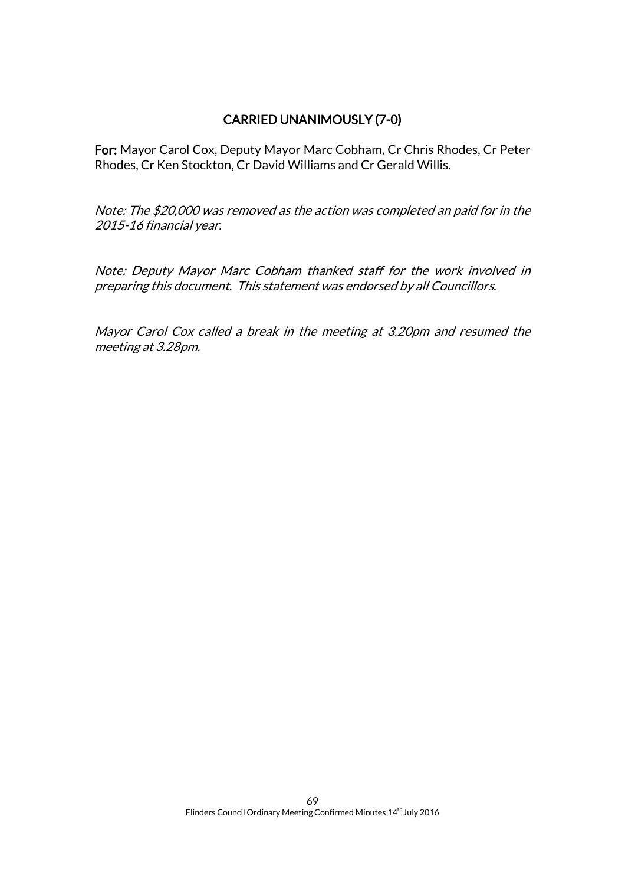**CARRIED UNANIMOUSLY (7-0)**

**For:** Mayor Carol Cox, Deputy Mayor Marc Cobham, Cr Chris Rhodes, Cr Peter Rhodes, Cr Ken Stockton, Cr David Williams and Cr Gerald Willis.

*Note: The $20,000 was removed as the action was completed an paid for in the 2015-16 financial year.*

*Note: Deputy Mayor Marc Cobham thanked staff for the work involved in preparing this document. This statement was endorsed by all Councillors.*

*Mayor Carol Cox called a break in the meeting at 3.20pm and resumed the meeting at 3.28pm.*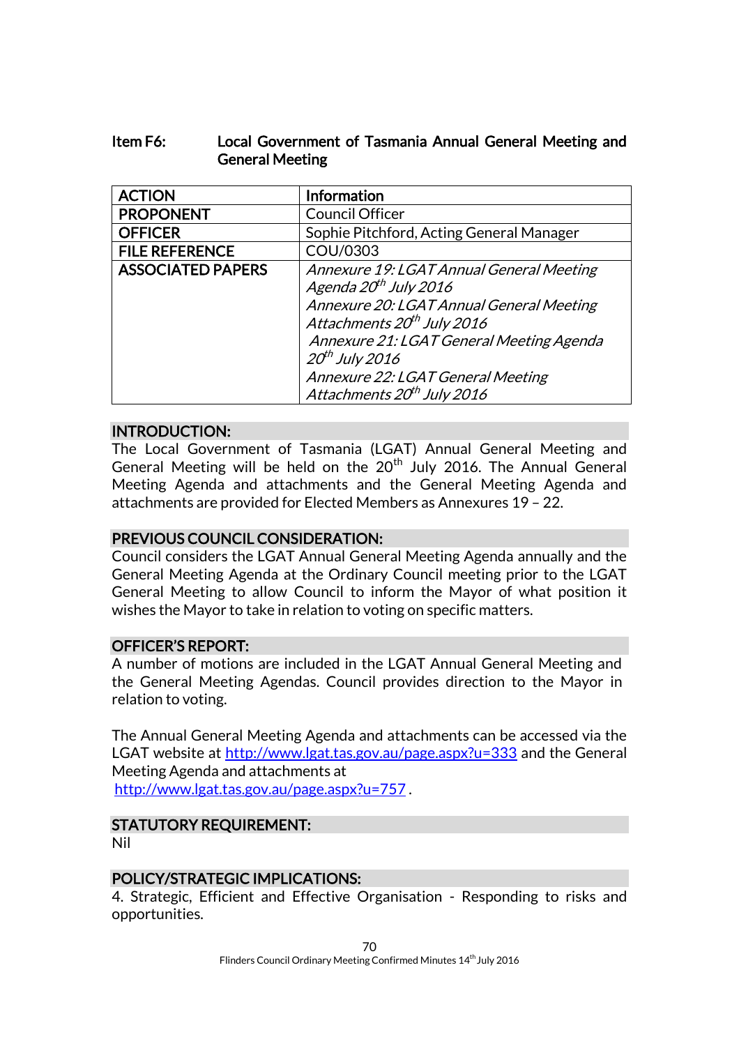## Item F6: Local Government of Tasmania Annual General Meeting and General Meeting

| ACTION | Information |
|---|---|
| PROPONENT | Council Officer |
| OFFICER | Sophie Pitchford, Acting General Manager |
| FILE REFERENCE | COU/0303 |
| ASSOCIATED PAPERS | *Annexure 19: LGAT Annual General Meeting Agenda 20th July 2016*<br>*Annexure 20: LGAT Annual General Meeting Attachments 20th July 2016*<br>*Annexure 21: LGAT General Meeting Agenda 20th July 2016*<br>*Annexure 22: LGAT General Meeting Attachments 20th July 2016* |

### INTRODUCTION:

The Local Government of Tasmania (LGAT) Annual General Meeting and General Meeting will be held on the 20th July 2016. The Annual General Meeting Agenda and attachments and the General Meeting Agenda and attachments are provided for Elected Members as Annexures 19 – 22.

### PREVIOUS COUNCIL CONSIDERATION:

Council considers the LGAT Annual General Meeting Agenda annually and the General Meeting Agenda at the Ordinary Council meeting prior to the LGAT General Meeting to allow Council to inform the Mayor of what position it wishes the Mayor to take in relation to voting on specific matters.

### OFFICER'S REPORT:

A number of motions are included in the LGAT Annual General Meeting and the General Meeting Agendas. Council provides direction to the Mayor in relation to voting.

The Annual General Meeting Agenda and attachments can be accessed via the LGAT website at http://www.lgat.tas.gov.au/page.aspx?u=333 and the General Meeting Agenda and attachments at http://www.lgat.tas.gov.au/page.aspx?u=757 .

### STATUTORY REQUIREMENT:

Nil

### POLICY/STRATEGIC IMPLICATIONS:

4. Strategic, Efficient and Effective Organisation - Responding to risks and opportunities.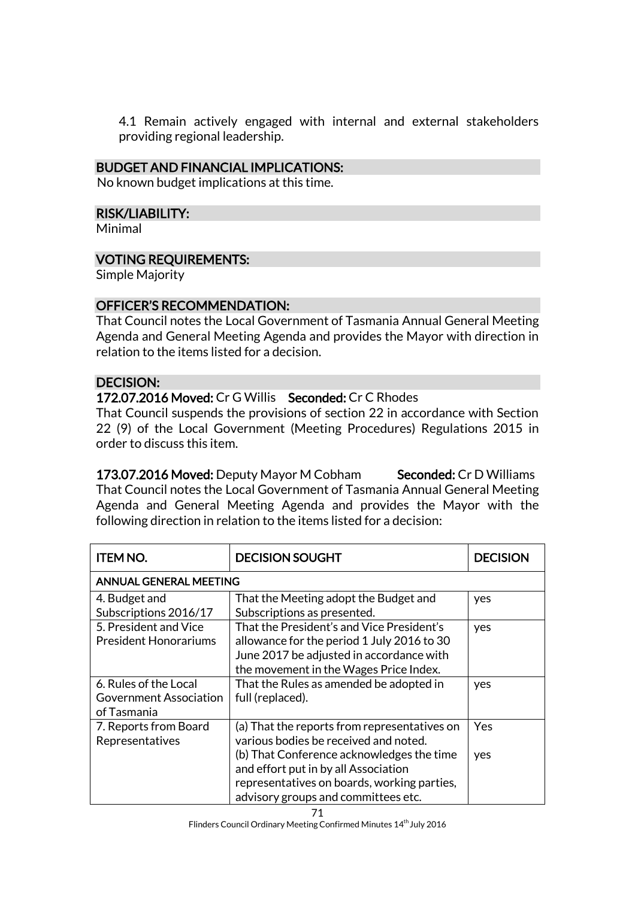4.1 Remain actively engaged with internal and external stakeholders providing regional leadership.

## BUDGET AND FINANCIAL IMPLICATIONS:

No known budget implications at this time.

## RISK/LIABILITY:

Minimal

## VOTING REQUIREMENTS:

Simple Majority

## OFFICER'S RECOMMENDATION:

That Council notes the Local Government of Tasmania Annual General Meeting Agenda and General Meeting Agenda and provides the Mayor with direction in relation to the items listed for a decision.

## DECISION:

**172.07.2016 Moved:** Cr G Willis **Seconded:** Cr C Rhodes

That Council suspends the provisions of section 22 in accordance with Section 22 (9) of the Local Government (Meeting Procedures) Regulations 2015 in order to discuss this item.

**173.07.2016 Moved:** Deputy Mayor M Cobham **Seconded:** Cr D Williams

That Council notes the Local Government of Tasmania Annual General Meeting Agenda and General Meeting Agenda and provides the Mayor with the following direction in relation to the items listed for a decision:

| ITEM NO. | DECISION SOUGHT | DECISION |
|---|---|---|
| **ANNUAL GENERAL MEETING** | | |
| 4. Budget and Subscriptions 2016/17 | That the Meeting adopt the Budget and Subscriptions as presented. | yes |
| 5. President and Vice President Honorariums | That the President's and Vice President's allowance for the period 1 July 2016 to 30 June 2017 be adjusted in accordance with the movement in the Wages Price Index. | yes |
| 6. Rules of the Local Government Association of Tasmania | That the Rules as amended be adopted in full (replaced). | yes |
| 7. Reports from Board Representatives | (a) That the reports from representatives on various bodies be received and noted.<br>(b) That Conference acknowledges the time and effort put in by all Association representatives on boards, working parties, advisory groups and committees etc. | Yes<br>yes |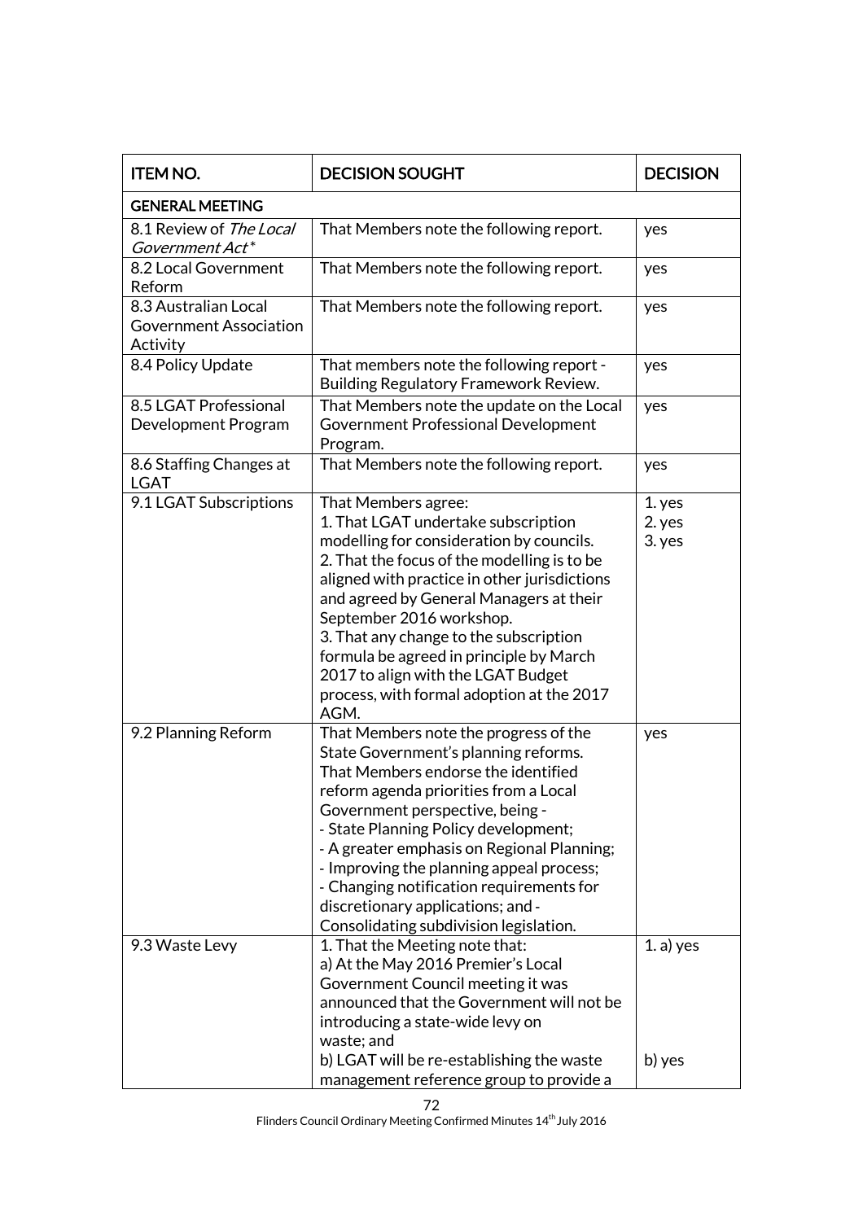| ITEM NO. | DECISION SOUGHT | DECISION |
|---|---|---|
| **GENERAL MEETING** | | |
| 8.1 Review of *The Local Government Act** | That Members note the following report. | yes |
| 8.2 Local Government Reform | That Members note the following report. | yes |
| 8.3 Australian Local Government Association Activity | That Members note the following report. | yes |
| 8.4 Policy Update | That members note the following report - Building Regulatory Framework Review. | yes |
| 8.5 LGAT Professional Development Program | That Members note the update on the Local Government Professional Development Program. | yes |
| 8.6 Staffing Changes at LGAT | That Members note the following report. | yes |
| 9.1 LGAT Subscriptions | That Members agree:<br>1. That LGAT undertake subscription modelling for consideration by councils.<br>2. That the focus of the modelling is to be aligned with practice in other jurisdictions and agreed by General Managers at their September 2016 workshop.<br>3. That any change to the subscription formula be agreed in principle by March 2017 to align with the LGAT Budget process, with formal adoption at the 2017 AGM. | 1. yes<br>2. yes<br>3. yes |
| 9.2 Planning Reform | That Members note the progress of the State Government's planning reforms.<br>That Members endorse the identified reform agenda priorities from a Local Government perspective, being -<br>- State Planning Policy development;<br>- A greater emphasis on Regional Planning;<br>- Improving the planning appeal process;<br>- Changing notification requirements for discretionary applications; and -<br>Consolidating subdivision legislation. | yes |
| 9.3 Waste Levy | 1. That the Meeting note that:<br>a) At the May 2016 Premier's Local Government Council meeting it was announced that the Government will not be introducing a state-wide levy on waste; and<br>b) LGAT will be re-establishing the waste management reference group to provide a | 1. a) yes<br><br><br><br><br>b) yes |

Flinders Council Ordinary Meeting Confirmed Minutes 14th July 2016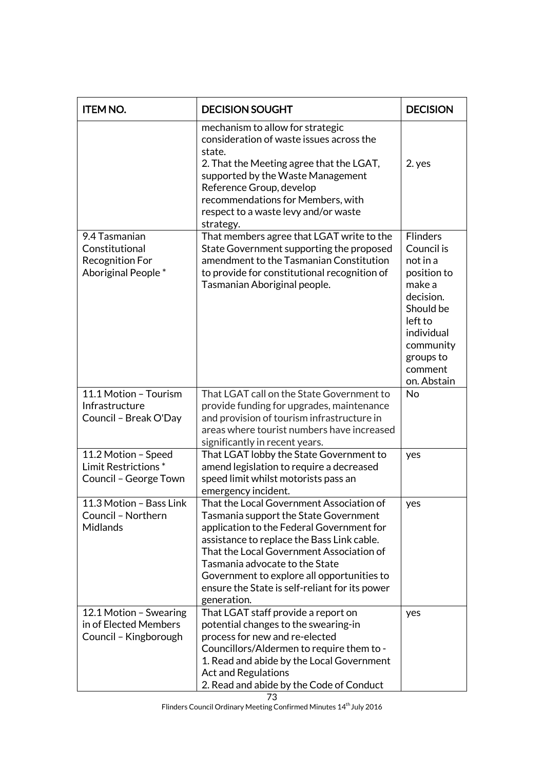| ITEM NO. | DECISION SOUGHT | DECISION |
|---|---|---|
| | mechanism to allow for strategic consideration of waste issues across the state.<br>2. That the Meeting agree that the LGAT, supported by the Waste Management Reference Group, develop recommendations for Members, with respect to a waste levy and/or waste strategy. | 2. yes |
| 9.4 Tasmanian Constitutional Recognition For Aboriginal People * | That members agree that LGAT write to the State Government supporting the proposed amendment to the Tasmanian Constitution to provide for constitutional recognition of Tasmanian Aboriginal people. | Flinders Council is not in a position to make a decision. Should be left to individual community groups to comment on. Abstain |
| 11.1 Motion – Tourism Infrastructure<br>Council – Break O'Day | That LGAT call on the State Government to provide funding for upgrades, maintenance and provision of tourism infrastructure in areas where tourist numbers have increased significantly in recent years. | No |
| 11.2 Motion – Speed Limit Restrictions *<br>Council – George Town | That LGAT lobby the State Government to amend legislation to require a decreased speed limit whilst motorists pass an emergency incident. | yes |
| 11.3 Motion – Bass Link<br>Council – Northern Midlands | That the Local Government Association of Tasmania support the State Government application to the Federal Government for assistance to replace the Bass Link cable.<br>That the Local Government Association of Tasmania advocate to the State Government to explore all opportunities to ensure the State is self-reliant for its power generation. | yes |
| 12.1 Motion – Swearing in of Elected Members<br>Council – Kingborough | That LGAT staff provide a report on potential changes to the swearing-in process for new and re-elected Councillors/Aldermen to require them to -<br>1. Read and abide by the Local Government Act and Regulations<br>2. Read and abide by the Code of Conduct | yes |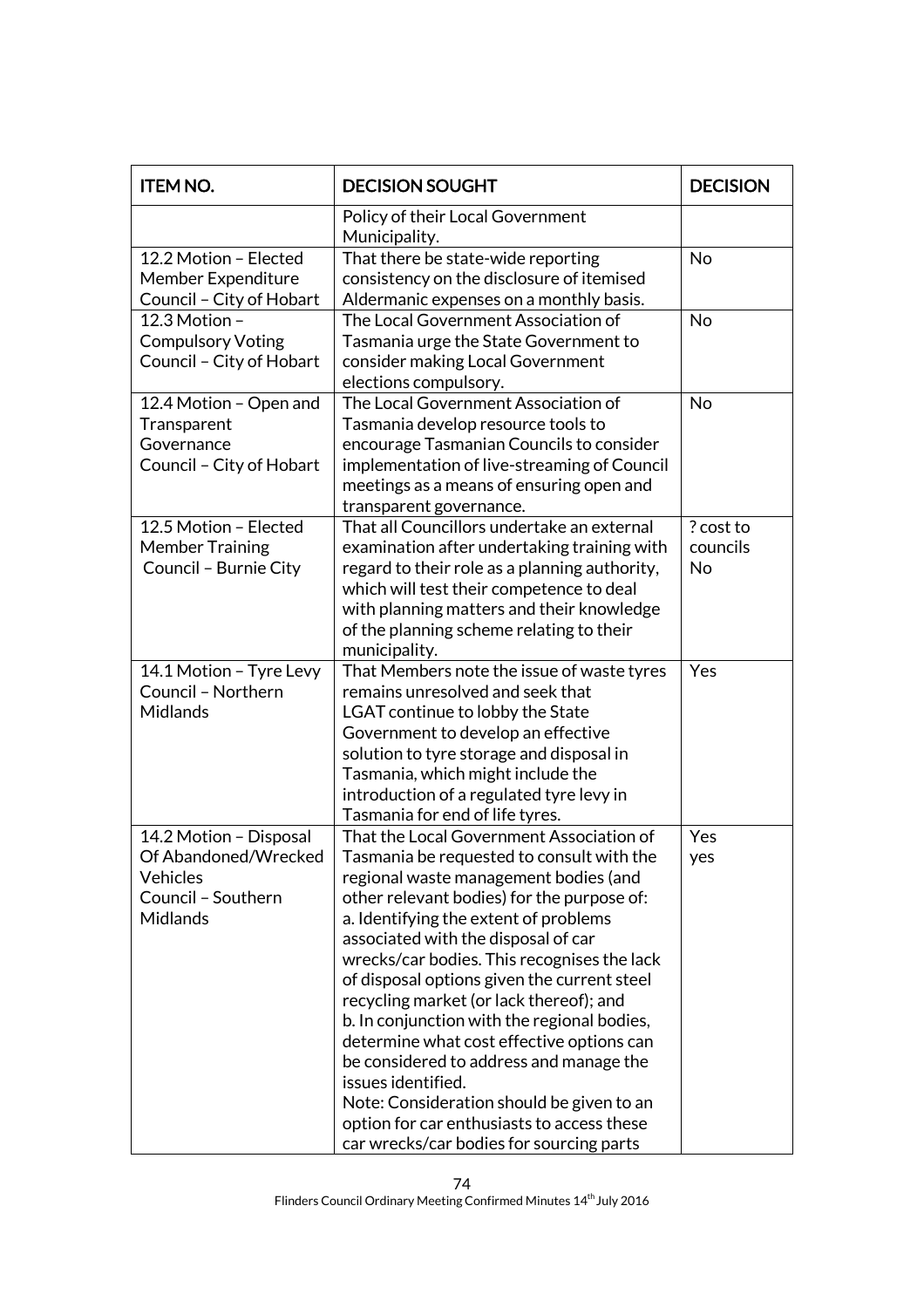| ITEM NO. | DECISION SOUGHT | DECISION |
|---|---|---|
| | Policy of their Local Government Municipality. | |
| 12.2 Motion – Elected Member Expenditure Council – City of Hobart | That there be state-wide reporting consistency on the disclosure of itemised Aldermanic expenses on a monthly basis. | No |
| 12.3 Motion – Compulsory Voting Council – City of Hobart | The Local Government Association of Tasmania urge the State Government to consider making Local Government elections compulsory. | No |
| 12.4 Motion – Open and Transparent Governance Council – City of Hobart | The Local Government Association of Tasmania develop resource tools to encourage Tasmanian Councils to consider implementation of live-streaming of Council meetings as a means of ensuring open and transparent governance. | No |
| 12.5 Motion – Elected Member Training Council – Burnie City | That all Councillors undertake an external examination after undertaking training with regard to their role as a planning authority, which will test their competence to deal with planning matters and their knowledge of the planning scheme relating to their municipality. | ? cost to councils No |
| 14.1 Motion – Tyre Levy Council – Northern Midlands | That Members note the issue of waste tyres remains unresolved and seek that LGAT continue to lobby the State Government to develop an effective solution to tyre storage and disposal in Tasmania, which might include the introduction of a regulated tyre levy in Tasmania for end of life tyres. | Yes |
| 14.2 Motion – Disposal Of Abandoned/Wrecked Vehicles Council – Southern Midlands | That the Local Government Association of Tasmania be requested to consult with the regional waste management bodies (and other relevant bodies) for the purpose of: a. Identifying the extent of problems associated with the disposal of car wrecks/car bodies. This recognises the lack of disposal options given the current steel recycling market (or lack thereof); and b. In conjunction with the regional bodies, determine what cost effective options can be considered to address and manage the issues identified. Note: Consideration should be given to an option for car enthusiasts to access these car wrecks/car bodies for sourcing parts | Yes yes |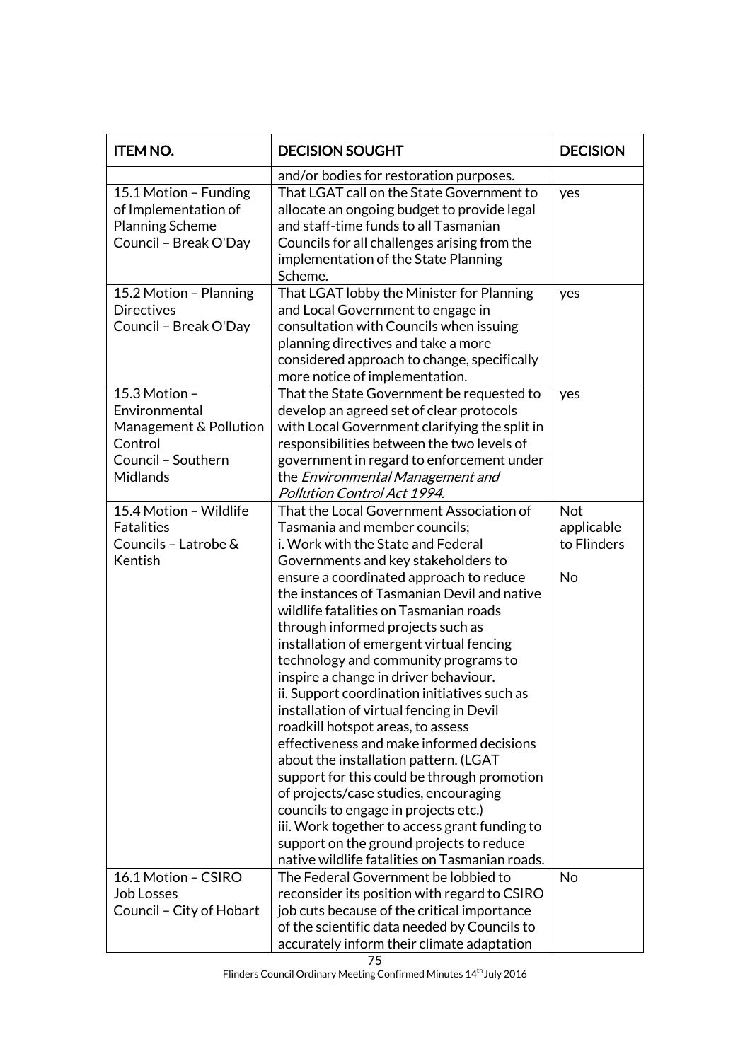| ITEM NO. | DECISION SOUGHT | DECISION |
|---|---|---|
| | and/or bodies for restoration purposes. | |
| 15.1 Motion – Funding of Implementation of Planning Scheme<br>Council – Break O'Day | That LGAT call on the State Government to allocate an ongoing budget to provide legal and staff-time funds to all Tasmanian Councils for all challenges arising from the implementation of the State Planning Scheme. | yes |
| 15.2 Motion – Planning Directives<br>Council – Break O'Day | That LGAT lobby the Minister for Planning and Local Government to engage in consultation with Councils when issuing planning directives and take a more considered approach to change, specifically more notice of implementation. | yes |
| 15.3 Motion – Environmental Management & Pollution Control<br>Council – Southern Midlands | That the State Government be requested to develop an agreed set of clear protocols with Local Government clarifying the split in responsibilities between the two levels of government in regard to enforcement under the *Environmental Management and Pollution Control Act 1994.* | yes |
| 15.4 Motion – Wildlife Fatalities<br>Councils – Latrobe & Kentish | That the Local Government Association of Tasmania and member councils;<br>i. Work with the State and Federal Governments and key stakeholders to ensure a coordinated approach to reduce the instances of Tasmanian Devil and native wildlife fatalities on Tasmanian roads through informed projects such as installation of emergent virtual fencing technology and community programs to inspire a change in driver behaviour.<br>ii. Support coordination initiatives such as installation of virtual fencing in Devil roadkill hotspot areas, to assess effectiveness and make informed decisions about the installation pattern. (LGAT support for this could be through promotion of projects/case studies, encouraging councils to engage in projects etc.)<br>iii. Work together to access grant funding to support on the ground projects to reduce native wildlife fatalities on Tasmanian roads. | Not applicable to Flinders<br><br>No |
| 16.1 Motion – CSIRO Job Losses<br>Council – City of Hobart | The Federal Government be lobbied to reconsider its position with regard to CSIRO job cuts because of the critical importance of the scientific data needed by Councils to accurately inform their climate adaptation | No |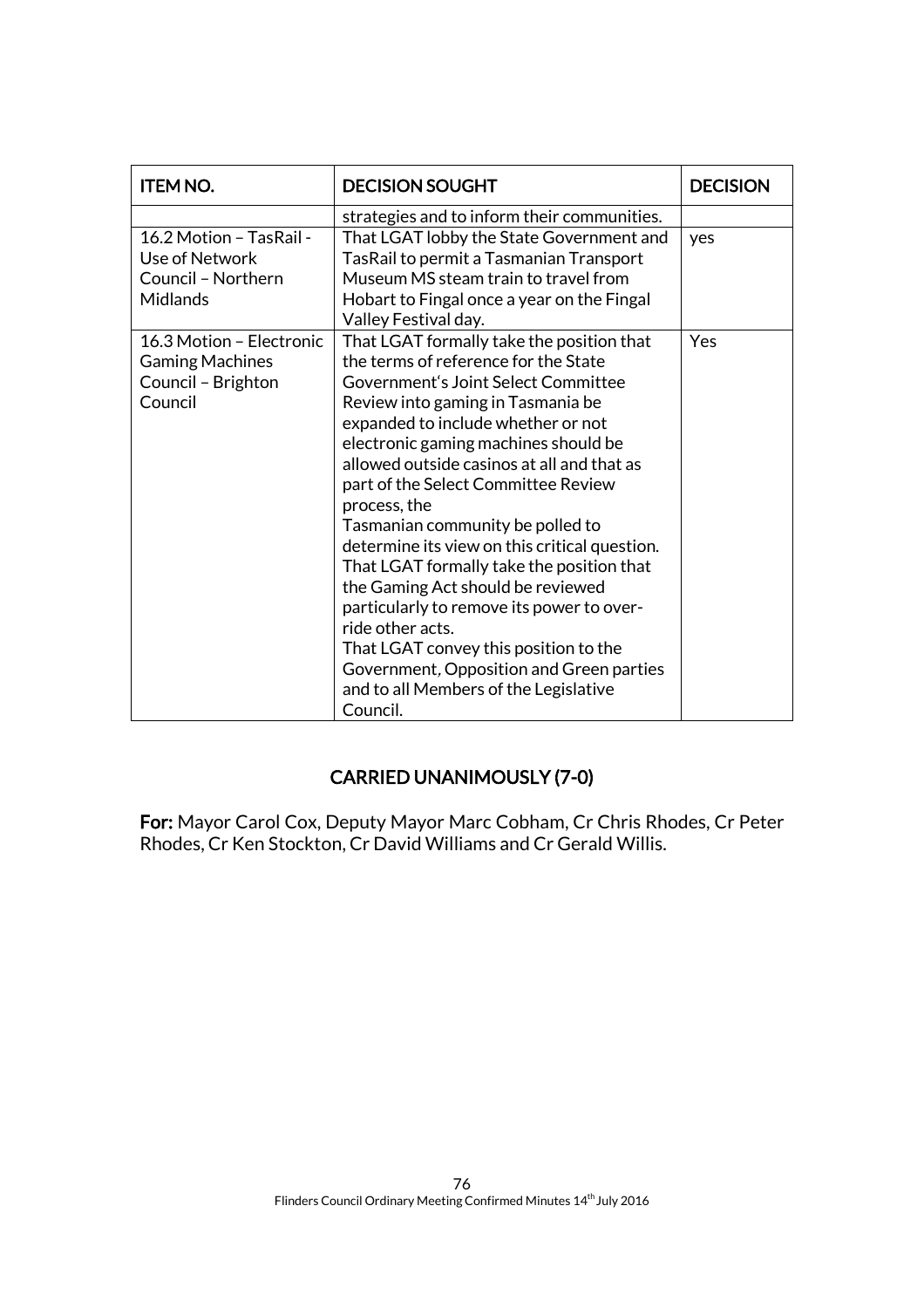| ITEM NO. | DECISION SOUGHT | DECISION |
|---|---|---|
| | strategies and to inform their communities. | |
| 16.2 Motion – TasRail - Use of Network Council – Northern Midlands | That LGAT lobby the State Government and TasRail to permit a Tasmanian Transport Museum MS steam train to travel from Hobart to Fingal once a year on the Fingal Valley Festival day. | yes |
| 16.3 Motion – Electronic Gaming Machines Council – Brighton Council | That LGAT formally take the position that the terms of reference for the State Government's Joint Select Committee Review into gaming in Tasmania be expanded to include whether or not electronic gaming machines should be allowed outside casinos at all and that as part of the Select Committee Review process, the Tasmanian community be polled to determine its view on this critical question. That LGAT formally take the position that the Gaming Act should be reviewed particularly to remove its power to over-ride other acts. That LGAT convey this position to the Government, Opposition and Green parties and to all Members of the Legislative Council. | Yes |

**CARRIED UNANIMOUSLY (7-0)**

**For:** Mayor Carol Cox, Deputy Mayor Marc Cobham, Cr Chris Rhodes, Cr Peter Rhodes, Cr Ken Stockton, Cr David Williams and Cr Gerald Willis.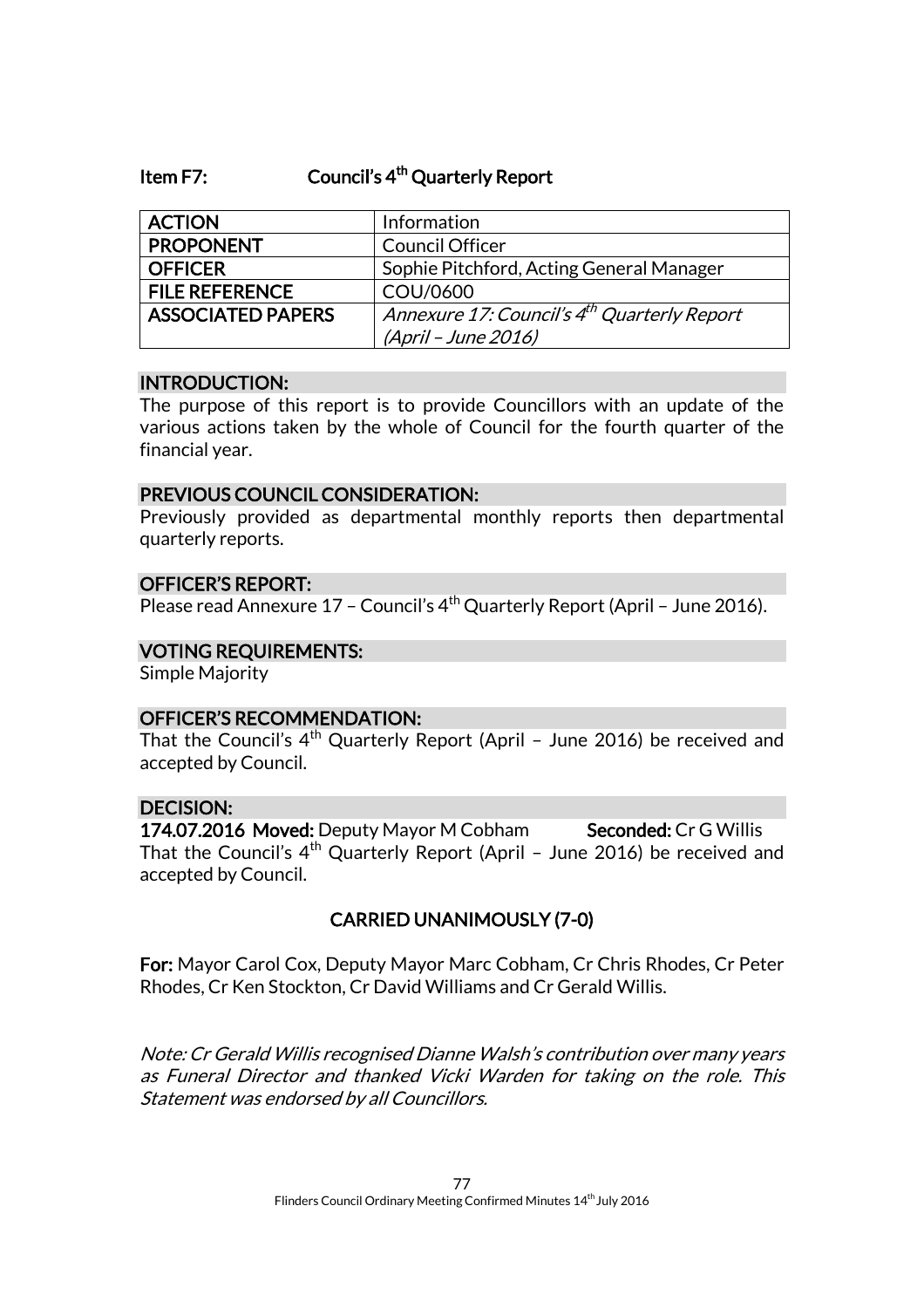## Item F7: Council's 4th Quarterly Report

| ACTION | Information |
|---|---|
| PROPONENT | Council Officer |
| OFFICER | Sophie Pitchford, Acting General Manager |
| FILE REFERENCE | COU/0600 |
| ASSOCIATED PAPERS | *Annexure 17: Council's 4th Quarterly Report (April – June 2016)* |

### INTRODUCTION:

The purpose of this report is to provide Councillors with an update of the various actions taken by the whole of Council for the fourth quarter of the financial year.

### PREVIOUS COUNCIL CONSIDERATION:

Previously provided as departmental monthly reports then departmental quarterly reports.

### OFFICER'S REPORT:

Please read Annexure 17 – Council's 4th Quarterly Report (April – June 2016).

### VOTING REQUIREMENTS:

Simple Majority

### OFFICER'S RECOMMENDATION:

That the Council's 4th Quarterly Report (April – June 2016) be received and accepted by Council.

### DECISION:

**174.07.2016 Moved:** Deputy Mayor M Cobham **Seconded:** Cr G Willis

That the Council's 4th Quarterly Report (April – June 2016) be received and accepted by Council.

**CARRIED UNANIMOUSLY (7-0)**

**For:** Mayor Carol Cox, Deputy Mayor Marc Cobham, Cr Chris Rhodes, Cr Peter Rhodes, Cr Ken Stockton, Cr David Williams and Cr Gerald Willis.

*Note: Cr Gerald Willis recognised Dianne Walsh's contribution over many years as Funeral Director and thanked Vicki Warden for taking on the role. This Statement was endorsed by all Councillors.*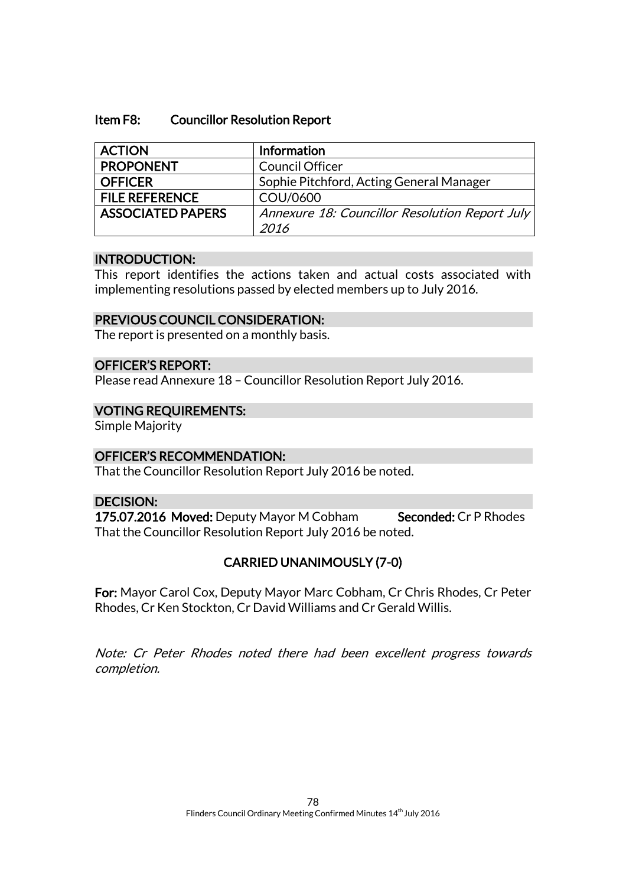### Item F8: Councillor Resolution Report

| ACTION | Information |
|---|---|
| PROPONENT | Council Officer |
| OFFICER | Sophie Pitchford, Acting General Manager |
| FILE REFERENCE | COU/0600 |
| ASSOCIATED PAPERS | *Annexure 18: Councillor Resolution Report July 2016* |

**INTRODUCTION:**

This report identifies the actions taken and actual costs associated with implementing resolutions passed by elected members up to July 2016.

**PREVIOUS COUNCIL CONSIDERATION:**

The report is presented on a monthly basis.

**OFFICER'S REPORT:**

Please read Annexure 18 – Councillor Resolution Report July 2016.

**VOTING REQUIREMENTS:**

Simple Majority

**OFFICER'S RECOMMENDATION:**

That the Councillor Resolution Report July 2016 be noted.

**DECISION:**

**175.07.2016 Moved:** Deputy Mayor M Cobham **Seconded:** Cr P Rhodes

That the Councillor Resolution Report July 2016 be noted.

**CARRIED UNANIMOUSLY (7-0)**

**For:** Mayor Carol Cox, Deputy Mayor Marc Cobham, Cr Chris Rhodes, Cr Peter Rhodes, Cr Ken Stockton, Cr David Williams and Cr Gerald Willis.

*Note: Cr Peter Rhodes noted there had been excellent progress towards completion.*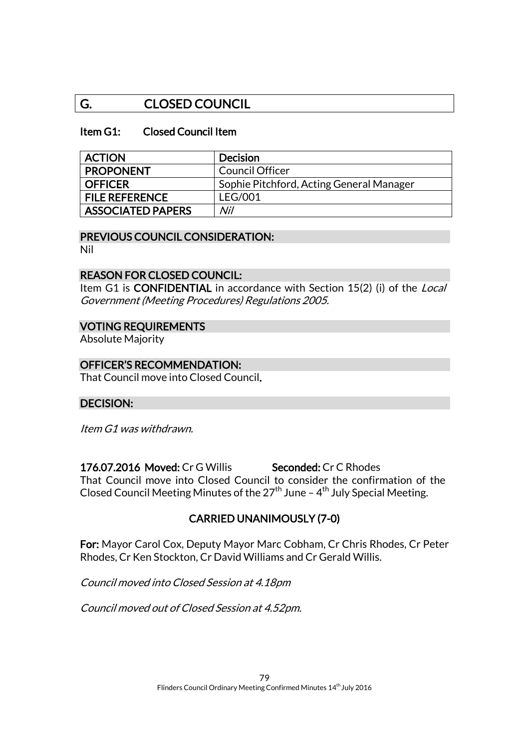# G. CLOSED COUNCIL

## Item G1: Closed Council Item

| ACTION | Decision |
|---|---|
| PROPONENT | Council Officer |
| OFFICER | Sophie Pitchford, Acting General Manager |
| FILE REFERENCE | LEG/001 |
| ASSOCIATED PAPERS | *Nil* |

### PREVIOUS COUNCIL CONSIDERATION:

Nil

### REASON FOR CLOSED COUNCIL:

Item G1 is **CONFIDENTIAL** in accordance with Section 15(2) (i) of the *Local Government (Meeting Procedures) Regulations 2005.*

### VOTING REQUIREMENTS

Absolute Majority

### OFFICER'S RECOMMENDATION:

That Council move into Closed Council.

### DECISION:

*Item G1 was withdrawn.*

**176.07.2016 Moved:** Cr G Willis **Seconded:** Cr C Rhodes

That Council move into Closed Council to consider the confirmation of the Closed Council Meeting Minutes of the 27th June – 4th July Special Meeting.

**CARRIED UNANIMOUSLY (7-0)**

**For:** Mayor Carol Cox, Deputy Mayor Marc Cobham, Cr Chris Rhodes, Cr Peter Rhodes, Cr Ken Stockton, Cr David Williams and Cr Gerald Willis.

*Council moved into Closed Session at 4.18pm*

*Council moved out of Closed Session at 4.52pm.*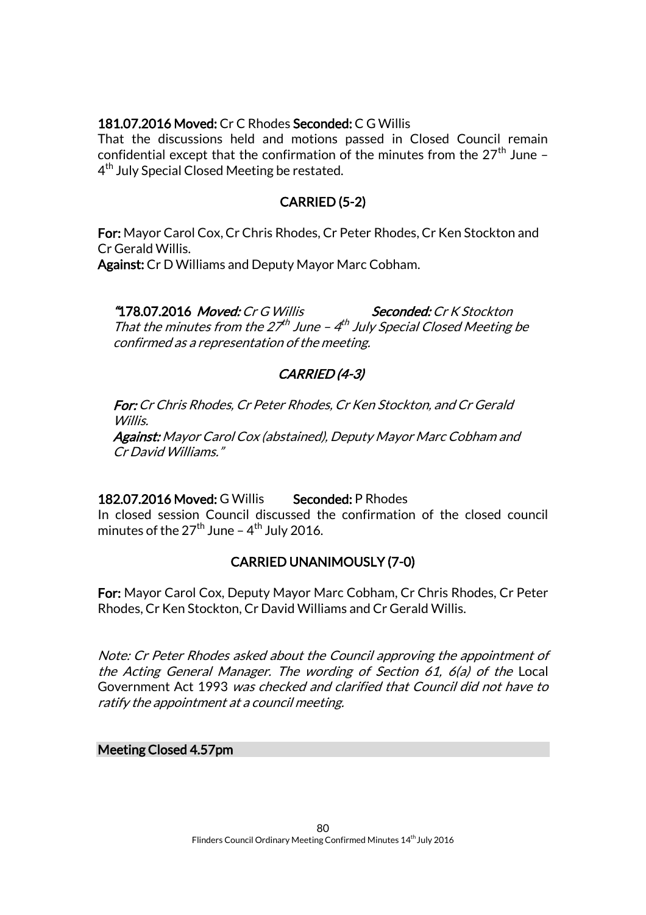**181.07.2016 Moved:** Cr C Rhodes **Seconded:** C G Willis
That the discussions held and motions passed in Closed Council remain confidential except that the confirmation of the minutes from the 27th June – 4th July Special Closed Meeting be restated.

**CARRIED (5-2)**

**For:** Mayor Carol Cox, Cr Chris Rhodes, Cr Peter Rhodes, Cr Ken Stockton and Cr Gerald Willis.
**Against:** Cr D Williams and Deputy Mayor Marc Cobham.

> ***"178.07.2016 Moved:*** *Cr G Willis* ***Seconded:*** *Cr K Stockton*
> *That the minutes from the 27th June – 4th July Special Closed Meeting be confirmed as a representation of the meeting.*
>
> ***CARRIED (4-3)***
>
> ***For:*** *Cr Chris Rhodes, Cr Peter Rhodes, Cr Ken Stockton, and Cr Gerald Willis.*
> ***Against:*** *Mayor Carol Cox (abstained), Deputy Mayor Marc Cobham and Cr David Williams."*

**182.07.2016 Moved:** G Willis **Seconded:** P Rhodes
In closed session Council discussed the confirmation of the closed council minutes of the 27th June – 4th July 2016.

**CARRIED UNANIMOUSLY (7-0)**

**For:** Mayor Carol Cox, Deputy Mayor Marc Cobham, Cr Chris Rhodes, Cr Peter Rhodes, Cr Ken Stockton, Cr David Williams and Cr Gerald Willis.

*Note: Cr Peter Rhodes asked about the Council approving the appointment of the Acting General Manager. The wording of Section 61, 6(a) of the* Local Government Act 1993 *was checked and clarified that Council did not have to ratify the appointment at a council meeting.*

**Meeting Closed 4.57pm**